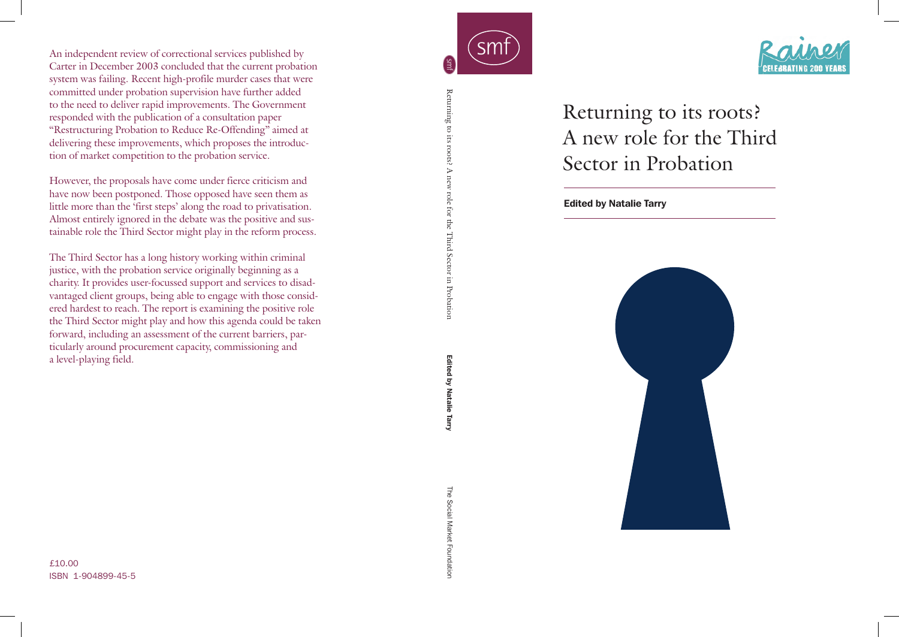# Returning to its roots? A new role for the Third Sector in Probation

**Edited by Natalie Tarry**

An independent review of correctional services published by Carter in December 2003 concluded that the current probation system was failing. Recent high-profile murder cases that were committed under probation supervision have further added to the need to deliver rapid improvements. The Government responded with the publication of a consultation paper "Restructuring Probation to Reduce Re-Offending" aimed at delivering these improvements, which proposes the introduction of market competition to the probation service.

However, the proposals have come under fierce criticism and have now been postponed. Those opposed have seen them as little more than the 'first steps' along the road to privatisation. Almost entirely ignored in the debate was the positive and sustainable role the Third Sector might play in the reform process.

The Third Sector has a long history working within criminal justice, with the probation service originally beginning as a charity. It provides user-focussed support and services to disadvantaged client groups, being able to engage with those considered hardest to reach. The report is examining the positive role the Third Sector might play and how this agenda could be taken forward, including an assessment of the current barriers, particularly around procurement capacity, commissioning and a level-playing field.

£10.00
ISBN 1-904899-45-5

smf

Returning to its roots? A new role for the Third Sector in Probation

**Edited by Natalie Tarry**

The Social Market Foundation

Rainer
CELEBRATING 200 YEARS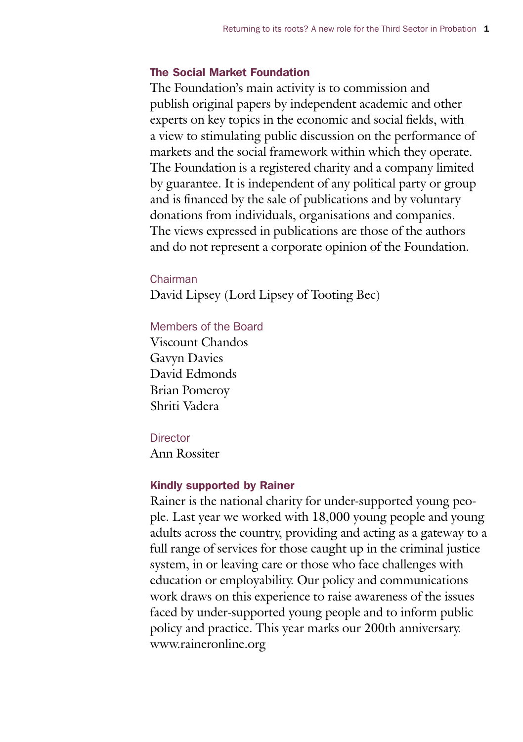## The Social Market Foundation

The Foundation's main activity is to commission and publish original papers by independent academic and other experts on key topics in the economic and social fields, with a view to stimulating public discussion on the performance of markets and the social framework within which they operate. The Foundation is a registered charity and a company limited by guarantee. It is independent of any political party or group and is financed by the sale of publications and by voluntary donations from individuals, organisations and companies. The views expressed in publications are those of the authors and do not represent a corporate opinion of the Foundation.

Chairman

David Lipsey (Lord Lipsey of Tooting Bec)

Members of the Board

Viscount Chandos
Gavyn Davies
David Edmonds
Brian Pomeroy
Shriti Vadera

Director

Ann Rossiter

## Kindly supported by Rainer

Rainer is the national charity for under-supported young people. Last year we worked with 18,000 young people and young adults across the country, providing and acting as a gateway to a full range of services for those caught up in the criminal justice system, in or leaving care or those who face challenges with education or employability. Our policy and communications work draws on this experience to raise awareness of the issues faced by under-supported young people and to inform public policy and practice. This year marks our 200th anniversary. www.raineronline.org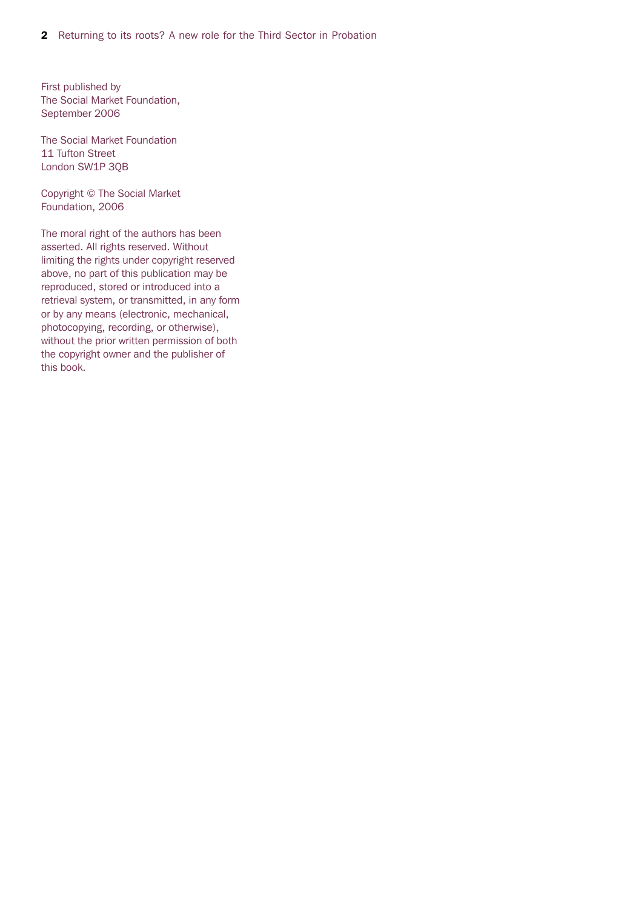First published by
The Social Market Foundation,
September 2006

The Social Market Foundation
11 Tufton Street
London SW1P 3QB

Copyright © The Social Market
Foundation, 2006

The moral right of the authors has been asserted. All rights reserved. Without limiting the rights under copyright reserved above, no part of this publication may be reproduced, stored or introduced into a retrieval system, or transmitted, in any form or by any means (electronic, mechanical, photocopying, recording, or otherwise), without the prior written permission of both the copyright owner and the publisher of this book.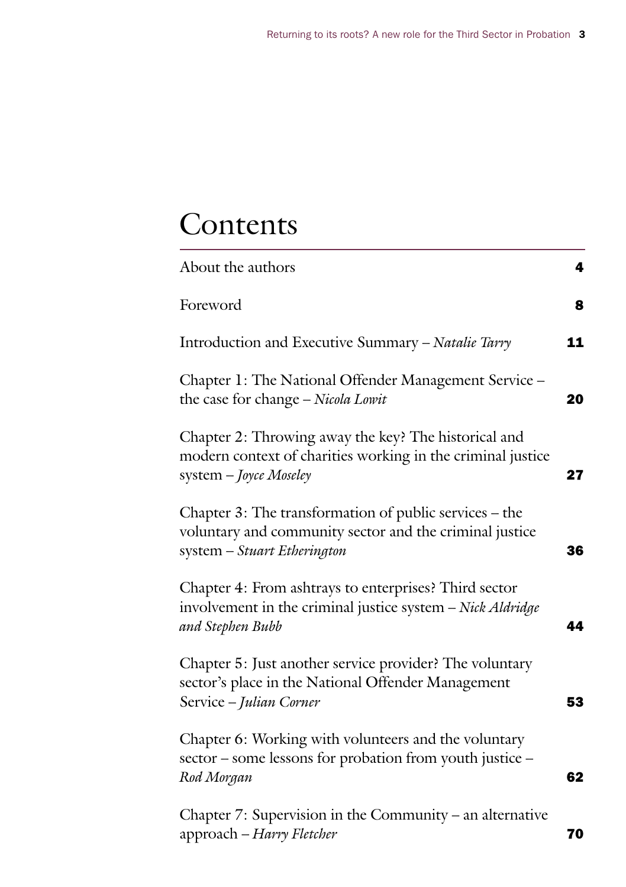# Contents

| | |
|---|---|
| About the authors | 4 |
| Foreword | 8 |
| Introduction and Executive Summary – *Natalie Tarry* | 11 |
| Chapter 1: The National Offender Management Service – the case for change – *Nicola Lowit* | 20 |
| Chapter 2: Throwing away the key? The historical and modern context of charities working in the criminal justice system – *Joyce Moseley* | 27 |
| Chapter 3: The transformation of public services – the voluntary and community sector and the criminal justice system – *Stuart Etherington* | 36 |
| Chapter 4: From ashtrays to enterprises? Third sector involvement in the criminal justice system – *Nick Aldridge and Stephen Bubb* | 44 |
| Chapter 5: Just another service provider? The voluntary sector's place in the National Offender Management Service – *Julian Corner* | 53 |
| Chapter 6: Working with volunteers and the voluntary sector – some lessons for probation from youth justice – *Rod Morgan* | 62 |
| Chapter 7: Supervision in the Community – an alternative approach – *Harry Fletcher* | 70 |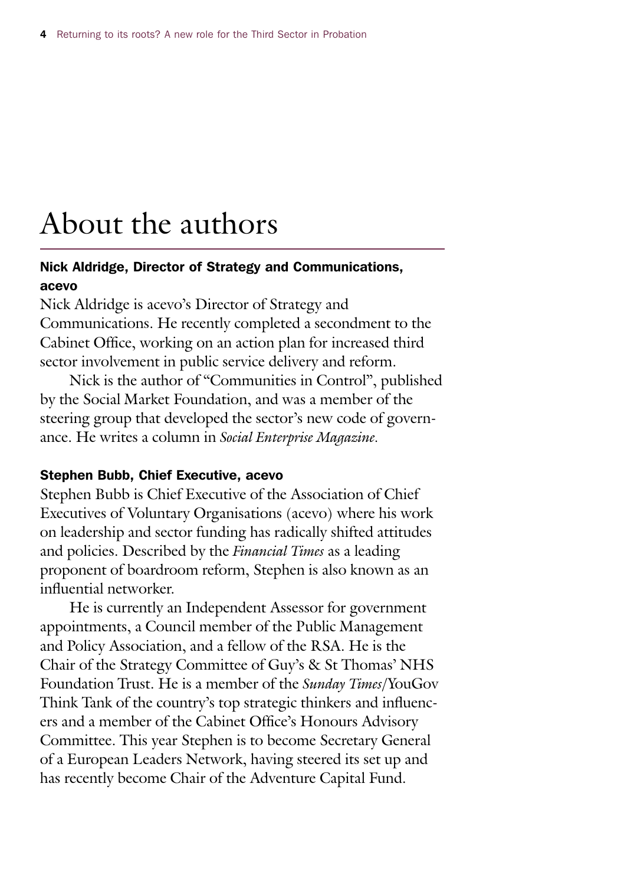# About the authors

### Nick Aldridge, Director of Strategy and Communications, acevo

Nick Aldridge is acevo's Director of Strategy and Communications. He recently completed a secondment to the Cabinet Office, working on an action plan for increased third sector involvement in public service delivery and reform.

Nick is the author of "Communities in Control", published by the Social Market Foundation, and was a member of the steering group that developed the sector's new code of governance. He writes a column in *Social Enterprise Magazine*.

### Stephen Bubb, Chief Executive, acevo

Stephen Bubb is Chief Executive of the Association of Chief Executives of Voluntary Organisations (acevo) where his work on leadership and sector funding has radically shifted attitudes and policies. Described by the *Financial Times* as a leading proponent of boardroom reform, Stephen is also known as an influential networker.

He is currently an Independent Assessor for government appointments, a Council member of the Public Management and Policy Association, and a fellow of the RSA. He is the Chair of the Strategy Committee of Guy's & St Thomas' NHS Foundation Trust. He is a member of the *Sunday Times*/YouGov Think Tank of the country's top strategic thinkers and influencers and a member of the Cabinet Office's Honours Advisory Committee. This year Stephen is to become Secretary General of a European Leaders Network, having steered its set up and has recently become Chair of the Adventure Capital Fund.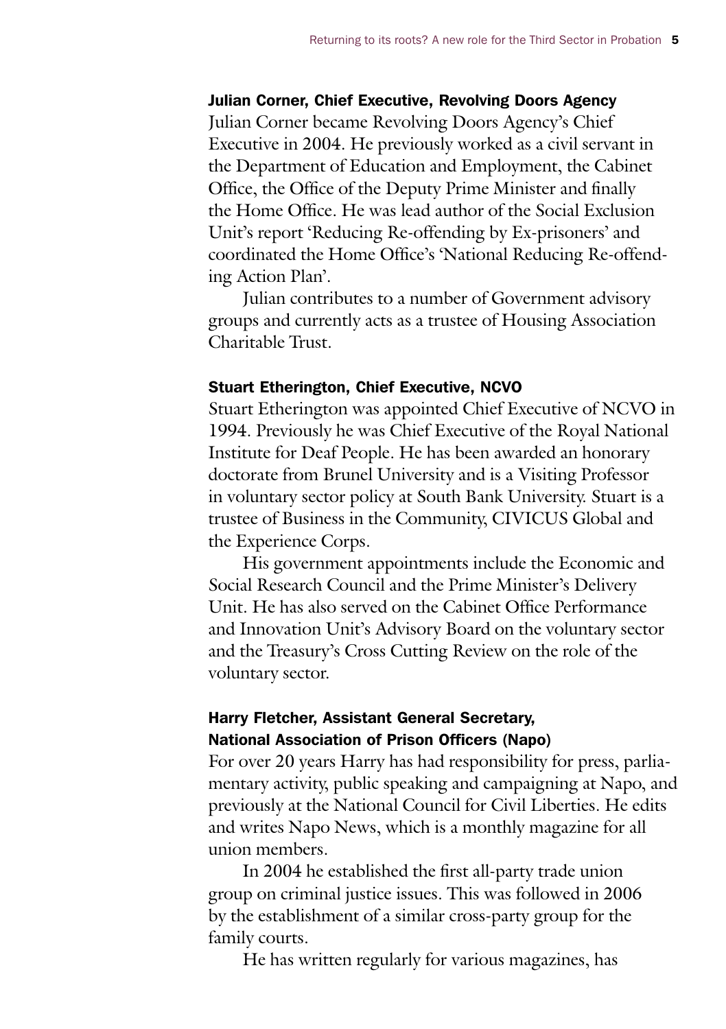### Julian Corner, Chief Executive, Revolving Doors Agency

Julian Corner became Revolving Doors Agency's Chief Executive in 2004. He previously worked as a civil servant in the Department of Education and Employment, the Cabinet Office, the Office of the Deputy Prime Minister and finally the Home Office. He was lead author of the Social Exclusion Unit's report 'Reducing Re-offending by Ex-prisoners' and coordinated the Home Office's 'National Reducing Re-offending Action Plan'.

Julian contributes to a number of Government advisory groups and currently acts as a trustee of Housing Association Charitable Trust.

### Stuart Etherington, Chief Executive, NCVO

Stuart Etherington was appointed Chief Executive of NCVO in 1994. Previously he was Chief Executive of the Royal National Institute for Deaf People. He has been awarded an honorary doctorate from Brunel University and is a Visiting Professor in voluntary sector policy at South Bank University. Stuart is a trustee of Business in the Community, CIVICUS Global and the Experience Corps.

His government appointments include the Economic and Social Research Council and the Prime Minister's Delivery Unit. He has also served on the Cabinet Office Performance and Innovation Unit's Advisory Board on the voluntary sector and the Treasury's Cross Cutting Review on the role of the voluntary sector.

### Harry Fletcher, Assistant General Secretary, National Association of Prison Officers (Napo)

For over 20 years Harry has had responsibility for press, parliamentary activity, public speaking and campaigning at Napo, and previously at the National Council for Civil Liberties. He edits and writes Napo News, which is a monthly magazine for all union members.

In 2004 he established the first all-party trade union group on criminal justice issues. This was followed in 2006 by the establishment of a similar cross-party group for the family courts.

He has written regularly for various magazines, has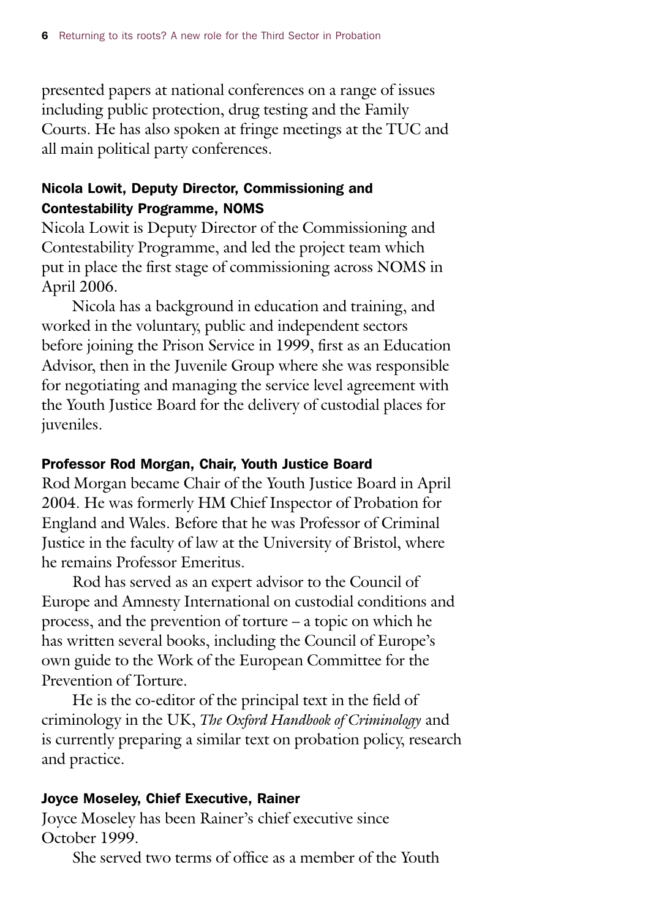presented papers at national conferences on a range of issues including public protection, drug testing and the Family Courts. He has also spoken at fringe meetings at the TUC and all main political party conferences.

### Nicola Lowit, Deputy Director, Commissioning and Contestability Programme, NOMS

Nicola Lowit is Deputy Director of the Commissioning and Contestability Programme, and led the project team which put in place the first stage of commissioning across NOMS in April 2006.

Nicola has a background in education and training, and worked in the voluntary, public and independent sectors before joining the Prison Service in 1999, first as an Education Advisor, then in the Juvenile Group where she was responsible for negotiating and managing the service level agreement with the Youth Justice Board for the delivery of custodial places for juveniles.

### Professor Rod Morgan, Chair, Youth Justice Board

Rod Morgan became Chair of the Youth Justice Board in April 2004. He was formerly HM Chief Inspector of Probation for England and Wales. Before that he was Professor of Criminal Justice in the faculty of law at the University of Bristol, where he remains Professor Emeritus.

Rod has served as an expert advisor to the Council of Europe and Amnesty International on custodial conditions and process, and the prevention of torture – a topic on which he has written several books, including the Council of Europe's own guide to the Work of the European Committee for the Prevention of Torture.

He is the co-editor of the principal text in the field of criminology in the UK, *The Oxford Handbook of Criminology* and is currently preparing a similar text on probation policy, research and practice.

### Joyce Moseley, Chief Executive, Rainer

Joyce Moseley has been Rainer's chief executive since October 1999.

She served two terms of office as a member of the Youth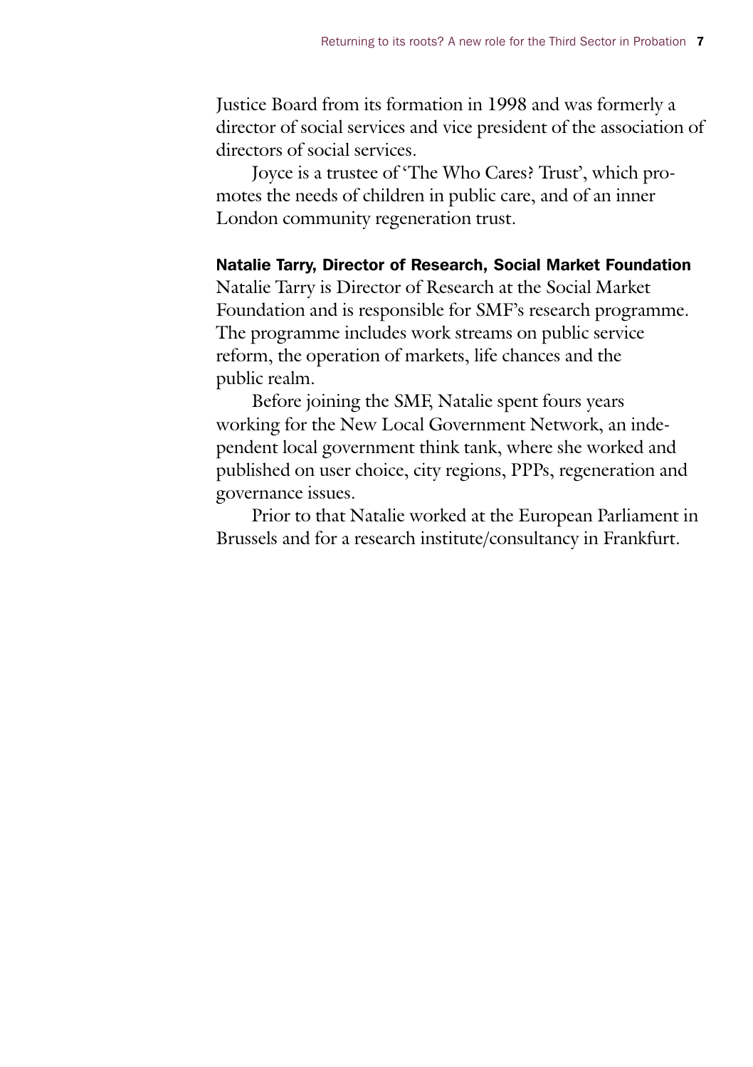Justice Board from its formation in 1998 and was formerly a director of social services and vice president of the association of directors of social services.

Joyce is a trustee of 'The Who Cares? Trust', which promotes the needs of children in public care, and of an inner London community regeneration trust.

**Natalie Tarry, Director of Research, Social Market Foundation**

Natalie Tarry is Director of Research at the Social Market Foundation and is responsible for SMF's research programme. The programme includes work streams on public service reform, the operation of markets, life chances and the public realm.

Before joining the SMF, Natalie spent fours years working for the New Local Government Network, an independent local government think tank, where she worked and published on user choice, city regions, PPPs, regeneration and governance issues.

Prior to that Natalie worked at the European Parliament in Brussels and for a research institute/consultancy in Frankfurt.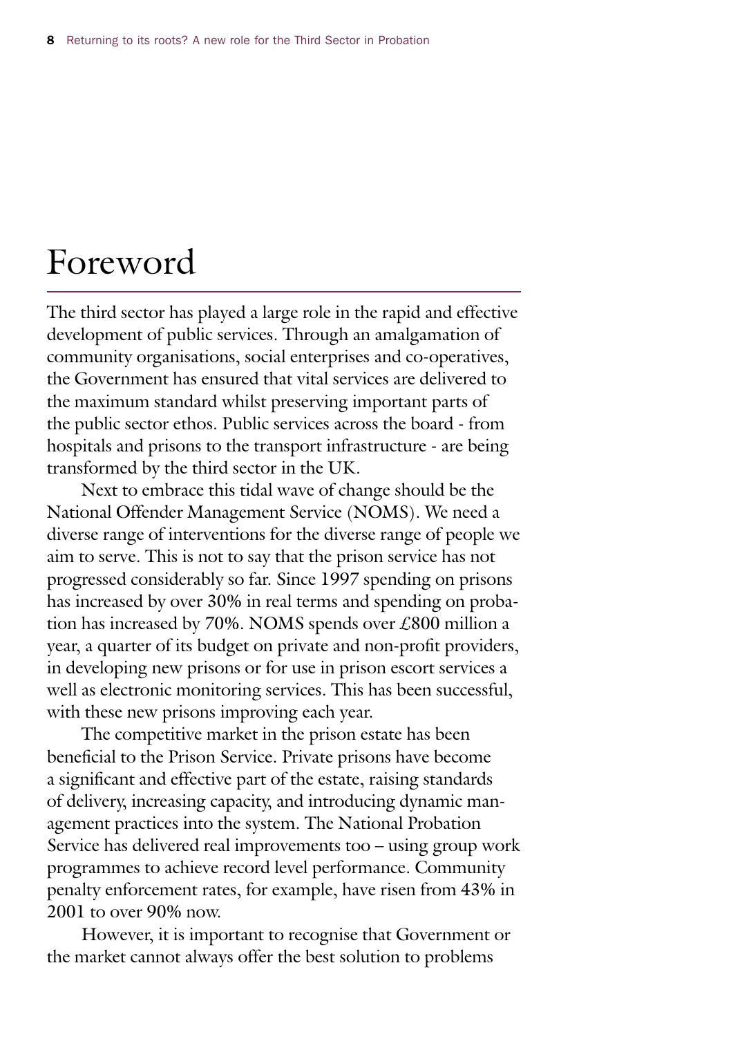# Foreword

The third sector has played a large role in the rapid and effective development of public services. Through an amalgamation of community organisations, social enterprises and co-operatives, the Government has ensured that vital services are delivered to the maximum standard whilst preserving important parts of the public sector ethos. Public services across the board - from hospitals and prisons to the transport infrastructure - are being transformed by the third sector in the UK.

Next to embrace this tidal wave of change should be the National Offender Management Service (NOMS). We need a diverse range of interventions for the diverse range of people we aim to serve. This is not to say that the prison service has not progressed considerably so far. Since 1997 spending on prisons has increased by over 30% in real terms and spending on probation has increased by 70%. NOMS spends over £800 million a year, a quarter of its budget on private and non-profit providers, in developing new prisons or for use in prison escort services a well as electronic monitoring services. This has been successful, with these new prisons improving each year.

The competitive market in the prison estate has been beneficial to the Prison Service. Private prisons have become a significant and effective part of the estate, raising standards of delivery, increasing capacity, and introducing dynamic management practices into the system. The National Probation Service has delivered real improvements too – using group work programmes to achieve record level performance. Community penalty enforcement rates, for example, have risen from 43% in 2001 to over 90% now.

However, it is important to recognise that Government or the market cannot always offer the best solution to problems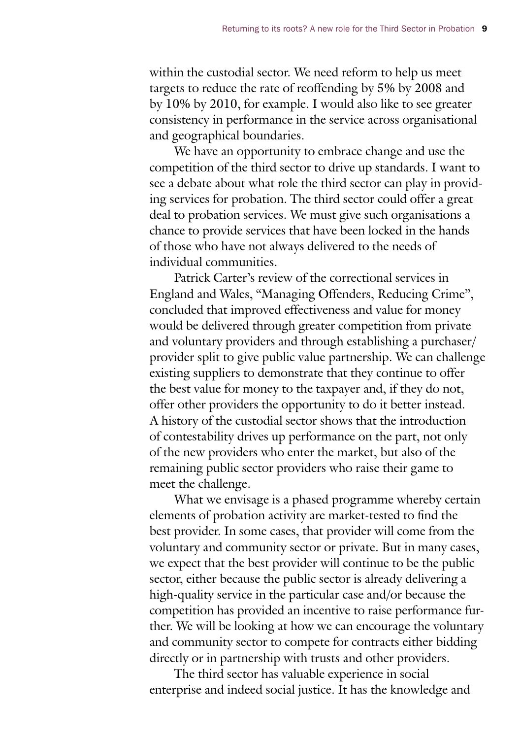within the custodial sector. We need reform to help us meet targets to reduce the rate of reoffending by 5% by 2008 and by 10% by 2010, for example. I would also like to see greater consistency in performance in the service across organisational and geographical boundaries.

We have an opportunity to embrace change and use the competition of the third sector to drive up standards. I want to see a debate about what role the third sector can play in providing services for probation. The third sector could offer a great deal to probation services. We must give such organisations a chance to provide services that have been locked in the hands of those who have not always delivered to the needs of individual communities.

Patrick Carter's review of the correctional services in England and Wales, "Managing Offenders, Reducing Crime", concluded that improved effectiveness and value for money would be delivered through greater competition from private and voluntary providers and through establishing a purchaser/provider split to give public value partnership. We can challenge existing suppliers to demonstrate that they continue to offer the best value for money to the taxpayer and, if they do not, offer other providers the opportunity to do it better instead. A history of the custodial sector shows that the introduction of contestability drives up performance on the part, not only of the new providers who enter the market, but also of the remaining public sector providers who raise their game to meet the challenge.

What we envisage is a phased programme whereby certain elements of probation activity are market-tested to find the best provider. In some cases, that provider will come from the voluntary and community sector or private. But in many cases, we expect that the best provider will continue to be the public sector, either because the public sector is already delivering a high-quality service in the particular case and/or because the competition has provided an incentive to raise performance further. We will be looking at how we can encourage the voluntary and community sector to compete for contracts either bidding directly or in partnership with trusts and other providers.

The third sector has valuable experience in social enterprise and indeed social justice. It has the knowledge and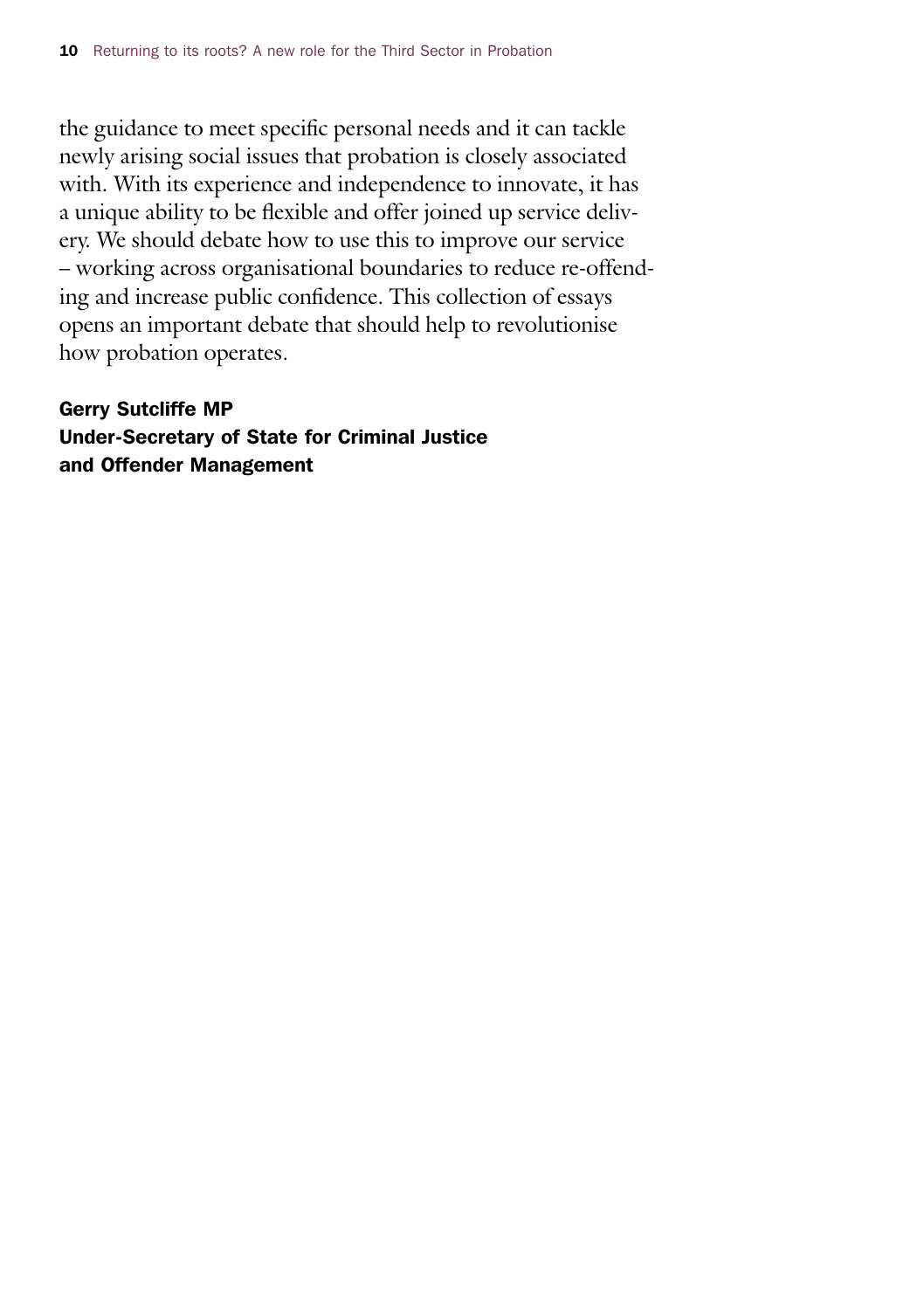the guidance to meet specific personal needs and it can tackle newly arising social issues that probation is closely associated with. With its experience and independence to innovate, it has a unique ability to be flexible and offer joined up service delivery. We should debate how to use this to improve our service – working across organisational boundaries to reduce re-offending and increase public confidence. This collection of essays opens an important debate that should help to revolutionise how probation operates.

**Gerry Sutcliffe MP**
**Under-Secretary of State for Criminal Justice and Offender Management**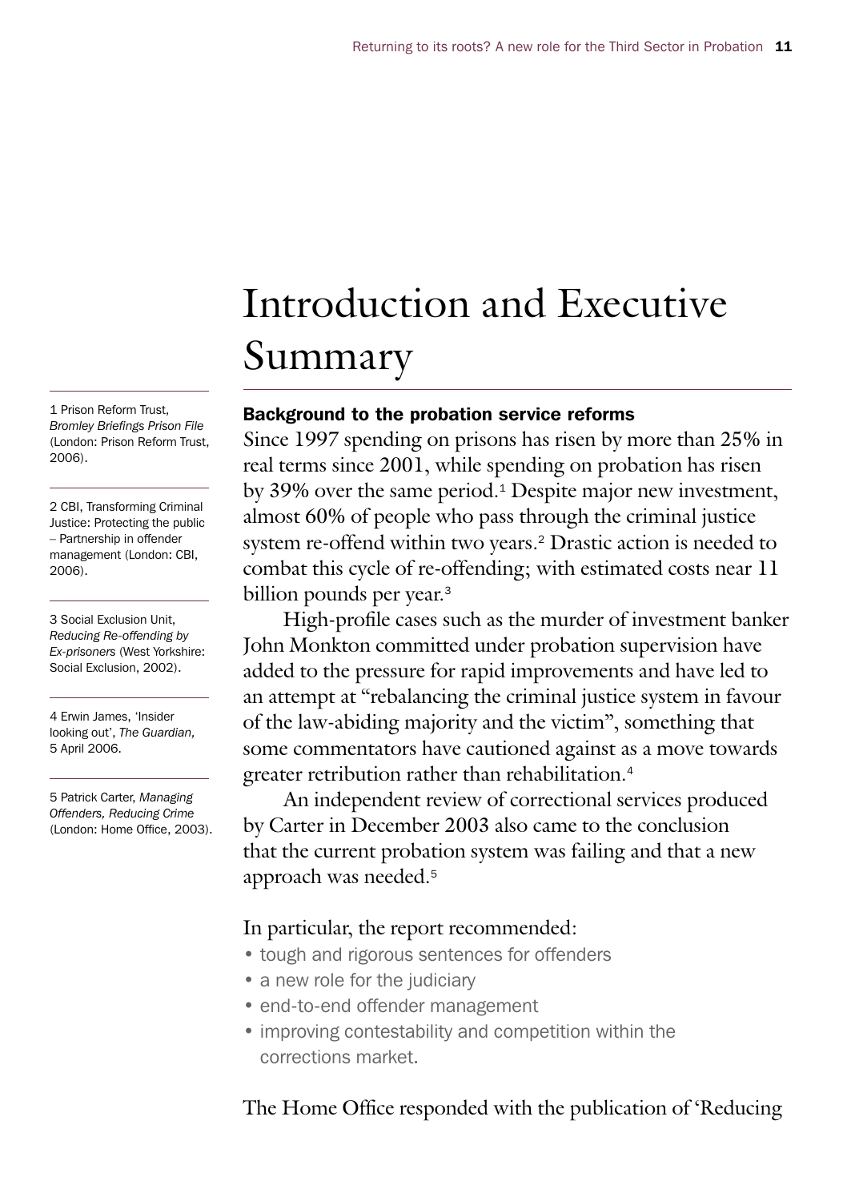# Introduction and Executive Summary

### Background to the probation service reforms

Since 1997 spending on prisons has risen by more than 25% in real terms since 2001, while spending on probation has risen by 39% over the same period.[1] Despite major new investment, almost 60% of people who pass through the criminal justice system re-offend within two years.[2] Drastic action is needed to combat this cycle of re-offending; with estimated costs near 11 billion pounds per year.[3]

High-profile cases such as the murder of investment banker John Monkton committed under probation supervision have added to the pressure for rapid improvements and have led to an attempt at "rebalancing the criminal justice system in favour of the law-abiding majority and the victim", something that some commentators have cautioned against as a move towards greater retribution rather than rehabilitation.[4]

An independent review of correctional services produced by Carter in December 2003 also came to the conclusion that the current probation system was failing and that a new approach was needed.[5]

In particular, the report recommended:

- tough and rigorous sentences for offenders
- a new role for the judiciary
- end-to-end offender management
- improving contestability and competition within the corrections market.

The Home Office responded with the publication of 'Reducing

1 Prison Reform Trust, *Bromley Briefings Prison File* (London: Prison Reform Trust, 2006).

2 CBI, Transforming Criminal Justice: Protecting the public – Partnership in offender management (London: CBI, 2006).

3 Social Exclusion Unit, *Reducing Re-offending by Ex-prisoners* (West Yorkshire: Social Exclusion, 2002).

4 Erwin James, 'Insider looking out', *The Guardian,* 5 April 2006.

5 Patrick Carter, *Managing Offenders, Reducing Crime* (London: Home Office, 2003).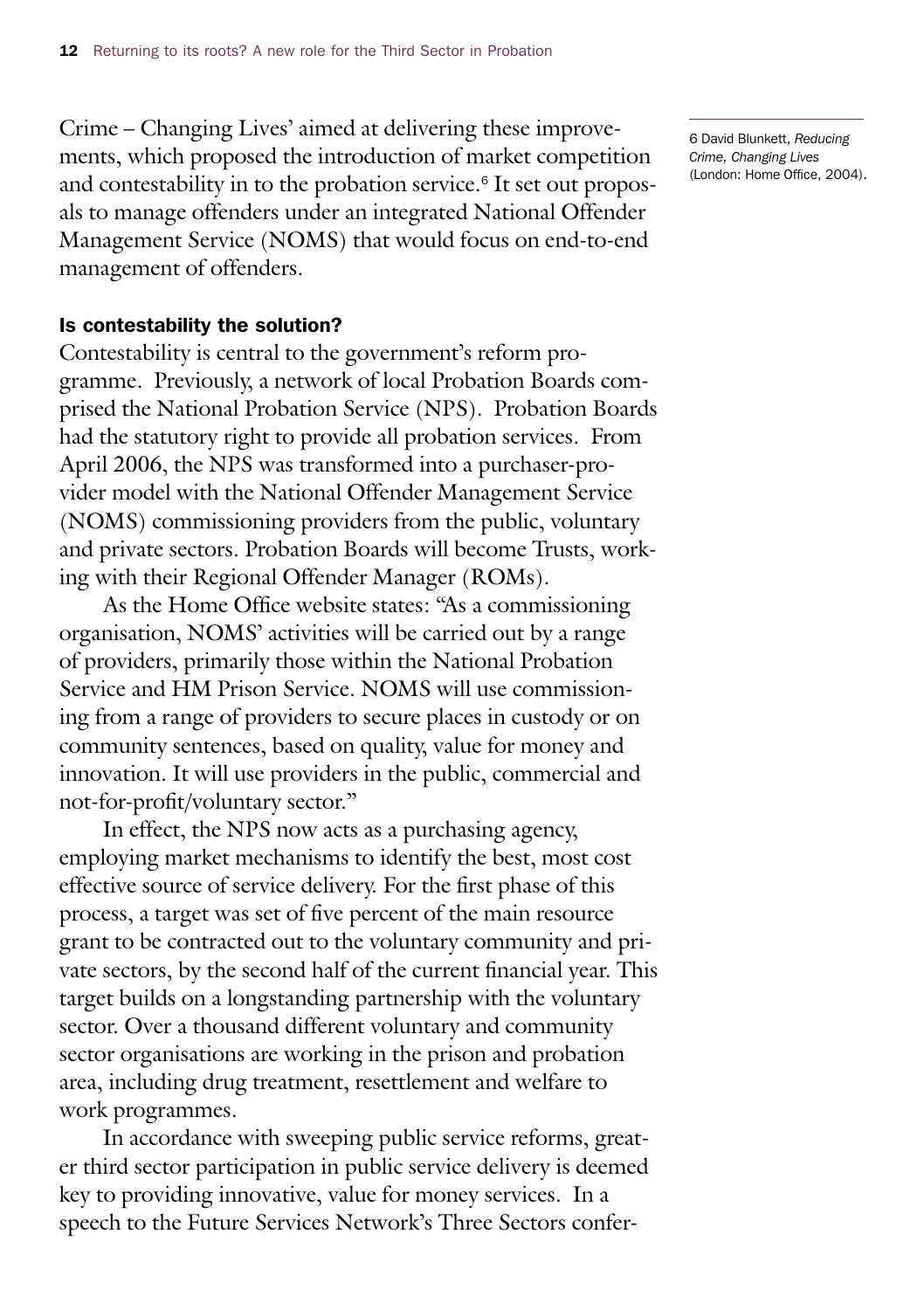Crime – Changing Lives' aimed at delivering these improvements, which proposed the introduction of market competition and contestability in to the probation service.[6] It set out proposals to manage offenders under an integrated National Offender Management Service (NOMS) that would focus on end-to-end management of offenders.

6 David Blunkett, *Reducing Crime, Changing Lives* (London: Home Office, 2004).

### Is contestability the solution?

Contestability is central to the government's reform programme. Previously, a network of local Probation Boards comprised the National Probation Service (NPS). Probation Boards had the statutory right to provide all probation services. From April 2006, the NPS was transformed into a purchaser-provider model with the National Offender Management Service (NOMS) commissioning providers from the public, voluntary and private sectors. Probation Boards will become Trusts, working with their Regional Offender Manager (ROMs).

As the Home Office website states: "As a commissioning organisation, NOMS' activities will be carried out by a range of providers, primarily those within the National Probation Service and HM Prison Service. NOMS will use commissioning from a range of providers to secure places in custody or on community sentences, based on quality, value for money and innovation. It will use providers in the public, commercial and not-for-profit/voluntary sector."

In effect, the NPS now acts as a purchasing agency, employing market mechanisms to identify the best, most cost effective source of service delivery. For the first phase of this process, a target was set of five percent of the main resource grant to be contracted out to the voluntary community and private sectors, by the second half of the current financial year. This target builds on a longstanding partnership with the voluntary sector. Over a thousand different voluntary and community sector organisations are working in the prison and probation area, including drug treatment, resettlement and welfare to work programmes.

In accordance with sweeping public service reforms, greater third sector participation in public service delivery is deemed key to providing innovative, value for money services. In a speech to the Future Services Network's Three Sectors confer-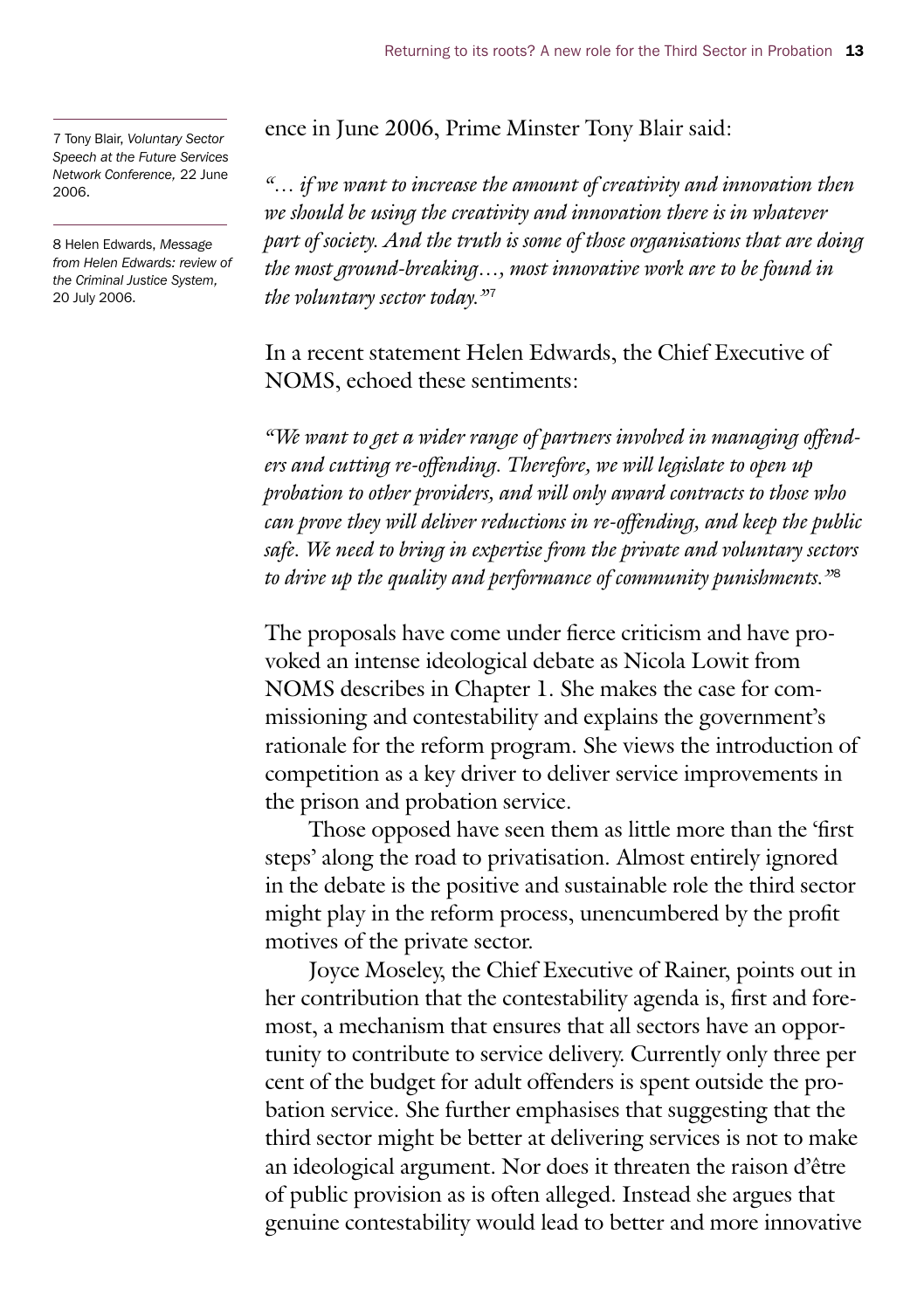ence in June 2006, Prime Minster Tony Blair said:

*"… if we want to increase the amount of creativity and innovation then we should be using the creativity and innovation there is in whatever part of society. And the truth is some of those organisations that are doing the most ground-breaking…, most innovative work are to be found in the voluntary sector today."*[7]

In a recent statement Helen Edwards, the Chief Executive of NOMS, echoed these sentiments:

*"We want to get a wider range of partners involved in managing offenders and cutting re-offending. Therefore, we will legislate to open up probation to other providers, and will only award contracts to those who can prove they will deliver reductions in re-offending, and keep the public safe. We need to bring in expertise from the private and voluntary sectors to drive up the quality and performance of community punishments."*[8]

The proposals have come under fierce criticism and have provoked an intense ideological debate as Nicola Lowit from NOMS describes in Chapter 1. She makes the case for commissioning and contestability and explains the government's rationale for the reform program. She views the introduction of competition as a key driver to deliver service improvements in the prison and probation service.

Those opposed have seen them as little more than the 'first steps' along the road to privatisation. Almost entirely ignored in the debate is the positive and sustainable role the third sector might play in the reform process, unencumbered by the profit motives of the private sector.

Joyce Moseley, the Chief Executive of Rainer, points out in her contribution that the contestability agenda is, first and foremost, a mechanism that ensures that all sectors have an opportunity to contribute to service delivery. Currently only three per cent of the budget for adult offenders is spent outside the probation service. She further emphasises that suggesting that the third sector might be better at delivering services is not to make an ideological argument. Nor does it threaten the raison d'être of public provision as is often alleged. Instead she argues that genuine contestability would lead to better and more innovative

---

7 Tony Blair, *Voluntary Sector Speech at the Future Services Network Conference,* 22 June 2006.

8 Helen Edwards, *Message from Helen Edwards: review of the Criminal Justice System,* 20 July 2006.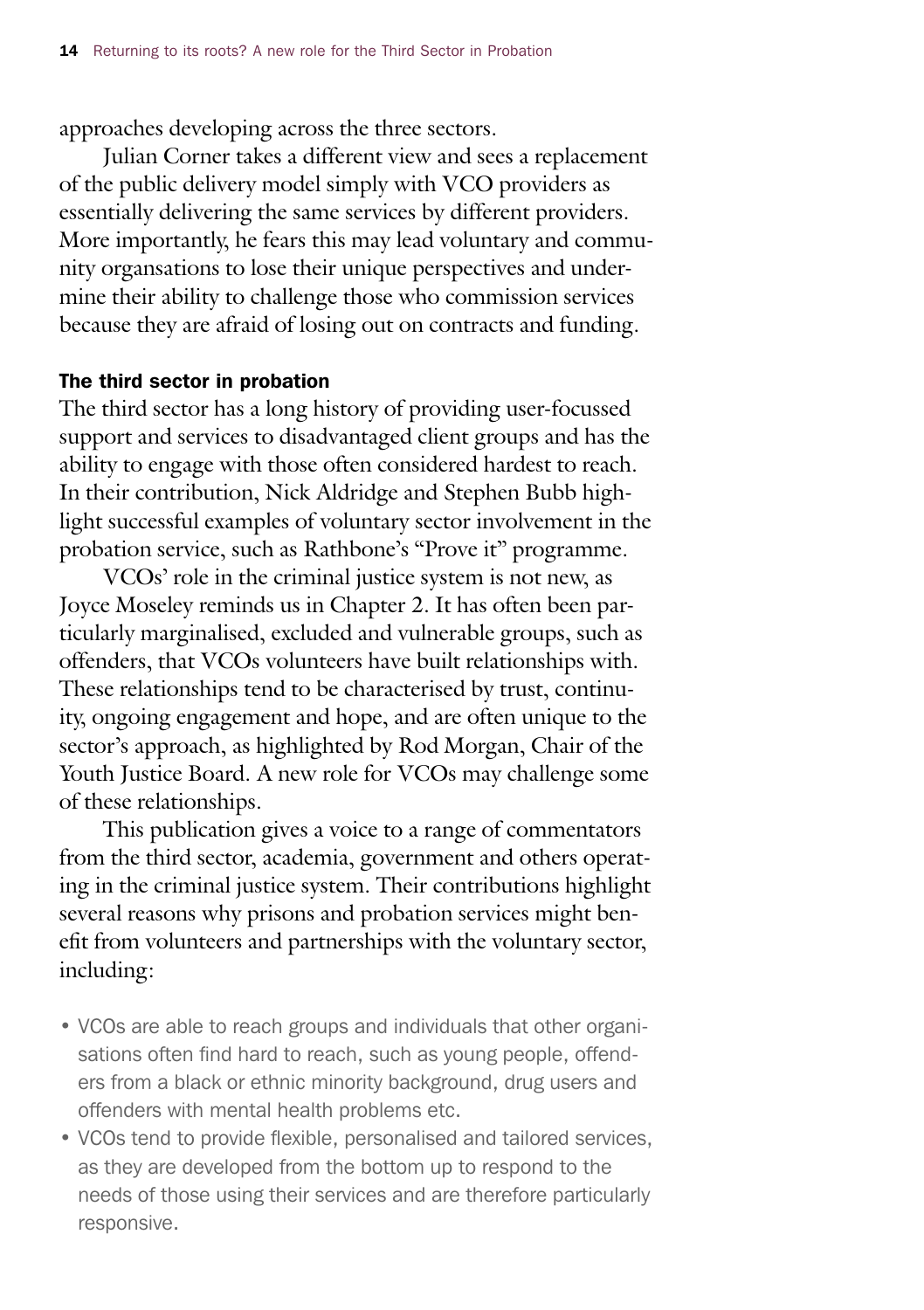approaches developing across the three sectors.

Julian Corner takes a different view and sees a replacement of the public delivery model simply with VCO providers as essentially delivering the same services by different providers. More importantly, he fears this may lead voluntary and community organsations to lose their unique perspectives and undermine their ability to challenge those who commission services because they are afraid of losing out on contracts and funding.

### The third sector in probation

The third sector has a long history of providing user-focussed support and services to disadvantaged client groups and has the ability to engage with those often considered hardest to reach. In their contribution, Nick Aldridge and Stephen Bubb highlight successful examples of voluntary sector involvement in the probation service, such as Rathbone's "Prove it" programme.

VCOs' role in the criminal justice system is not new, as Joyce Moseley reminds us in Chapter 2. It has often been particularly marginalised, excluded and vulnerable groups, such as offenders, that VCOs volunteers have built relationships with. These relationships tend to be characterised by trust, continuity, ongoing engagement and hope, and are often unique to the sector's approach, as highlighted by Rod Morgan, Chair of the Youth Justice Board. A new role for VCOs may challenge some of these relationships.

This publication gives a voice to a range of commentators from the third sector, academia, government and others operating in the criminal justice system. Their contributions highlight several reasons why prisons and probation services might benefit from volunteers and partnerships with the voluntary sector, including:

- VCOs are able to reach groups and individuals that other organisations often find hard to reach, such as young people, offenders from a black or ethnic minority background, drug users and offenders with mental health problems etc.
- VCOs tend to provide flexible, personalised and tailored services, as they are developed from the bottom up to respond to the needs of those using their services and are therefore particularly responsive.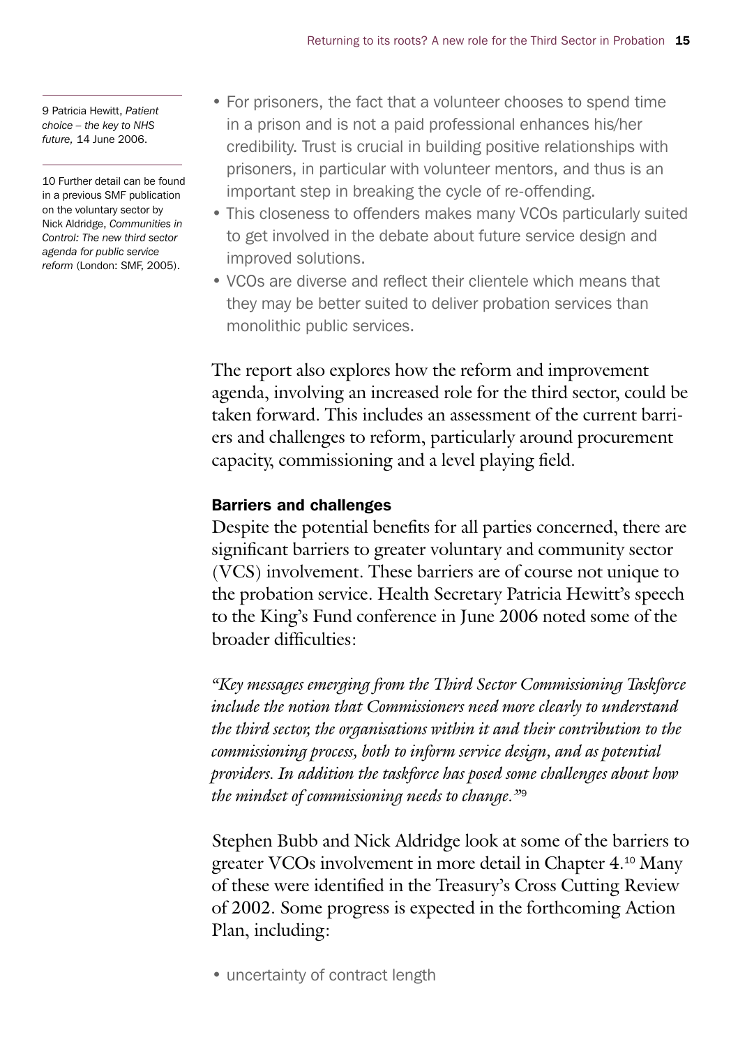- For prisoners, the fact that a volunteer chooses to spend time in a prison and is not a paid professional enhances his/her credibility. Trust is crucial in building positive relationships with prisoners, in particular with volunteer mentors, and thus is an important step in breaking the cycle of re-offending.
- This closeness to offenders makes many VCOs particularly suited to get involved in the debate about future service design and improved solutions.
- VCOs are diverse and reflect their clientele which means that they may be better suited to deliver probation services than monolithic public services.

The report also explores how the reform and improvement agenda, involving an increased role for the third sector, could be taken forward. This includes an assessment of the current barriers and challenges to reform, particularly around procurement capacity, commissioning and a level playing field.

#### Barriers and challenges

Despite the potential benefits for all parties concerned, there are significant barriers to greater voluntary and community sector (VCS) involvement. These barriers are of course not unique to the probation service. Health Secretary Patricia Hewitt's speech to the King's Fund conference in June 2006 noted some of the broader difficulties:

*"Key messages emerging from the Third Sector Commissioning Taskforce include the notion that Commissioners need more clearly to understand the third sector, the organisations within it and their contribution to the commissioning process, both to inform service design, and as potential providers. In addition the taskforce has posed some challenges about how the mindset of commissioning needs to change."*[9]

Stephen Bubb and Nick Aldridge look at some of the barriers to greater VCOs involvement in more detail in Chapter 4.[10] Many of these were identified in the Treasury's Cross Cutting Review of 2002. Some progress is expected in the forthcoming Action Plan, including:

- uncertainty of contract length

---

9 Patricia Hewitt, *Patient choice – the key to NHS future,* 14 June 2006.

10 Further detail can be found in a previous SMF publication on the voluntary sector by Nick Aldridge, *Communities in Control: The new third sector agenda for public service reform* (London: SMF, 2005).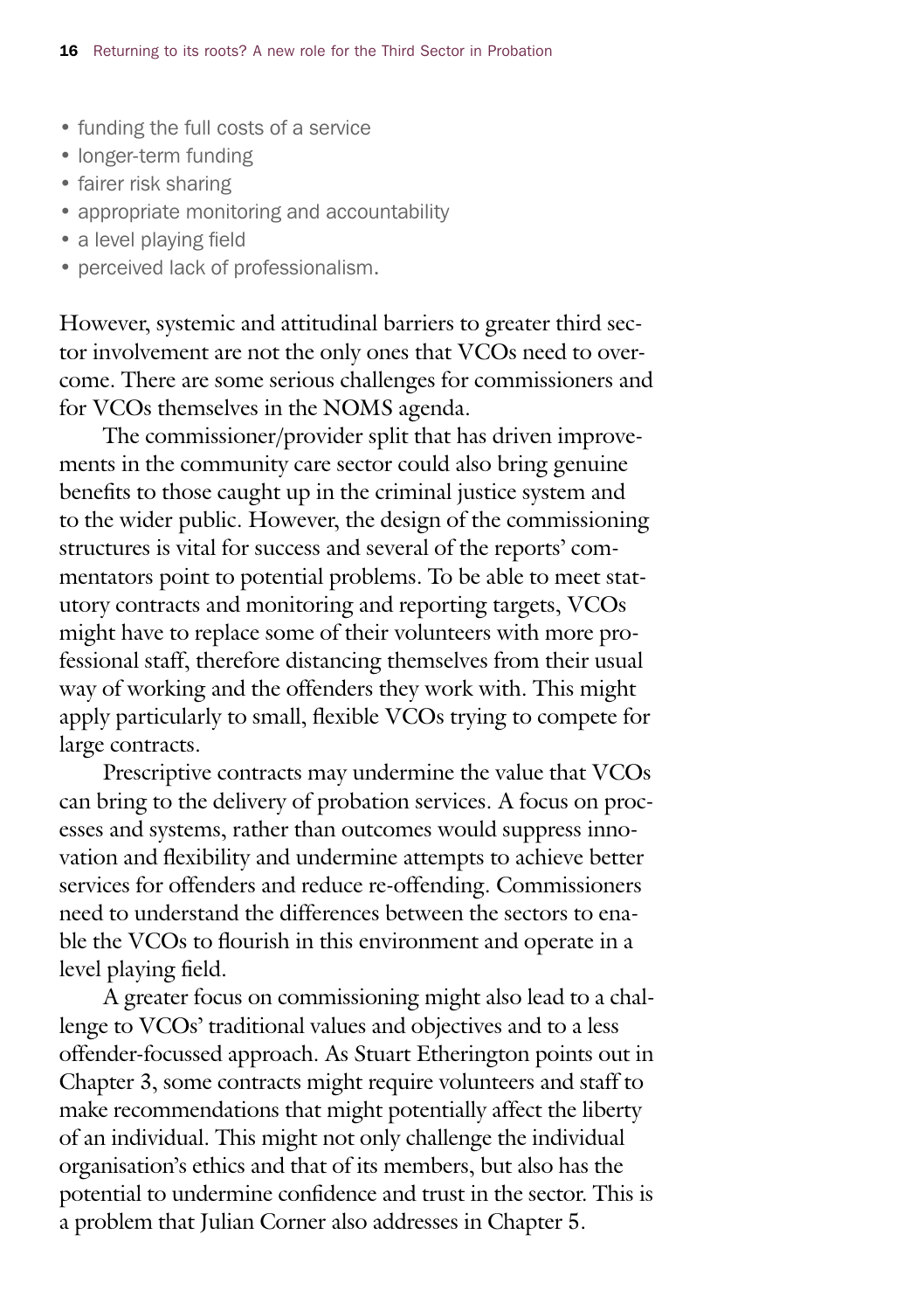- funding the full costs of a service
- longer-term funding
- fairer risk sharing
- appropriate monitoring and accountability
- a level playing field
- perceived lack of professionalism.

However, systemic and attitudinal barriers to greater third sector involvement are not the only ones that VCOs need to overcome. There are some serious challenges for commissioners and for VCOs themselves in the NOMS agenda.

The commissioner/provider split that has driven improvements in the community care sector could also bring genuine benefits to those caught up in the criminal justice system and to the wider public. However, the design of the commissioning structures is vital for success and several of the reports' commentators point to potential problems. To be able to meet statutory contracts and monitoring and reporting targets, VCOs might have to replace some of their volunteers with more professional staff, therefore distancing themselves from their usual way of working and the offenders they work with. This might apply particularly to small, flexible VCOs trying to compete for large contracts.

Prescriptive contracts may undermine the value that VCOs can bring to the delivery of probation services. A focus on processes and systems, rather than outcomes would suppress innovation and flexibility and undermine attempts to achieve better services for offenders and reduce re-offending. Commissioners need to understand the differences between the sectors to enable the VCOs to flourish in this environment and operate in a level playing field.

A greater focus on commissioning might also lead to a challenge to VCOs' traditional values and objectives and to a less offender-focussed approach. As Stuart Etherington points out in Chapter 3, some contracts might require volunteers and staff to make recommendations that might potentially affect the liberty of an individual. This might not only challenge the individual organisation's ethics and that of its members, but also has the potential to undermine confidence and trust in the sector. This is a problem that Julian Corner also addresses in Chapter 5.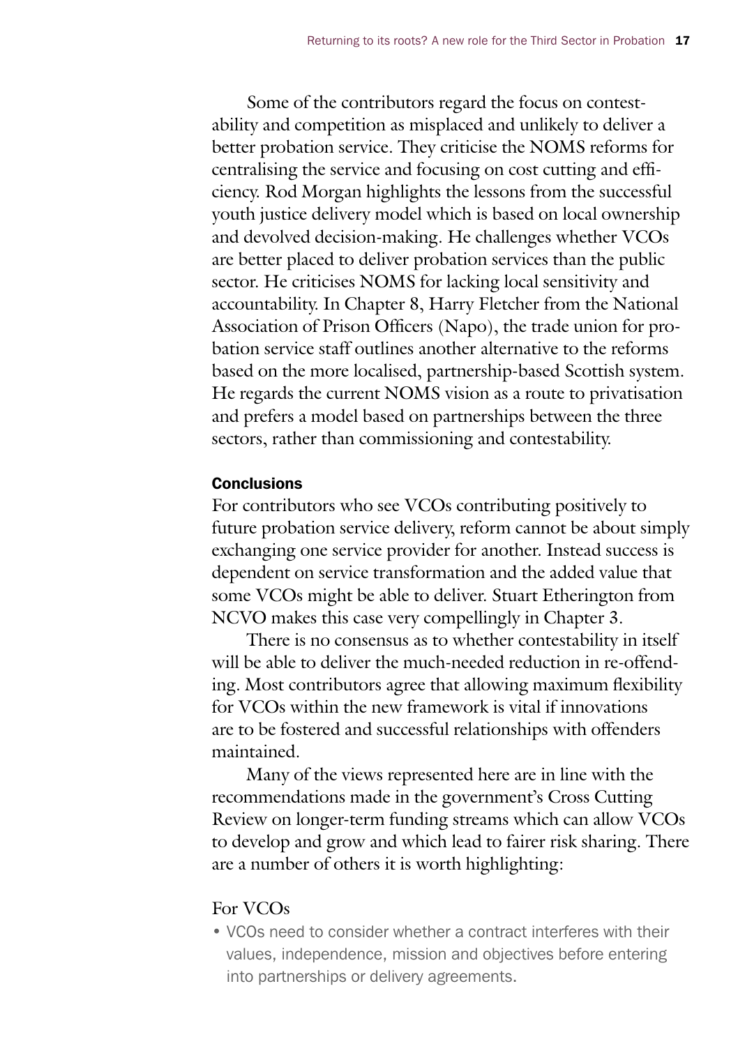Some of the contributors regard the focus on contestability and competition as misplaced and unlikely to deliver a better probation service. They criticise the NOMS reforms for centralising the service and focusing on cost cutting and efficiency. Rod Morgan highlights the lessons from the successful youth justice delivery model which is based on local ownership and devolved decision-making. He challenges whether VCOs are better placed to deliver probation services than the public sector. He criticises NOMS for lacking local sensitivity and accountability. In Chapter 8, Harry Fletcher from the National Association of Prison Officers (Napo), the trade union for probation service staff outlines another alternative to the reforms based on the more localised, partnership-based Scottish system. He regards the current NOMS vision as a route to privatisation and prefers a model based on partnerships between the three sectors, rather than commissioning and contestability.

### Conclusions

For contributors who see VCOs contributing positively to future probation service delivery, reform cannot be about simply exchanging one service provider for another. Instead success is dependent on service transformation and the added value that some VCOs might be able to deliver. Stuart Etherington from NCVO makes this case very compellingly in Chapter 3.

There is no consensus as to whether contestability in itself will be able to deliver the much-needed reduction in re-offending. Most contributors agree that allowing maximum flexibility for VCOs within the new framework is vital if innovations are to be fostered and successful relationships with offenders maintained.

Many of the views represented here are in line with the recommendations made in the government's Cross Cutting Review on longer-term funding streams which can allow VCOs to develop and grow and which lead to fairer risk sharing. There are a number of others it is worth highlighting:

#### For VCOs

- VCOs need to consider whether a contract interferes with their values, independence, mission and objectives before entering into partnerships or delivery agreements.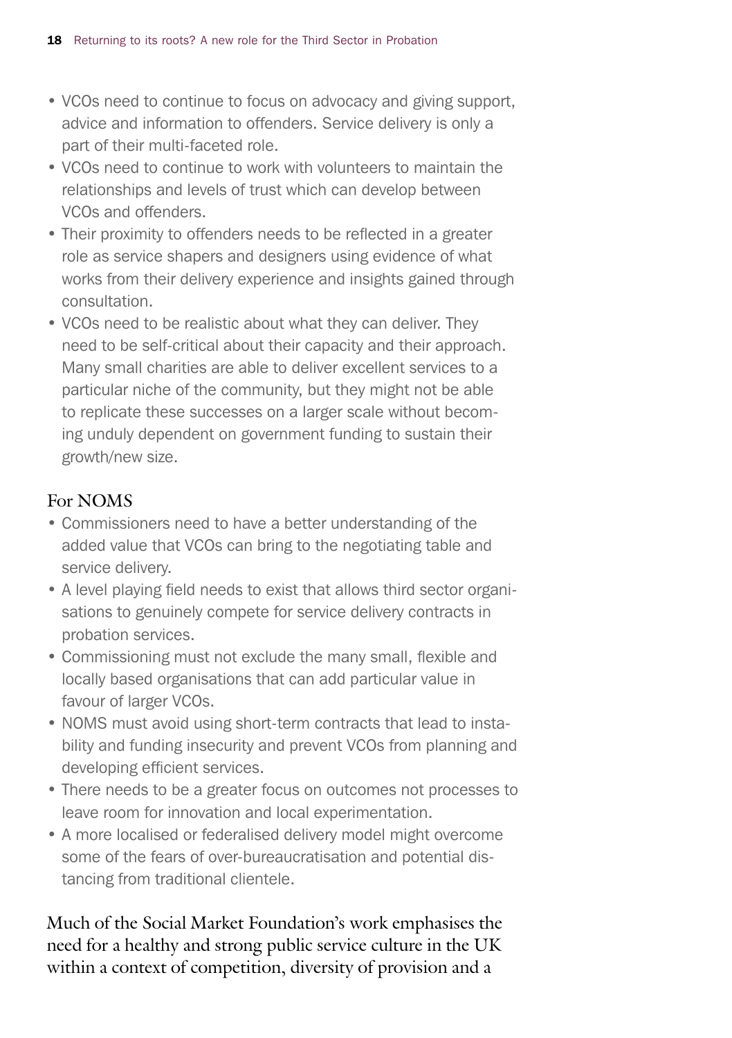- VCOs need to continue to focus on advocacy and giving support, advice and information to offenders. Service delivery is only a part of their multi-faceted role.
- VCOs need to continue to work with volunteers to maintain the relationships and levels of trust which can develop between VCOs and offenders.
- Their proximity to offenders needs to be reflected in a greater role as service shapers and designers using evidence of what works from their delivery experience and insights gained through consultation.
- VCOs need to be realistic about what they can deliver. They need to be self-critical about their capacity and their approach. Many small charities are able to deliver excellent services to a particular niche of the community, but they might not be able to replicate these successes on a larger scale without becoming unduly dependent on government funding to sustain their growth/new size.

### For NOMS

- Commissioners need to have a better understanding of the added value that VCOs can bring to the negotiating table and service delivery.
- A level playing field needs to exist that allows third sector organisations to genuinely compete for service delivery contracts in probation services.
- Commissioning must not exclude the many small, flexible and locally based organisations that can add particular value in favour of larger VCOs.
- NOMS must avoid using short-term contracts that lead to instability and funding insecurity and prevent VCOs from planning and developing efficient services.
- There needs to be a greater focus on outcomes not processes to leave room for innovation and local experimentation.
- A more localised or federalised delivery model might overcome some of the fears of over-bureaucratisation and potential distancing from traditional clientele.

Much of the Social Market Foundation's work emphasises the need for a healthy and strong public service culture in the UK within a context of competition, diversity of provision and a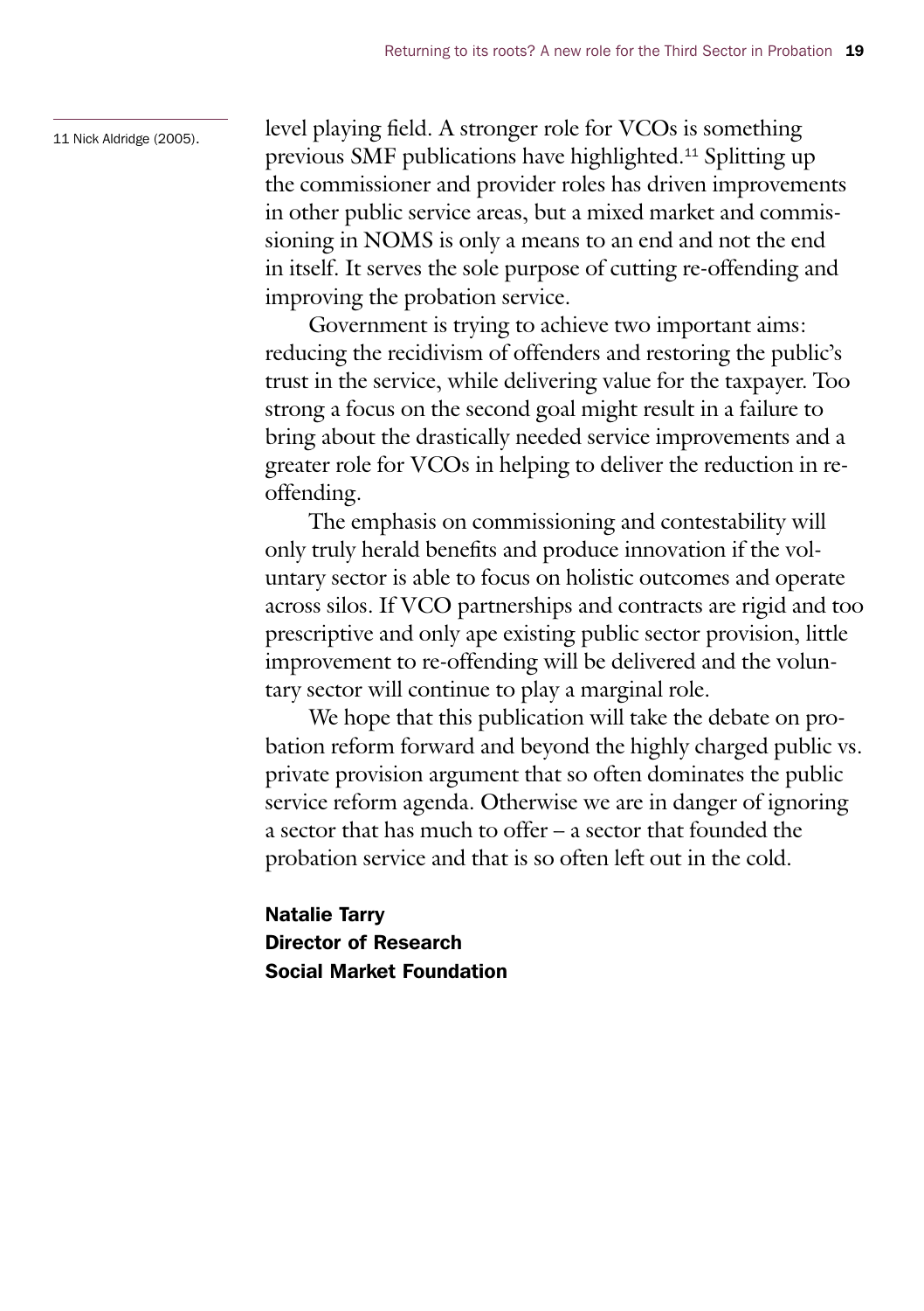level playing field. A stronger role for VCOs is something previous SMF publications have highlighted.[11] Splitting up the commissioner and provider roles has driven improvements in other public service areas, but a mixed market and commissioning in NOMS is only a means to an end and not the end in itself. It serves the sole purpose of cutting re-offending and improving the probation service.

Government is trying to achieve two important aims: reducing the recidivism of offenders and restoring the public's trust in the service, while delivering value for the taxpayer. Too strong a focus on the second goal might result in a failure to bring about the drastically needed service improvements and a greater role for VCOs in helping to deliver the reduction in re-offending.

The emphasis on commissioning and contestability will only truly herald benefits and produce innovation if the voluntary sector is able to focus on holistic outcomes and operate across silos. If VCO partnerships and contracts are rigid and too prescriptive and only ape existing public sector provision, little improvement to re-offending will be delivered and the voluntary sector will continue to play a marginal role.

We hope that this publication will take the debate on probation reform forward and beyond the highly charged public vs. private provision argument that so often dominates the public service reform agenda. Otherwise we are in danger of ignoring a sector that has much to offer – a sector that founded the probation service and that is so often left out in the cold.

**Natalie Tarry**
**Director of Research**
**Social Market Foundation**

11 Nick Aldridge (2005).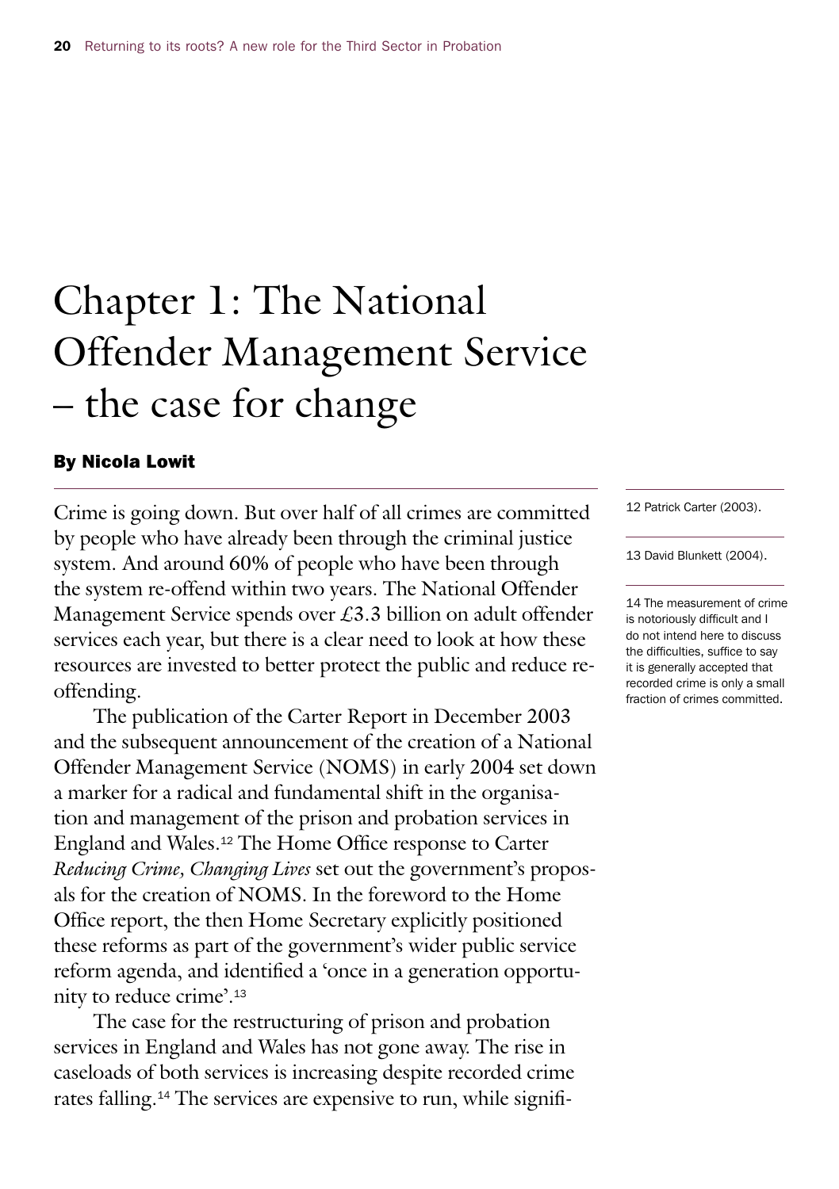# Chapter 1: The National Offender Management Service – the case for change

**By Nicola Lowit**

Crime is going down. But over half of all crimes are committed by people who have already been through the criminal justice system. And around 60% of people who have been through the system re-offend within two years. The National Offender Management Service spends over £3.3 billion on adult offender services each year, but there is a clear need to look at how these resources are invested to better protect the public and reduce re-offending.

The publication of the Carter Report in December 2003 and the subsequent announcement of the creation of a National Offender Management Service (NOMS) in early 2004 set down a marker for a radical and fundamental shift in the organisation and management of the prison and probation services in England and Wales.[12] The Home Office response to Carter *Reducing Crime, Changing Lives* set out the government's proposals for the creation of NOMS. In the foreword to the Home Office report, the then Home Secretary explicitly positioned these reforms as part of the government's wider public service reform agenda, and identified a 'once in a generation opportunity to reduce crime'.[13]

The case for the restructuring of prison and probation services in England and Wales has not gone away. The rise in caseloads of both services is increasing despite recorded crime rates falling.[14] The services are expensive to run, while signifi-

12 Patrick Carter (2003).

13 David Blunkett (2004).

14 The measurement of crime is notoriously difficult and I do not intend here to discuss the difficulties, suffice to say it is generally accepted that recorded crime is only a small fraction of crimes committed.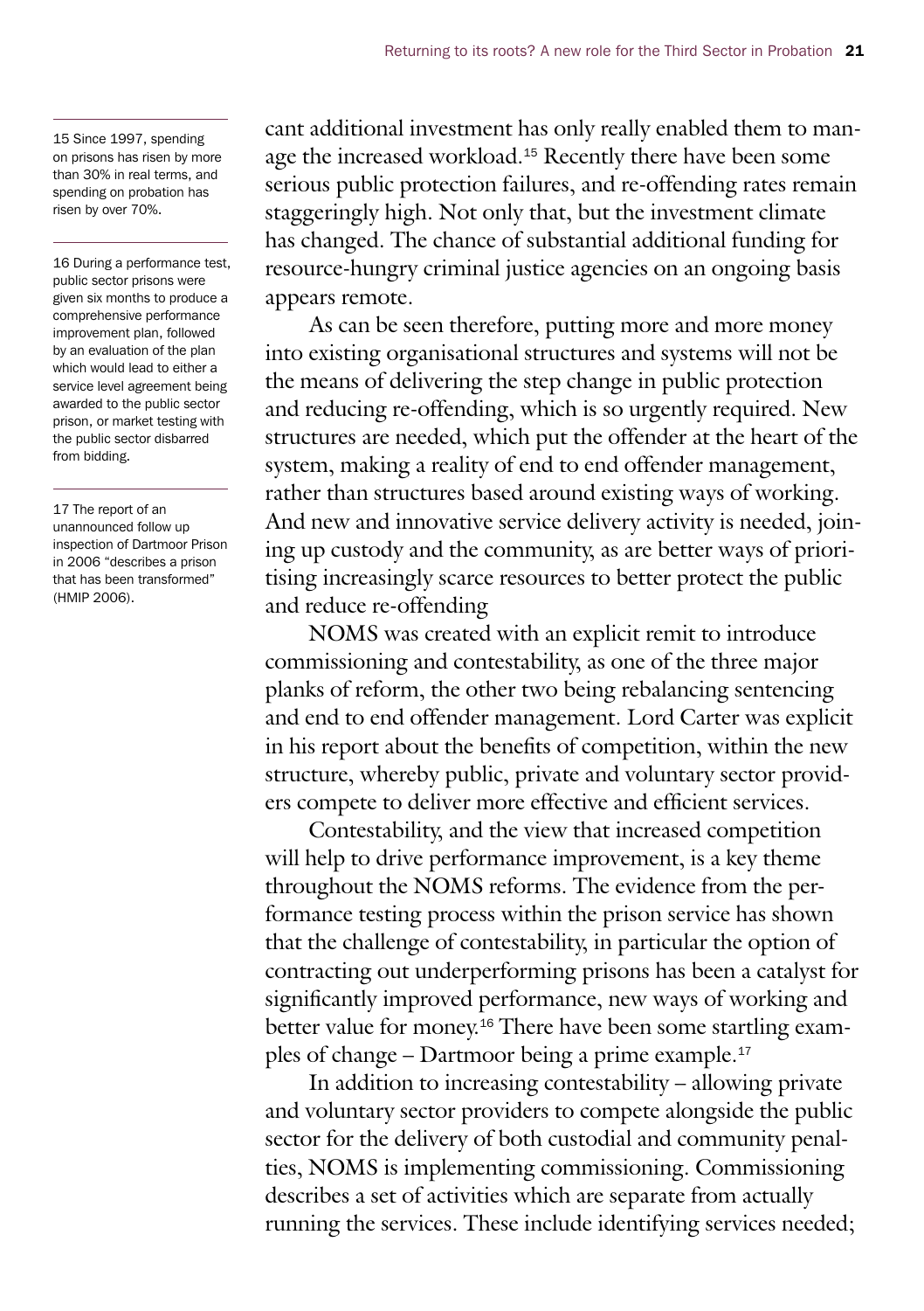cant additional investment has only really enabled them to manage the increased workload.[15] Recently there have been some serious public protection failures, and re-offending rates remain staggeringly high. Not only that, but the investment climate has changed. The chance of substantial additional funding for resource-hungry criminal justice agencies on an ongoing basis appears remote.

As can be seen therefore, putting more and more money into existing organisational structures and systems will not be the means of delivering the step change in public protection and reducing re-offending, which is so urgently required. New structures are needed, which put the offender at the heart of the system, making a reality of end to end offender management, rather than structures based around existing ways of working. And new and innovative service delivery activity is needed, joining up custody and the community, as are better ways of prioritising increasingly scarce resources to better protect the public and reduce re-offending

NOMS was created with an explicit remit to introduce commissioning and contestability, as one of the three major planks of reform, the other two being rebalancing sentencing and end to end offender management. Lord Carter was explicit in his report about the benefits of competition, within the new structure, whereby public, private and voluntary sector providers compete to deliver more effective and efficient services.

Contestability, and the view that increased competition will help to drive performance improvement, is a key theme throughout the NOMS reforms. The evidence from the performance testing process within the prison service has shown that the challenge of contestability, in particular the option of contracting out underperforming prisons has been a catalyst for significantly improved performance, new ways of working and better value for money.[16] There have been some startling examples of change – Dartmoor being a prime example.[17]

In addition to increasing contestability – allowing private and voluntary sector providers to compete alongside the public sector for the delivery of both custodial and community penalties, NOMS is implementing commissioning. Commissioning describes a set of activities which are separate from actually running the services. These include identifying services needed;

---

15 Since 1997, spending on prisons has risen by more than 30% in real terms, and spending on probation has risen by over 70%.

16 During a performance test, public sector prisons were given six months to produce a comprehensive performance improvement plan, followed by an evaluation of the plan which would lead to either a service level agreement being awarded to the public sector prison, or market testing with the public sector disbarred from bidding.

17 The report of an unannounced follow up inspection of Dartmoor Prison in 2006 "describes a prison that has been transformed" (HMIP 2006).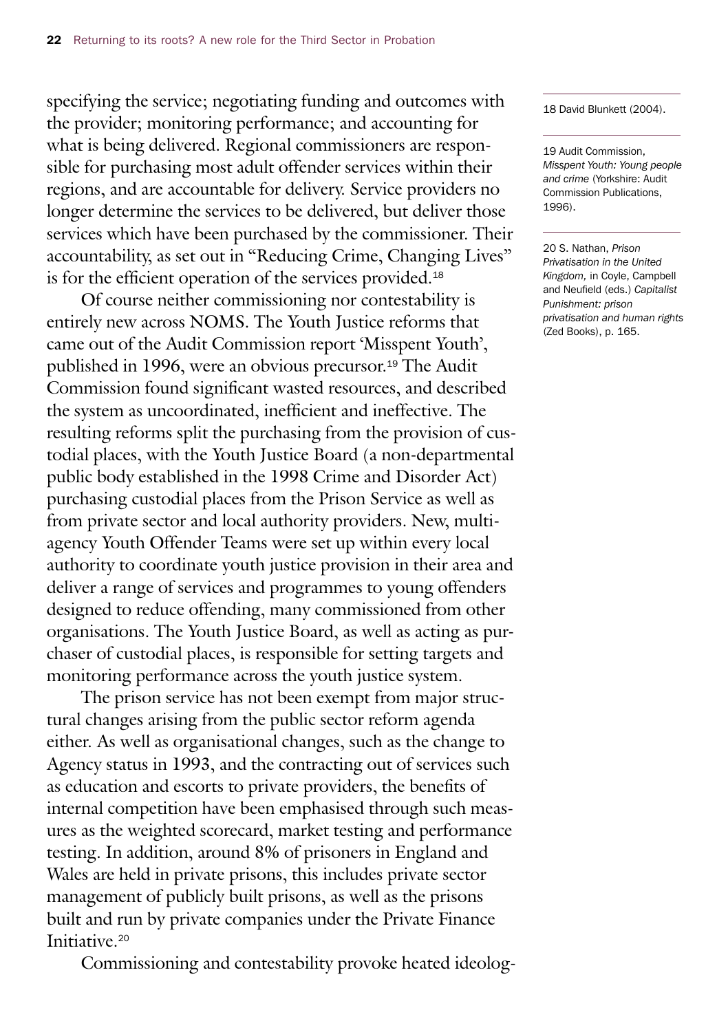specifying the service; negotiating funding and outcomes with the provider; monitoring performance; and accounting for what is being delivered. Regional commissioners are responsible for purchasing most adult offender services within their regions, and are accountable for delivery. Service providers no longer determine the services to be delivered, but deliver those services which have been purchased by the commissioner. Their accountability, as set out in "Reducing Crime, Changing Lives" is for the efficient operation of the services provided.[18]

Of course neither commissioning nor contestability is entirely new across NOMS. The Youth Justice reforms that came out of the Audit Commission report 'Misspent Youth', published in 1996, were an obvious precursor.[19] The Audit Commission found significant wasted resources, and described the system as uncoordinated, inefficient and ineffective. The resulting reforms split the purchasing from the provision of custodial places, with the Youth Justice Board (a non-departmental public body established in the 1998 Crime and Disorder Act) purchasing custodial places from the Prison Service as well as from private sector and local authority providers. New, multi-agency Youth Offender Teams were set up within every local authority to coordinate youth justice provision in their area and deliver a range of services and programmes to young offenders designed to reduce offending, many commissioned from other organisations. The Youth Justice Board, as well as acting as purchaser of custodial places, is responsible for setting targets and monitoring performance across the youth justice system.

The prison service has not been exempt from major structural changes arising from the public sector reform agenda either. As well as organisational changes, such as the change to Agency status in 1993, and the contracting out of services such as education and escorts to private providers, the benefits of internal competition have been emphasised through such measures as the weighted scorecard, market testing and performance testing. In addition, around 8% of prisoners in England and Wales are held in private prisons, this includes private sector management of publicly built prisons, as well as the prisons built and run by private companies under the Private Finance Initiative.[20]

Commissioning and contestability provoke heated ideolog-

---

18 David Blunkett (2004).

19 Audit Commission, *Misspent Youth: Young people and crime* (Yorkshire: Audit Commission Publications, 1996).

20 S. Nathan, *Prison Privatisation in the United Kingdom*, in Coyle, Campbell and Neufield (eds.) *Capitalist Punishment: prison privatisation and human rights* (Zed Books), p. 165.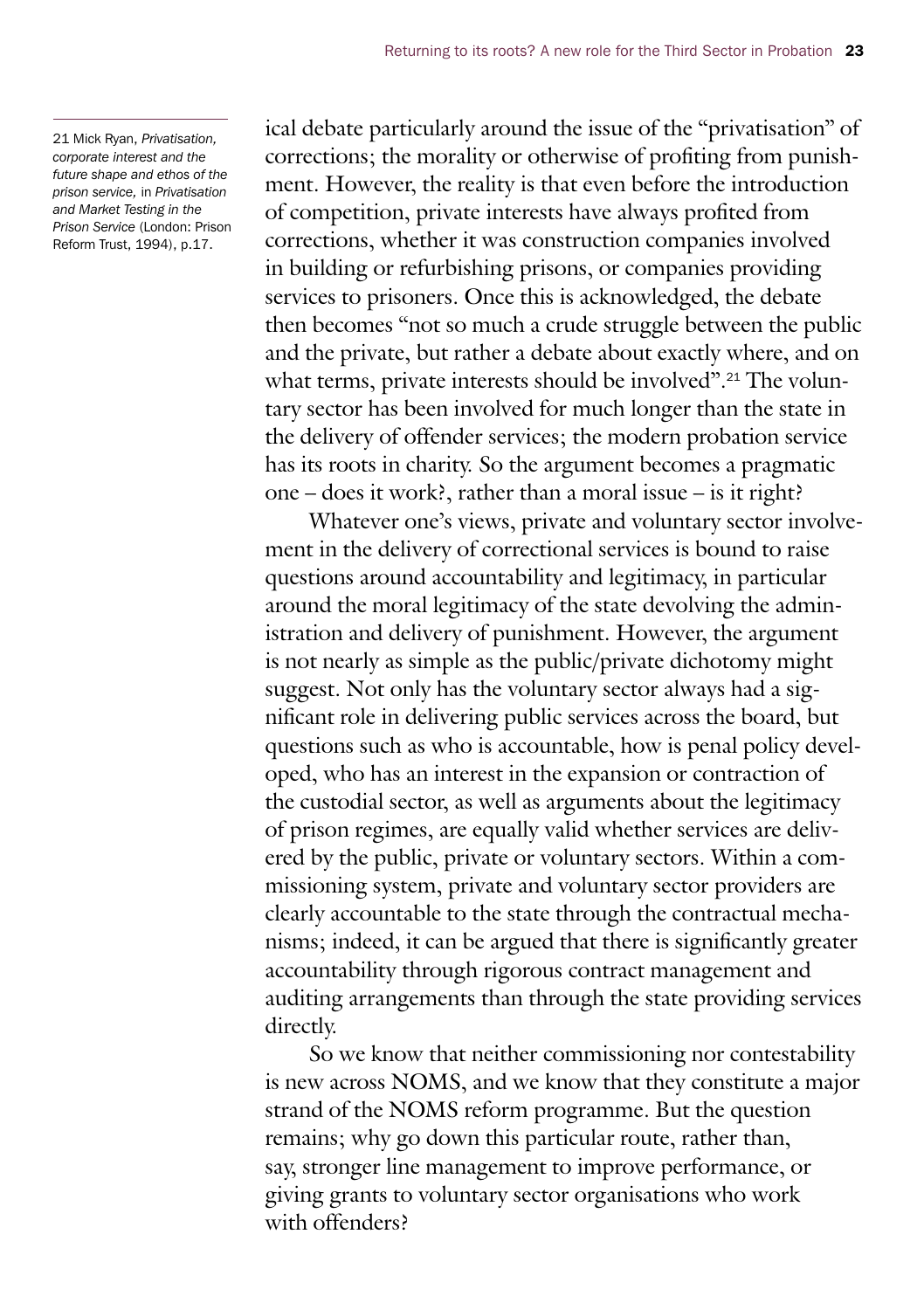ical debate particularly around the issue of the "privatisation" of corrections; the morality or otherwise of profiting from punishment. However, the reality is that even before the introduction of competition, private interests have always profited from corrections, whether it was construction companies involved in building or refurbishing prisons, or companies providing services to prisoners. Once this is acknowledged, the debate then becomes "not so much a crude struggle between the public and the private, but rather a debate about exactly where, and on what terms, private interests should be involved".[21] The voluntary sector has been involved for much longer than the state in the delivery of offender services; the modern probation service has its roots in charity. So the argument becomes a pragmatic one – does it work?, rather than a moral issue – is it right?

Whatever one's views, private and voluntary sector involvement in the delivery of correctional services is bound to raise questions around accountability and legitimacy, in particular around the moral legitimacy of the state devolving the administration and delivery of punishment. However, the argument is not nearly as simple as the public/private dichotomy might suggest. Not only has the voluntary sector always had a significant role in delivering public services across the board, but questions such as who is accountable, how is penal policy developed, who has an interest in the expansion or contraction of the custodial sector, as well as arguments about the legitimacy of prison regimes, are equally valid whether services are delivered by the public, private or voluntary sectors. Within a commissioning system, private and voluntary sector providers are clearly accountable to the state through the contractual mechanisms; indeed, it can be argued that there is significantly greater accountability through rigorous contract management and auditing arrangements than through the state providing services directly.

So we know that neither commissioning nor contestability is new across NOMS, and we know that they constitute a major strand of the NOMS reform programme. But the question remains; why go down this particular route, rather than, say, stronger line management to improve performance, or giving grants to voluntary sector organisations who work with offenders?

21 Mick Ryan, *Privatisation, corporate interest and the future shape and ethos of the prison service,* in *Privatisation and Market Testing in the Prison Service* (London: Prison Reform Trust, 1994), p.17.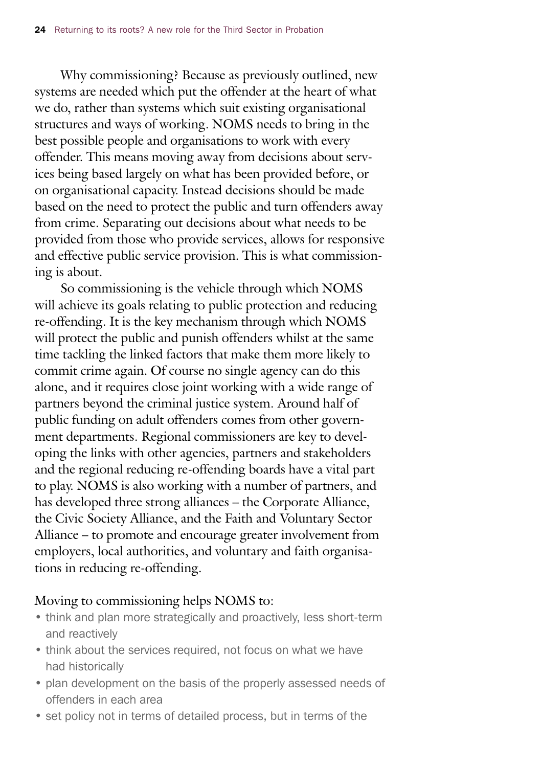Why commissioning? Because as previously outlined, new systems are needed which put the offender at the heart of what we do, rather than systems which suit existing organisational structures and ways of working. NOMS needs to bring in the best possible people and organisations to work with every offender. This means moving away from decisions about services being based largely on what has been provided before, or on organisational capacity. Instead decisions should be made based on the need to protect the public and turn offenders away from crime. Separating out decisions about what needs to be provided from those who provide services, allows for responsive and effective public service provision. This is what commissioning is about.

So commissioning is the vehicle through which NOMS will achieve its goals relating to public protection and reducing re-offending. It is the key mechanism through which NOMS will protect the public and punish offenders whilst at the same time tackling the linked factors that make them more likely to commit crime again. Of course no single agency can do this alone, and it requires close joint working with a wide range of partners beyond the criminal justice system. Around half of public funding on adult offenders comes from other government departments. Regional commissioners are key to developing the links with other agencies, partners and stakeholders and the regional reducing re-offending boards have a vital part to play. NOMS is also working with a number of partners, and has developed three strong alliances – the Corporate Alliance, the Civic Society Alliance, and the Faith and Voluntary Sector Alliance – to promote and encourage greater involvement from employers, local authorities, and voluntary and faith organisations in reducing re-offending.

Moving to commissioning helps NOMS to:

- think and plan more strategically and proactively, less short-term and reactively
- think about the services required, not focus on what we have had historically
- plan development on the basis of the properly assessed needs of offenders in each area
- set policy not in terms of detailed process, but in terms of the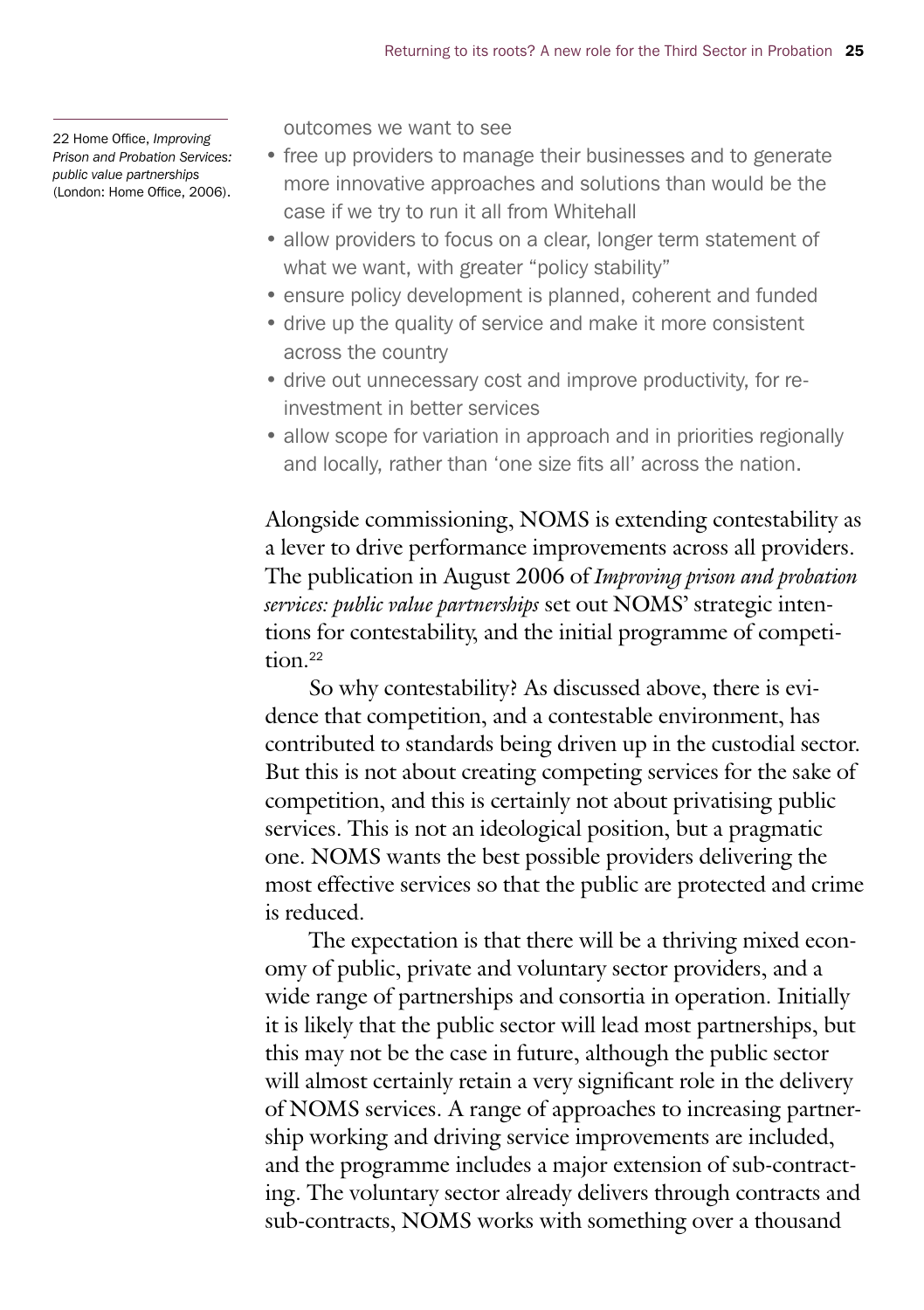outcomes we want to see

- free up providers to manage their businesses and to generate more innovative approaches and solutions than would be the case if we try to run it all from Whitehall
- allow providers to focus on a clear, longer term statement of what we want, with greater "policy stability"
- ensure policy development is planned, coherent and funded
- drive up the quality of service and make it more consistent across the country
- drive out unnecessary cost and improve productivity, for re-investment in better services
- allow scope for variation in approach and in priorities regionally and locally, rather than 'one size fits all' across the nation.

Alongside commissioning, NOMS is extending contestability as a lever to drive performance improvements across all providers. The publication in August 2006 of *Improving prison and probation services: public value partnerships* set out NOMS' strategic intentions for contestability, and the initial programme of competition.[22]

So why contestability? As discussed above, there is evidence that competition, and a contestable environment, has contributed to standards being driven up in the custodial sector. But this is not about creating competing services for the sake of competition, and this is certainly not about privatising public services. This is not an ideological position, but a pragmatic one. NOMS wants the best possible providers delivering the most effective services so that the public are protected and crime is reduced.

The expectation is that there will be a thriving mixed economy of public, private and voluntary sector providers, and a wide range of partnerships and consortia in operation. Initially it is likely that the public sector will lead most partnerships, but this may not be the case in future, although the public sector will almost certainly retain a very significant role in the delivery of NOMS services. A range of approaches to increasing partnership working and driving service improvements are included, and the programme includes a major extension of sub-contracting. The voluntary sector already delivers through contracts and sub-contracts, NOMS works with something over a thousand

22 Home Office, *Improving Prison and Probation Services: public value partnerships* (London: Home Office, 2006).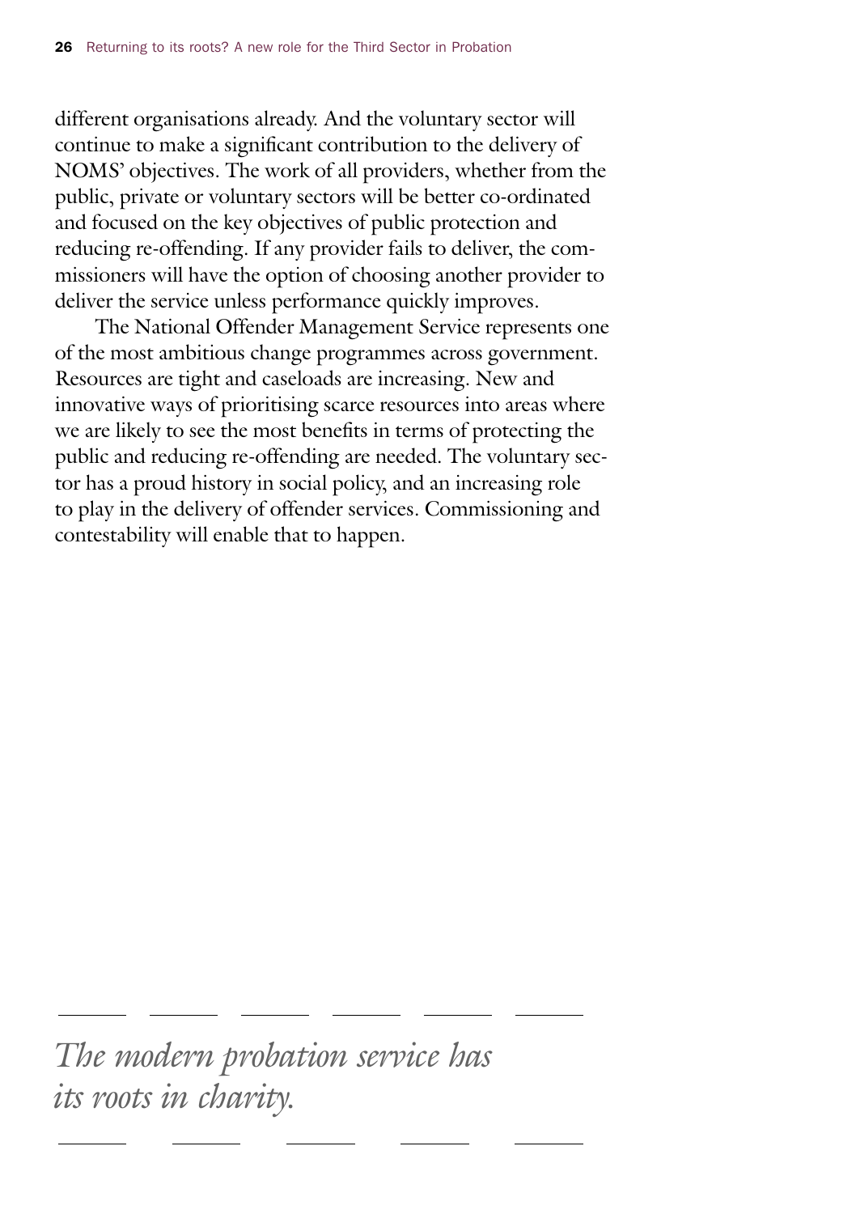different organisations already. And the voluntary sector will continue to make a significant contribution to the delivery of NOMS' objectives. The work of all providers, whether from the public, private or voluntary sectors will be better co-ordinated and focused on the key objectives of public protection and reducing re-offending. If any provider fails to deliver, the commissioners will have the option of choosing another provider to deliver the service unless performance quickly improves.

The National Offender Management Service represents one of the most ambitious change programmes across government. Resources are tight and caseloads are increasing. New and innovative ways of prioritising scarce resources into areas where we are likely to see the most benefits in terms of protecting the public and reducing re-offending are needed. The voluntary sector has a proud history in social policy, and an increasing role to play in the delivery of offender services. Commissioning and contestability will enable that to happen.

*The modern probation service has its roots in charity.*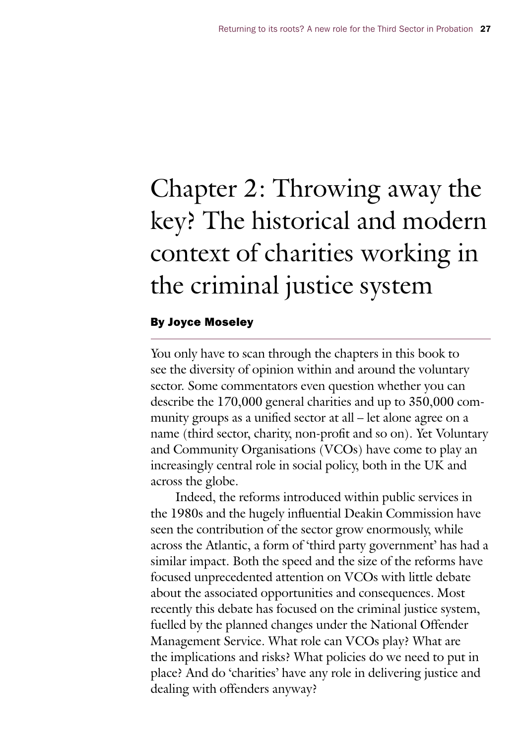# Chapter 2: Throwing away the key? The historical and modern context of charities working in the criminal justice system

**By Joyce Moseley**

You only have to scan through the chapters in this book to see the diversity of opinion within and around the voluntary sector. Some commentators even question whether you can describe the 170,000 general charities and up to 350,000 community groups as a unified sector at all – let alone agree on a name (third sector, charity, non-profit and so on). Yet Voluntary and Community Organisations (VCOs) have come to play an increasingly central role in social policy, both in the UK and across the globe.

Indeed, the reforms introduced within public services in the 1980s and the hugely influential Deakin Commission have seen the contribution of the sector grow enormously, while across the Atlantic, a form of 'third party government' has had a similar impact. Both the speed and the size of the reforms have focused unprecedented attention on VCOs with little debate about the associated opportunities and consequences. Most recently this debate has focused on the criminal justice system, fuelled by the planned changes under the National Offender Management Service. What role can VCOs play? What are the implications and risks? What policies do we need to put in place? And do 'charities' have any role in delivering justice and dealing with offenders anyway?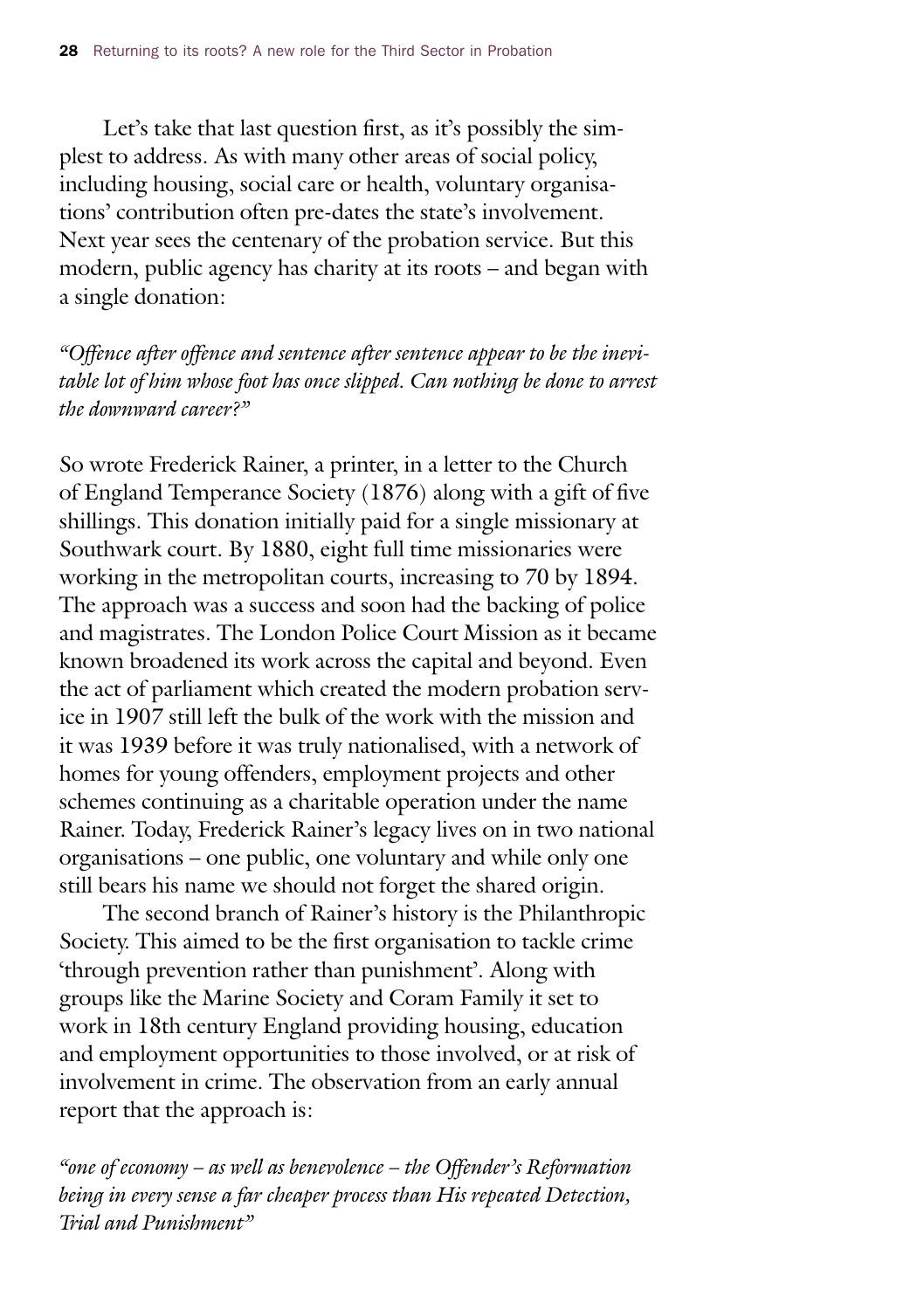Let's take that last question first, as it's possibly the simplest to address. As with many other areas of social policy, including housing, social care or health, voluntary organisations' contribution often pre-dates the state's involvement. Next year sees the centenary of the probation service. But this modern, public agency has charity at its roots – and began with a single donation:

*"Offence after offence and sentence after sentence appear to be the inevitable lot of him whose foot has once slipped. Can nothing be done to arrest the downward career?"*

So wrote Frederick Rainer, a printer, in a letter to the Church of England Temperance Society (1876) along with a gift of five shillings. This donation initially paid for a single missionary at Southwark court. By 1880, eight full time missionaries were working in the metropolitan courts, increasing to 70 by 1894. The approach was a success and soon had the backing of police and magistrates. The London Police Court Mission as it became known broadened its work across the capital and beyond. Even the act of parliament which created the modern probation service in 1907 still left the bulk of the work with the mission and it was 1939 before it was truly nationalised, with a network of homes for young offenders, employment projects and other schemes continuing as a charitable operation under the name Rainer. Today, Frederick Rainer's legacy lives on in two national organisations – one public, one voluntary and while only one still bears his name we should not forget the shared origin.

The second branch of Rainer's history is the Philanthropic Society. This aimed to be the first organisation to tackle crime 'through prevention rather than punishment'. Along with groups like the Marine Society and Coram Family it set to work in 18th century England providing housing, education and employment opportunities to those involved, or at risk of involvement in crime. The observation from an early annual report that the approach is:

*"one of economy – as well as benevolence – the Offender's Reformation being in every sense a far cheaper process than His repeated Detection, Trial and Punishment"*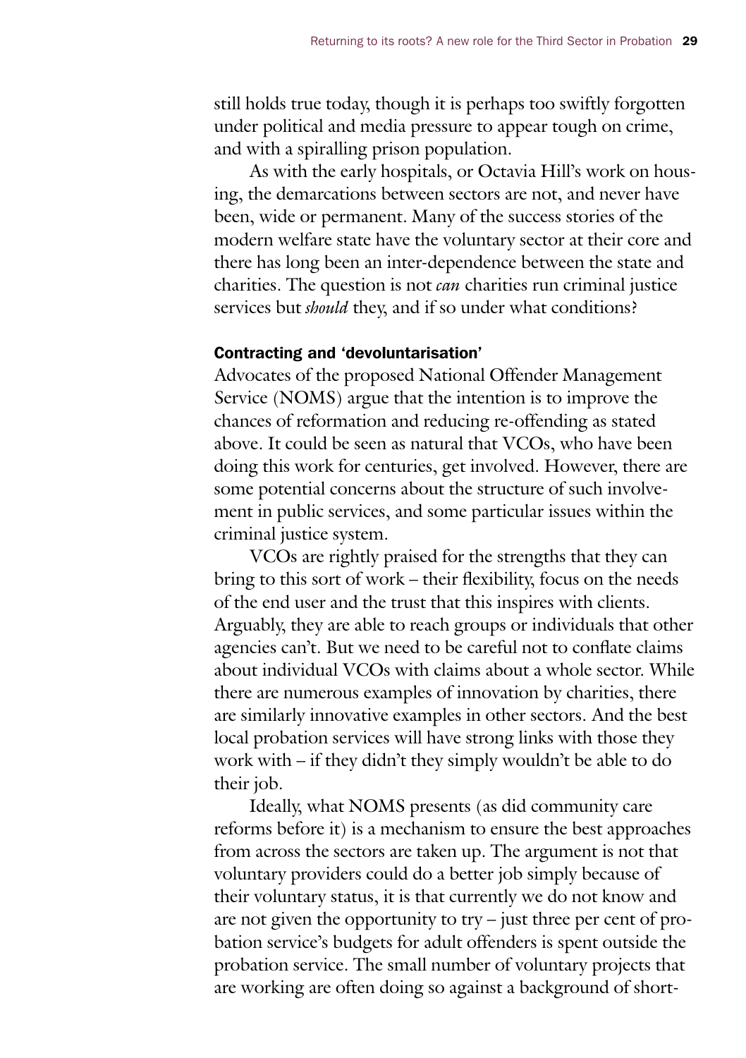still holds true today, though it is perhaps too swiftly forgotten under political and media pressure to appear tough on crime, and with a spiralling prison population.

As with the early hospitals, or Octavia Hill's work on housing, the demarcations between sectors are not, and never have been, wide or permanent. Many of the success stories of the modern welfare state have the voluntary sector at their core and there has long been an inter-dependence between the state and charities. The question is not *can* charities run criminal justice services but *should* they, and if so under what conditions?

### Contracting and 'devoluntarisation'

Advocates of the proposed National Offender Management Service (NOMS) argue that the intention is to improve the chances of reformation and reducing re-offending as stated above. It could be seen as natural that VCOs, who have been doing this work for centuries, get involved. However, there are some potential concerns about the structure of such involvement in public services, and some particular issues within the criminal justice system.

VCOs are rightly praised for the strengths that they can bring to this sort of work – their flexibility, focus on the needs of the end user and the trust that this inspires with clients. Arguably, they are able to reach groups or individuals that other agencies can't. But we need to be careful not to conflate claims about individual VCOs with claims about a whole sector. While there are numerous examples of innovation by charities, there are similarly innovative examples in other sectors. And the best local probation services will have strong links with those they work with – if they didn't they simply wouldn't be able to do their job.

Ideally, what NOMS presents (as did community care reforms before it) is a mechanism to ensure the best approaches from across the sectors are taken up. The argument is not that voluntary providers could do a better job simply because of their voluntary status, it is that currently we do not know and are not given the opportunity to try – just three per cent of probation service's budgets for adult offenders is spent outside the probation service. The small number of voluntary projects that are working are often doing so against a background of short-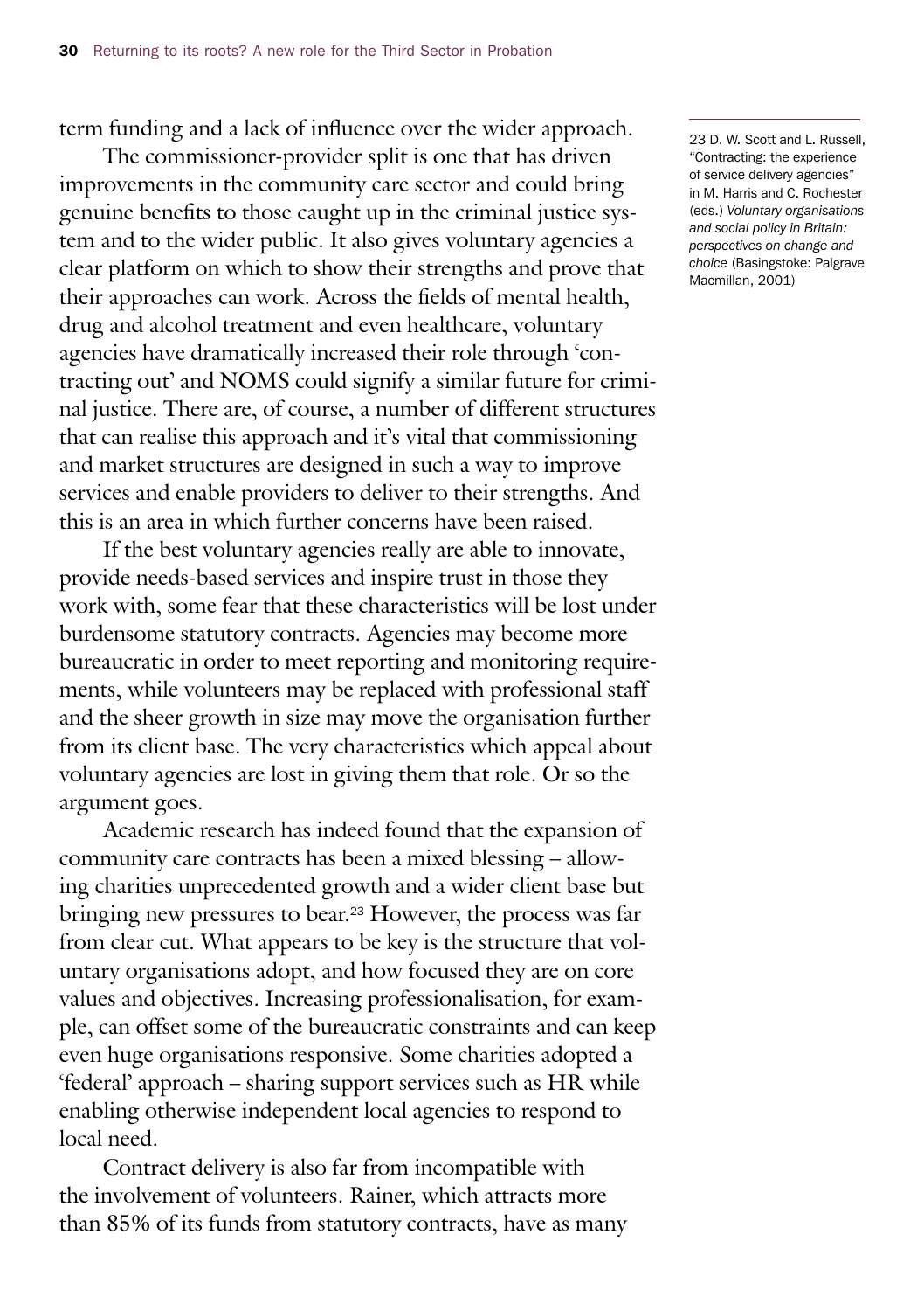term funding and a lack of influence over the wider approach.

The commissioner-provider split is one that has driven improvements in the community care sector and could bring genuine benefits to those caught up in the criminal justice system and to the wider public. It also gives voluntary agencies a clear platform on which to show their strengths and prove that their approaches can work. Across the fields of mental health, drug and alcohol treatment and even healthcare, voluntary agencies have dramatically increased their role through 'contracting out' and NOMS could signify a similar future for criminal justice. There are, of course, a number of different structures that can realise this approach and it's vital that commissioning and market structures are designed in such a way to improve services and enable providers to deliver to their strengths. And this is an area in which further concerns have been raised.

If the best voluntary agencies really are able to innovate, provide needs-based services and inspire trust in those they work with, some fear that these characteristics will be lost under burdensome statutory contracts. Agencies may become more bureaucratic in order to meet reporting and monitoring requirements, while volunteers may be replaced with professional staff and the sheer growth in size may move the organisation further from its client base. The very characteristics which appeal about voluntary agencies are lost in giving them that role. Or so the argument goes.

Academic research has indeed found that the expansion of community care contracts has been a mixed blessing – allowing charities unprecedented growth and a wider client base but bringing new pressures to bear.[23] However, the process was far from clear cut. What appears to be key is the structure that voluntary organisations adopt, and how focused they are on core values and objectives. Increasing professionalisation, for example, can offset some of the bureaucratic constraints and can keep even huge organisations responsive. Some charities adopted a 'federal' approach – sharing support services such as HR while enabling otherwise independent local agencies to respond to local need.

Contract delivery is also far from incompatible with the involvement of volunteers. Rainer, which attracts more than 85% of its funds from statutory contracts, have as many

23 D. W. Scott and L. Russell, "Contracting: the experience of service delivery agencies" in M. Harris and C. Rochester (eds.) *Voluntary organisations and social policy in Britain: perspectives on change and choice* (Basingstoke: Palgrave Macmillan, 2001)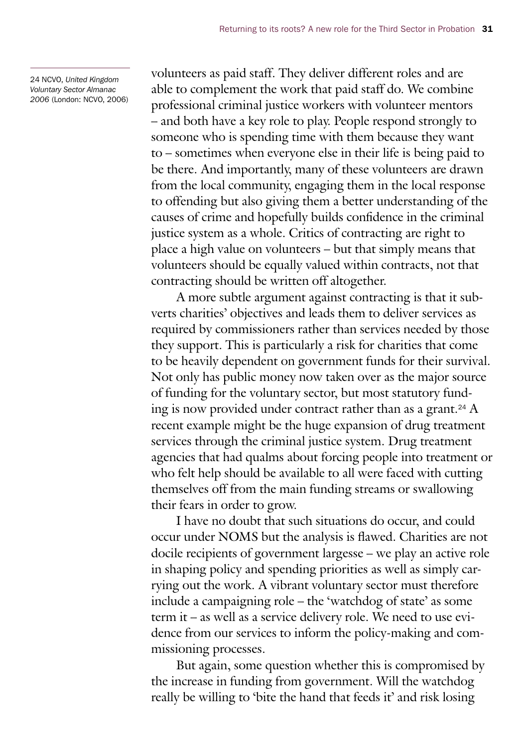volunteers as paid staff. They deliver different roles and are able to complement the work that paid staff do. We combine professional criminal justice workers with volunteer mentors – and both have a key role to play. People respond strongly to someone who is spending time with them because they want to – sometimes when everyone else in their life is being paid to be there. And importantly, many of these volunteers are drawn from the local community, engaging them in the local response to offending but also giving them a better understanding of the causes of crime and hopefully builds confidence in the criminal justice system as a whole. Critics of contracting are right to place a high value on volunteers – but that simply means that volunteers should be equally valued within contracts, not that contracting should be written off altogether.

A more subtle argument against contracting is that it subverts charities' objectives and leads them to deliver services as required by commissioners rather than services needed by those they support. This is particularly a risk for charities that come to be heavily dependent on government funds for their survival. Not only has public money now taken over as the major source of funding for the voluntary sector, but most statutory funding is now provided under contract rather than as a grant.[24] A recent example might be the huge expansion of drug treatment services through the criminal justice system. Drug treatment agencies that had qualms about forcing people into treatment or who felt help should be available to all were faced with cutting themselves off from the main funding streams or swallowing their fears in order to grow.

I have no doubt that such situations do occur, and could occur under NOMS but the analysis is flawed. Charities are not docile recipients of government largesse – we play an active role in shaping policy and spending priorities as well as simply carrying out the work. A vibrant voluntary sector must therefore include a campaigning role – the 'watchdog of state' as some term it – as well as a service delivery role. We need to use evidence from our services to inform the policy-making and commissioning processes.

But again, some question whether this is compromised by the increase in funding from government. Will the watchdog really be willing to 'bite the hand that feeds it' and risk losing

24 NCVO, *United Kingdom Voluntary Sector Almanac 2006* (London: NCVO, 2006)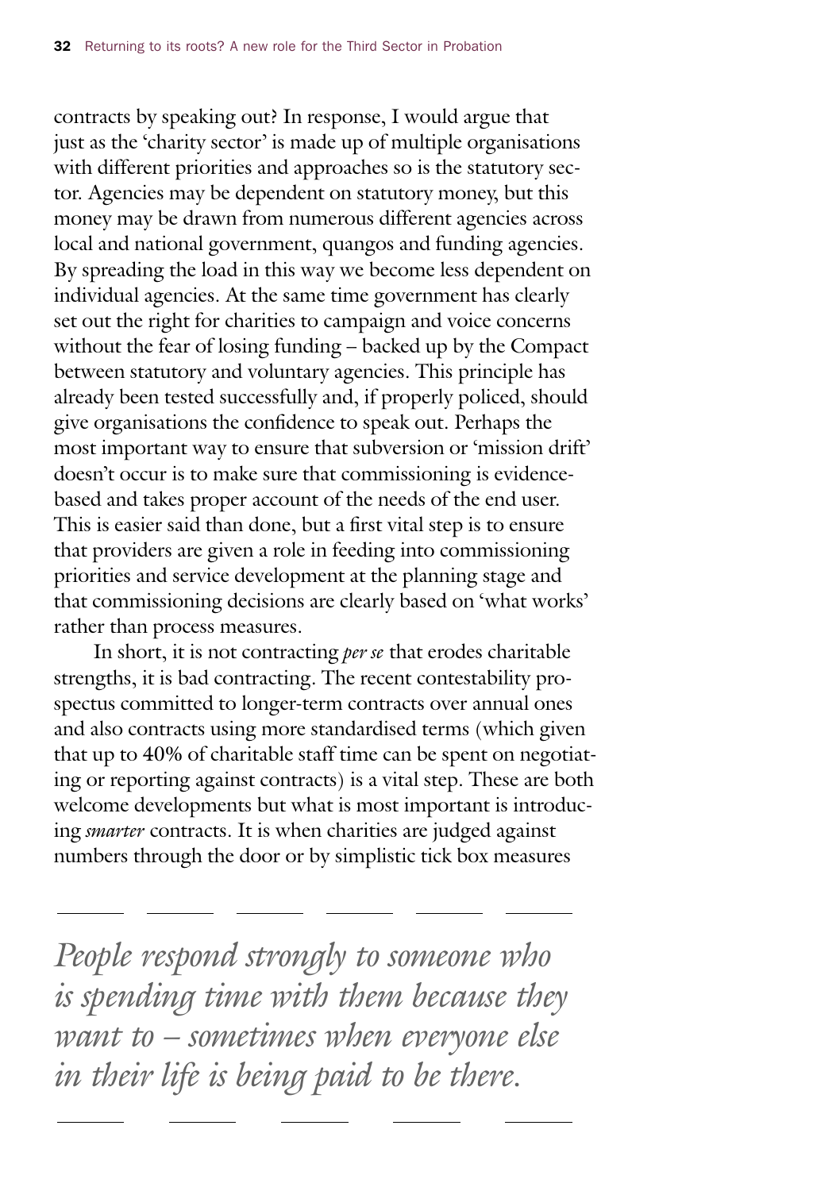contracts by speaking out? In response, I would argue that just as the 'charity sector' is made up of multiple organisations with different priorities and approaches so is the statutory sector. Agencies may be dependent on statutory money, but this money may be drawn from numerous different agencies across local and national government, quangos and funding agencies. By spreading the load in this way we become less dependent on individual agencies. At the same time government has clearly set out the right for charities to campaign and voice concerns without the fear of losing funding – backed up by the Compact between statutory and voluntary agencies. This principle has already been tested successfully and, if properly policed, should give organisations the confidence to speak out. Perhaps the most important way to ensure that subversion or 'mission drift' doesn't occur is to make sure that commissioning is evidence-based and takes proper account of the needs of the end user. This is easier said than done, but a first vital step is to ensure that providers are given a role in feeding into commissioning priorities and service development at the planning stage and that commissioning decisions are clearly based on 'what works' rather than process measures.

In short, it is not contracting *per se* that erodes charitable strengths, it is bad contracting. The recent contestability prospectus committed to longer-term contracts over annual ones and also contracts using more standardised terms (which given that up to 40% of charitable staff time can be spent on negotiating or reporting against contracts) is a vital step. These are both welcome developments but what is most important is introducing *smarter* contracts. It is when charities are judged against numbers through the door or by simplistic tick box measures

*People respond strongly to someone who is spending time with them because they want to – sometimes when everyone else in their life is being paid to be there.*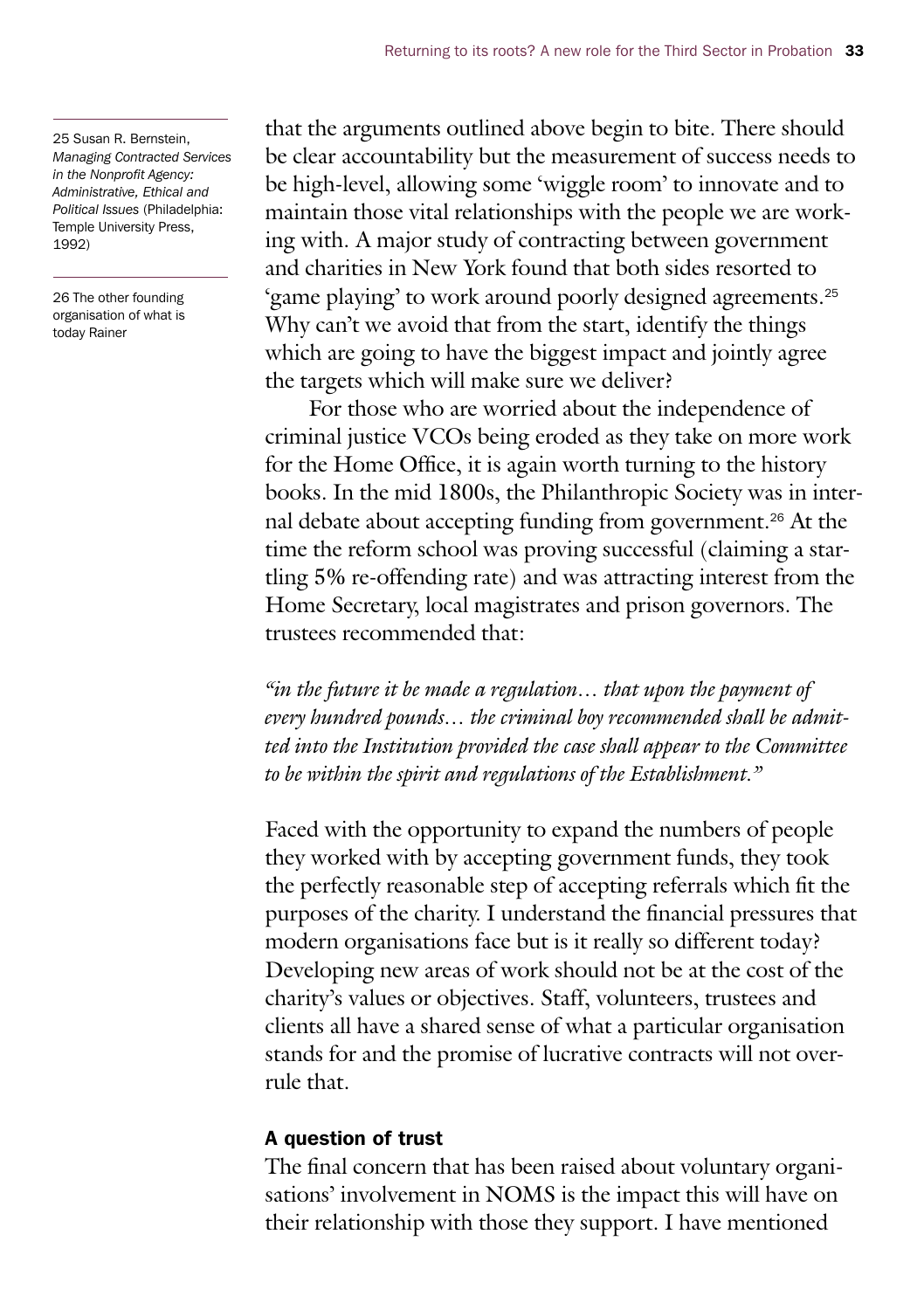that the arguments outlined above begin to bite. There should be clear accountability but the measurement of success needs to be high-level, allowing some 'wiggle room' to innovate and to maintain those vital relationships with the people we are working with. A major study of contracting between government and charities in New York found that both sides resorted to 'game playing' to work around poorly designed agreements.[25] Why can't we avoid that from the start, identify the things which are going to have the biggest impact and jointly agree the targets which will make sure we deliver?

For those who are worried about the independence of criminal justice VCOs being eroded as they take on more work for the Home Office, it is again worth turning to the history books. In the mid 1800s, the Philanthropic Society was in internal debate about accepting funding from government.[26] At the time the reform school was proving successful (claiming a startling 5% re-offending rate) and was attracting interest from the Home Secretary, local magistrates and prison governors. The trustees recommended that:

*"in the future it be made a regulation… that upon the payment of every hundred pounds… the criminal boy recommended shall be admitted into the Institution provided the case shall appear to the Committee to be within the spirit and regulations of the Establishment."*

Faced with the opportunity to expand the numbers of people they worked with by accepting government funds, they took the perfectly reasonable step of accepting referrals which fit the purposes of the charity. I understand the financial pressures that modern organisations face but is it really so different today? Developing new areas of work should not be at the cost of the charity's values or objectives. Staff, volunteers, trustees and clients all have a shared sense of what a particular organisation stands for and the promise of lucrative contracts will not overrule that.

### A question of trust

The final concern that has been raised about voluntary organisations' involvement in NOMS is the impact this will have on their relationship with those they support. I have mentioned

---

25 Susan R. Bernstein, *Managing Contracted Services in the Nonprofit Agency: Administrative, Ethical and Political Issues* (Philadelphia: Temple University Press, 1992)

26 The other founding organisation of what is today Rainer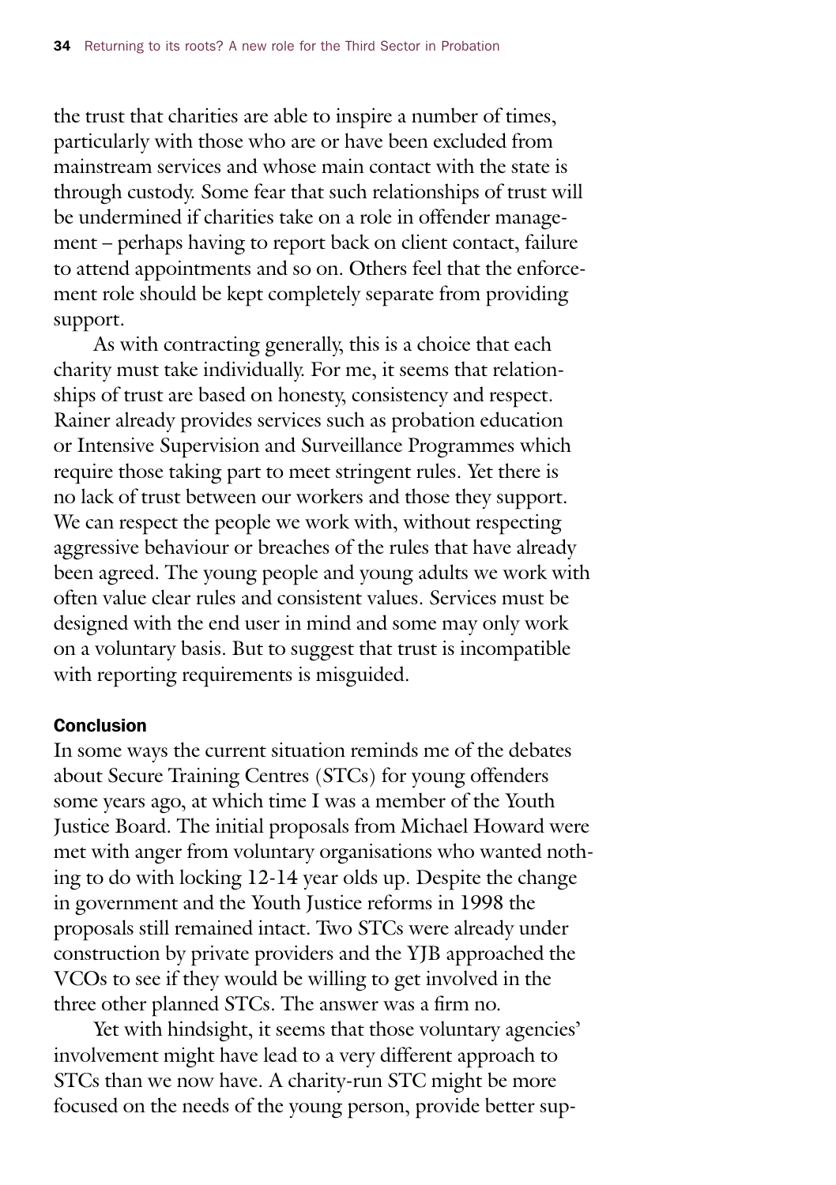the trust that charities are able to inspire a number of times, particularly with those who are or have been excluded from mainstream services and whose main contact with the state is through custody. Some fear that such relationships of trust will be undermined if charities take on a role in offender management – perhaps having to report back on client contact, failure to attend appointments and so on. Others feel that the enforcement role should be kept completely separate from providing support.

As with contracting generally, this is a choice that each charity must take individually. For me, it seems that relationships of trust are based on honesty, consistency and respect. Rainer already provides services such as probation education or Intensive Supervision and Surveillance Programmes which require those taking part to meet stringent rules. Yet there is no lack of trust between our workers and those they support. We can respect the people we work with, without respecting aggressive behaviour or breaches of the rules that have already been agreed. The young people and young adults we work with often value clear rules and consistent values. Services must be designed with the end user in mind and some may only work on a voluntary basis. But to suggest that trust is incompatible with reporting requirements is misguided.

### Conclusion

In some ways the current situation reminds me of the debates about Secure Training Centres (STCs) for young offenders some years ago, at which time I was a member of the Youth Justice Board. The initial proposals from Michael Howard were met with anger from voluntary organisations who wanted nothing to do with locking 12-14 year olds up. Despite the change in government and the Youth Justice reforms in 1998 the proposals still remained intact. Two STCs were already under construction by private providers and the YJB approached the VCOs to see if they would be willing to get involved in the three other planned STCs. The answer was a firm no.

Yet with hindsight, it seems that those voluntary agencies' involvement might have lead to a very different approach to STCs than we now have. A charity-run STC might be more focused on the needs of the young person, provide better sup-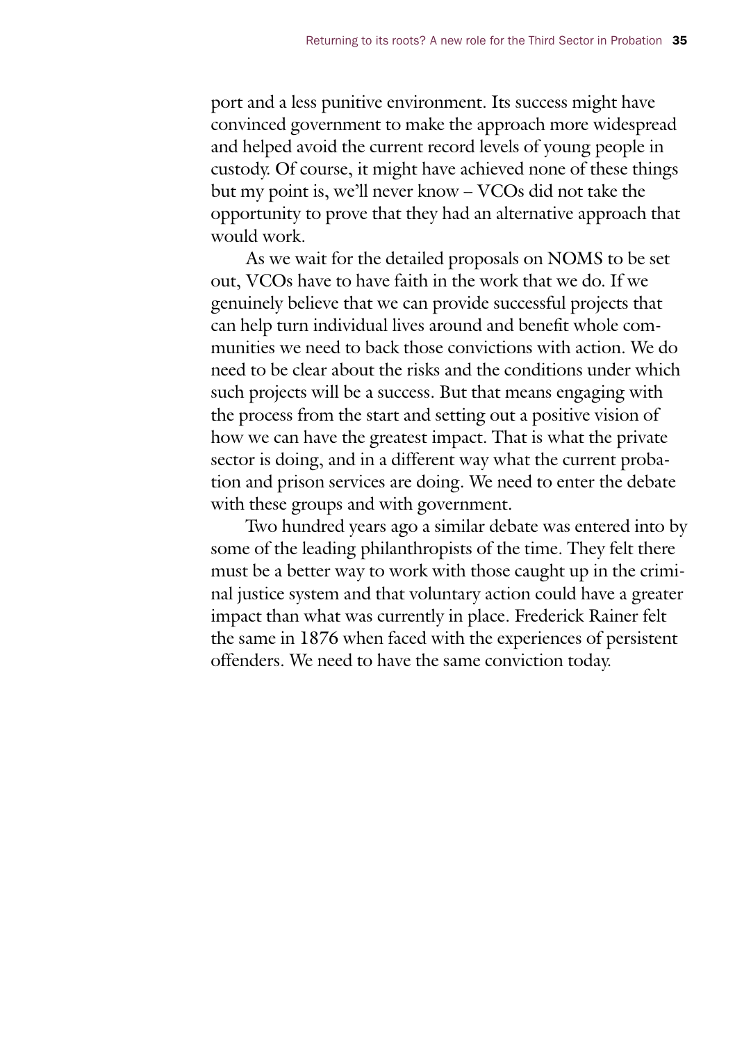port and a less punitive environment. Its success might have convinced government to make the approach more widespread and helped avoid the current record levels of young people in custody. Of course, it might have achieved none of these things but my point is, we'll never know – VCOs did not take the opportunity to prove that they had an alternative approach that would work.

As we wait for the detailed proposals on NOMS to be set out, VCOs have to have faith in the work that we do. If we genuinely believe that we can provide successful projects that can help turn individual lives around and benefit whole communities we need to back those convictions with action. We do need to be clear about the risks and the conditions under which such projects will be a success. But that means engaging with the process from the start and setting out a positive vision of how we can have the greatest impact. That is what the private sector is doing, and in a different way what the current probation and prison services are doing. We need to enter the debate with these groups and with government.

Two hundred years ago a similar debate was entered into by some of the leading philanthropists of the time. They felt there must be a better way to work with those caught up in the criminal justice system and that voluntary action could have a greater impact than what was currently in place. Frederick Rainer felt the same in 1876 when faced with the experiences of persistent offenders. We need to have the same conviction today.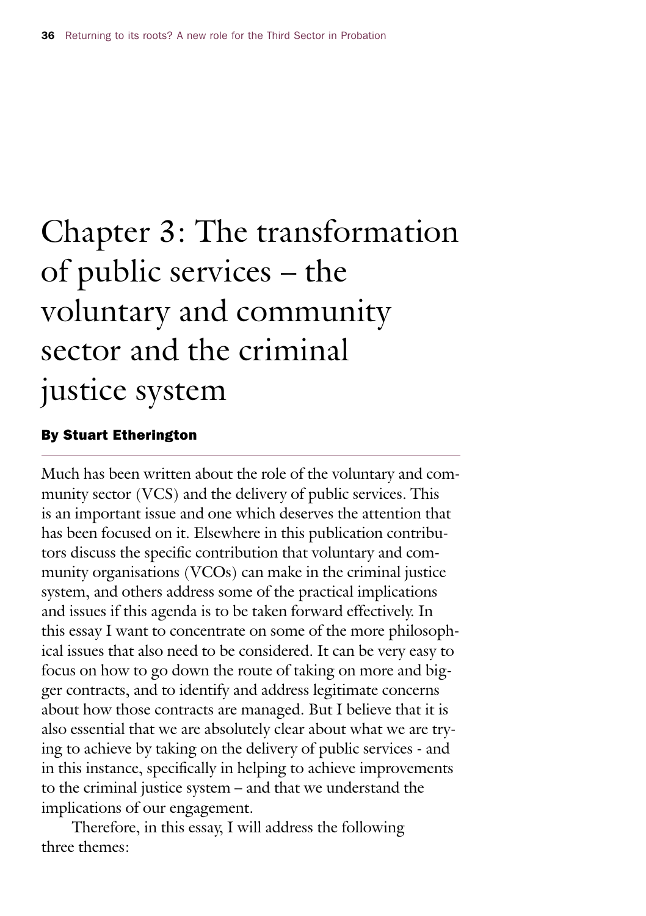# Chapter 3: The transformation of public services – the voluntary and community sector and the criminal justice system

**By Stuart Etherington**

Much has been written about the role of the voluntary and community sector (VCS) and the delivery of public services. This is an important issue and one which deserves the attention that has been focused on it. Elsewhere in this publication contributors discuss the specific contribution that voluntary and community organisations (VCOs) can make in the criminal justice system, and others address some of the practical implications and issues if this agenda is to be taken forward effectively. In this essay I want to concentrate on some of the more philosophical issues that also need to be considered. It can be very easy to focus on how to go down the route of taking on more and bigger contracts, and to identify and address legitimate concerns about how those contracts are managed. But I believe that it is also essential that we are absolutely clear about what we are trying to achieve by taking on the delivery of public services - and in this instance, specifically in helping to achieve improvements to the criminal justice system – and that we understand the implications of our engagement.

Therefore, in this essay, I will address the following three themes: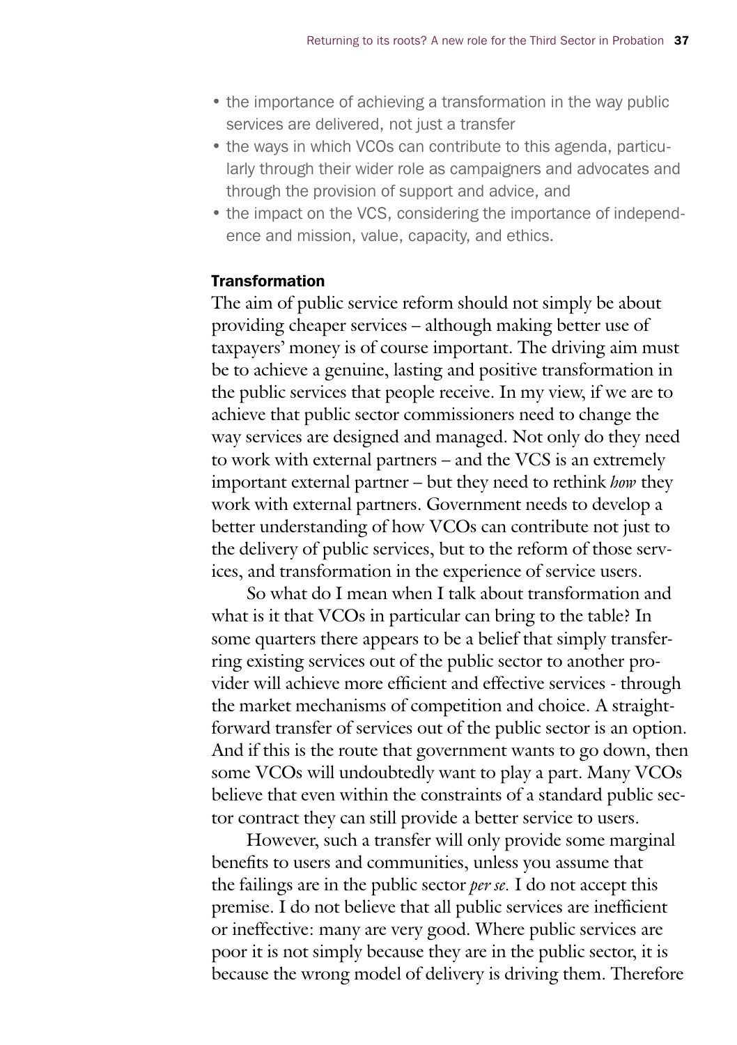- the importance of achieving a transformation in the way public services are delivered, not just a transfer
- the ways in which VCOs can contribute to this agenda, particularly through their wider role as campaigners and advocates and through the provision of support and advice, and
- the impact on the VCS, considering the importance of independence and mission, value, capacity, and ethics.

### Transformation

The aim of public service reform should not simply be about providing cheaper services – although making better use of taxpayers' money is of course important. The driving aim must be to achieve a genuine, lasting and positive transformation in the public services that people receive. In my view, if we are to achieve that public sector commissioners need to change the way services are designed and managed. Not only do they need to work with external partners – and the VCS is an extremely important external partner – but they need to rethink *how* they work with external partners. Government needs to develop a better understanding of how VCOs can contribute not just to the delivery of public services, but to the reform of those services, and transformation in the experience of service users.

So what do I mean when I talk about transformation and what is it that VCOs in particular can bring to the table? In some quarters there appears to be a belief that simply transferring existing services out of the public sector to another provider will achieve more efficient and effective services - through the market mechanisms of competition and choice. A straightforward transfer of services out of the public sector is an option. And if this is the route that government wants to go down, then some VCOs will undoubtedly want to play a part. Many VCOs believe that even within the constraints of a standard public sector contract they can still provide a better service to users.

However, such a transfer will only provide some marginal benefits to users and communities, unless you assume that the failings are in the public sector *per se.* I do not accept this premise. I do not believe that all public services are inefficient or ineffective: many are very good. Where public services are poor it is not simply because they are in the public sector, it is because the wrong model of delivery is driving them. Therefore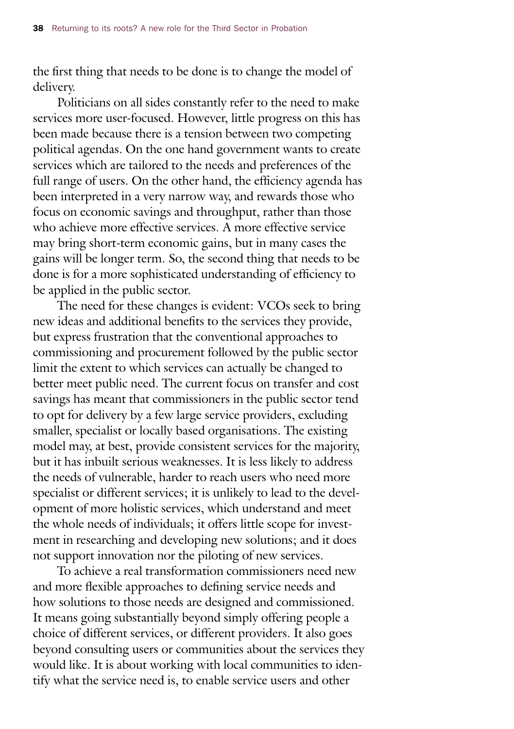the first thing that needs to be done is to change the model of delivery.

Politicians on all sides constantly refer to the need to make services more user-focused. However, little progress on this has been made because there is a tension between two competing political agendas. On the one hand government wants to create services which are tailored to the needs and preferences of the full range of users. On the other hand, the efficiency agenda has been interpreted in a very narrow way, and rewards those who focus on economic savings and throughput, rather than those who achieve more effective services. A more effective service may bring short-term economic gains, but in many cases the gains will be longer term. So, the second thing that needs to be done is for a more sophisticated understanding of efficiency to be applied in the public sector.

The need for these changes is evident: VCOs seek to bring new ideas and additional benefits to the services they provide, but express frustration that the conventional approaches to commissioning and procurement followed by the public sector limit the extent to which services can actually be changed to better meet public need. The current focus on transfer and cost savings has meant that commissioners in the public sector tend to opt for delivery by a few large service providers, excluding smaller, specialist or locally based organisations. The existing model may, at best, provide consistent services for the majority, but it has inbuilt serious weaknesses. It is less likely to address the needs of vulnerable, harder to reach users who need more specialist or different services; it is unlikely to lead to the development of more holistic services, which understand and meet the whole needs of individuals; it offers little scope for investment in researching and developing new solutions; and it does not support innovation nor the piloting of new services.

To achieve a real transformation commissioners need new and more flexible approaches to defining service needs and how solutions to those needs are designed and commissioned. It means going substantially beyond simply offering people a choice of different services, or different providers. It also goes beyond consulting users or communities about the services they would like. It is about working with local communities to identify what the service need is, to enable service users and other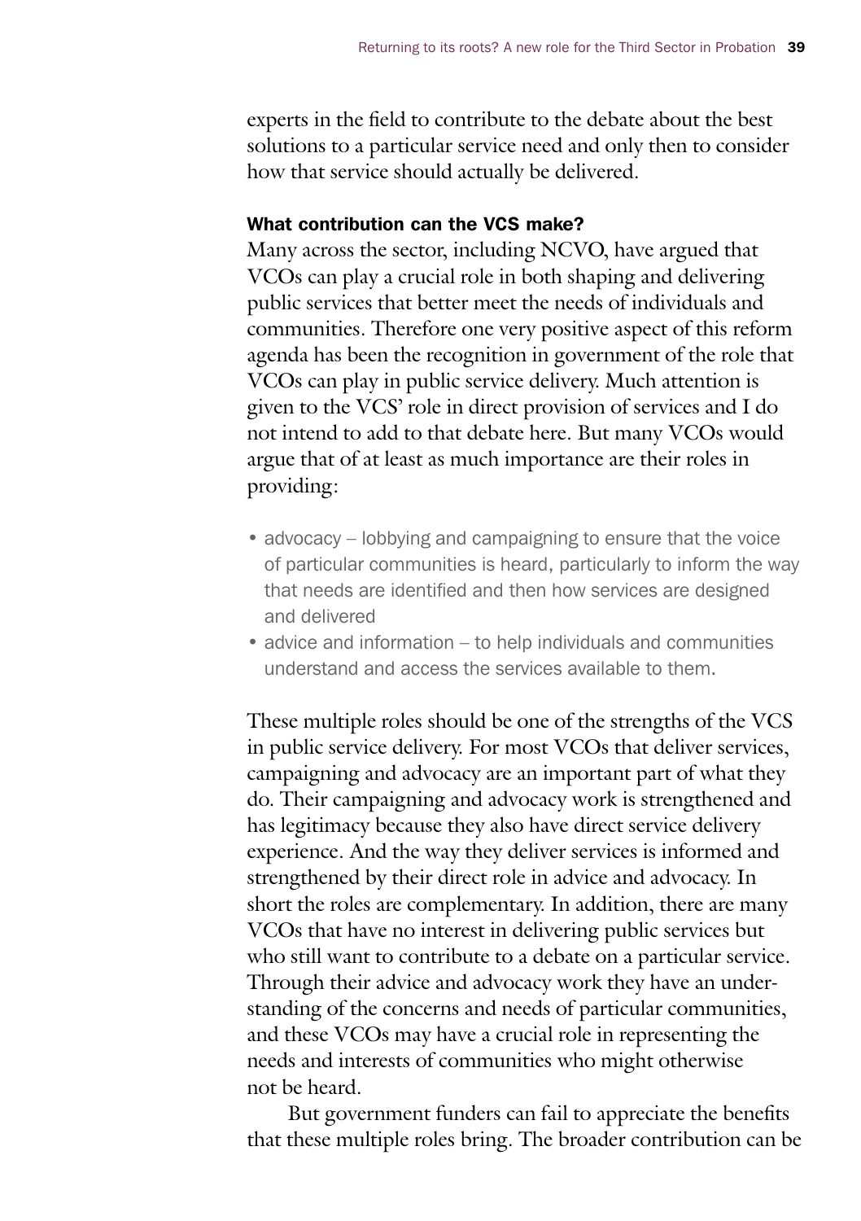experts in the field to contribute to the debate about the best solutions to a particular service need and only then to consider how that service should actually be delivered.

### What contribution can the VCS make?

Many across the sector, including NCVO, have argued that VCOs can play a crucial role in both shaping and delivering public services that better meet the needs of individuals and communities. Therefore one very positive aspect of this reform agenda has been the recognition in government of the role that VCOs can play in public service delivery. Much attention is given to the VCS' role in direct provision of services and I do not intend to add to that debate here. But many VCOs would argue that of at least as much importance are their roles in providing:

- advocacy – lobbying and campaigning to ensure that the voice of particular communities is heard, particularly to inform the way that needs are identified and then how services are designed and delivered
- advice and information – to help individuals and communities understand and access the services available to them.

These multiple roles should be one of the strengths of the VCS in public service delivery. For most VCOs that deliver services, campaigning and advocacy are an important part of what they do. Their campaigning and advocacy work is strengthened and has legitimacy because they also have direct service delivery experience. And the way they deliver services is informed and strengthened by their direct role in advice and advocacy. In short the roles are complementary. In addition, there are many VCOs that have no interest in delivering public services but who still want to contribute to a debate on a particular service. Through their advice and advocacy work they have an understanding of the concerns and needs of particular communities, and these VCOs may have a crucial role in representing the needs and interests of communities who might otherwise not be heard.

But government funders can fail to appreciate the benefits that these multiple roles bring. The broader contribution can be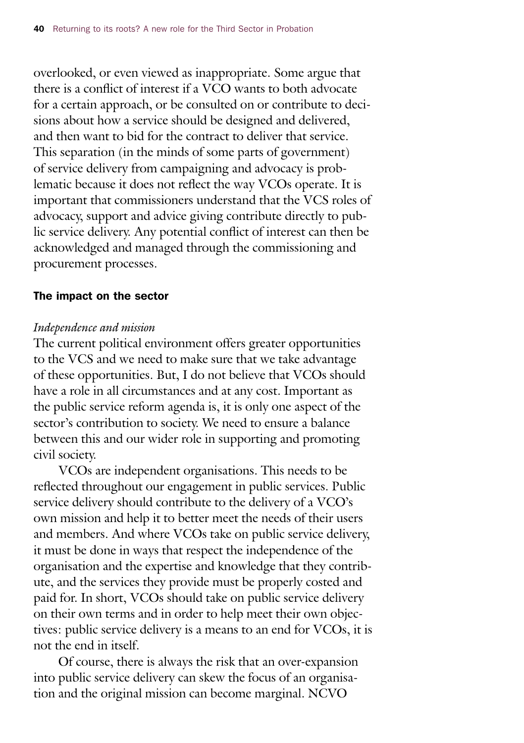overlooked, or even viewed as inappropriate. Some argue that there is a conflict of interest if a VCO wants to both advocate for a certain approach, or be consulted on or contribute to decisions about how a service should be designed and delivered, and then want to bid for the contract to deliver that service. This separation (in the minds of some parts of government) of service delivery from campaigning and advocacy is problematic because it does not reflect the way VCOs operate. It is important that commissioners understand that the VCS roles of advocacy, support and advice giving contribute directly to public service delivery. Any potential conflict of interest can then be acknowledged and managed through the commissioning and procurement processes.

## The impact on the sector

*Independence and mission*

The current political environment offers greater opportunities to the VCS and we need to make sure that we take advantage of these opportunities. But, I do not believe that VCOs should have a role in all circumstances and at any cost. Important as the public service reform agenda is, it is only one aspect of the sector's contribution to society. We need to ensure a balance between this and our wider role in supporting and promoting civil society.

VCOs are independent organisations. This needs to be reflected throughout our engagement in public services. Public service delivery should contribute to the delivery of a VCO's own mission and help it to better meet the needs of their users and members. And where VCOs take on public service delivery, it must be done in ways that respect the independence of the organisation and the expertise and knowledge that they contribute, and the services they provide must be properly costed and paid for. In short, VCOs should take on public service delivery on their own terms and in order to help meet their own objectives: public service delivery is a means to an end for VCOs, it is not the end in itself.

Of course, there is always the risk that an over-expansion into public service delivery can skew the focus of an organisation and the original mission can become marginal. NCVO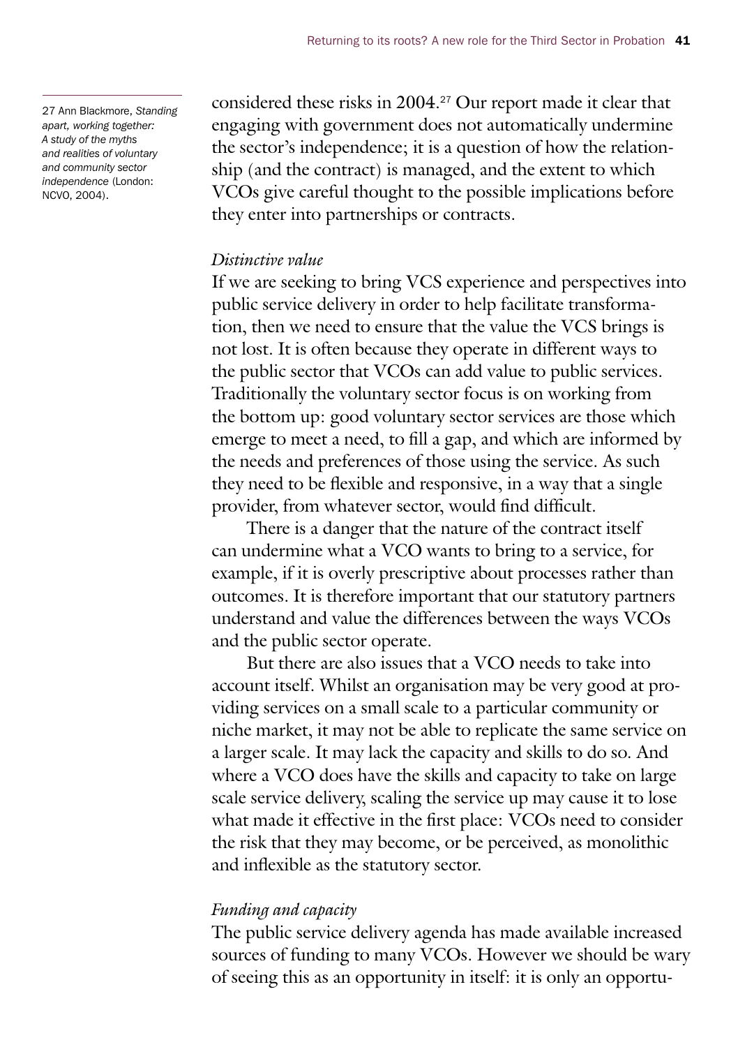considered these risks in 2004.[27] Our report made it clear that engaging with government does not automatically undermine the sector's independence; it is a question of how the relationship (and the contract) is managed, and the extent to which VCOs give careful thought to the possible implications before they enter into partnerships or contracts.

27 Ann Blackmore, *Standing apart, working together: A study of the myths and realities of voluntary and community sector independence* (London: NCVO, 2004).

*Distinctive value*

If we are seeking to bring VCS experience and perspectives into public service delivery in order to help facilitate transformation, then we need to ensure that the value the VCS brings is not lost. It is often because they operate in different ways to the public sector that VCOs can add value to public services. Traditionally the voluntary sector focus is on working from the bottom up: good voluntary sector services are those which emerge to meet a need, to fill a gap, and which are informed by the needs and preferences of those using the service. As such they need to be flexible and responsive, in a way that a single provider, from whatever sector, would find difficult.

There is a danger that the nature of the contract itself can undermine what a VCO wants to bring to a service, for example, if it is overly prescriptive about processes rather than outcomes. It is therefore important that our statutory partners understand and value the differences between the ways VCOs and the public sector operate.

But there are also issues that a VCO needs to take into account itself. Whilst an organisation may be very good at providing services on a small scale to a particular community or niche market, it may not be able to replicate the same service on a larger scale. It may lack the capacity and skills to do so. And where a VCO does have the skills and capacity to take on large scale service delivery, scaling the service up may cause it to lose what made it effective in the first place: VCOs need to consider the risk that they may become, or be perceived, as monolithic and inflexible as the statutory sector.

*Funding and capacity*

The public service delivery agenda has made available increased sources of funding to many VCOs. However we should be wary of seeing this as an opportunity in itself: it is only an opportu-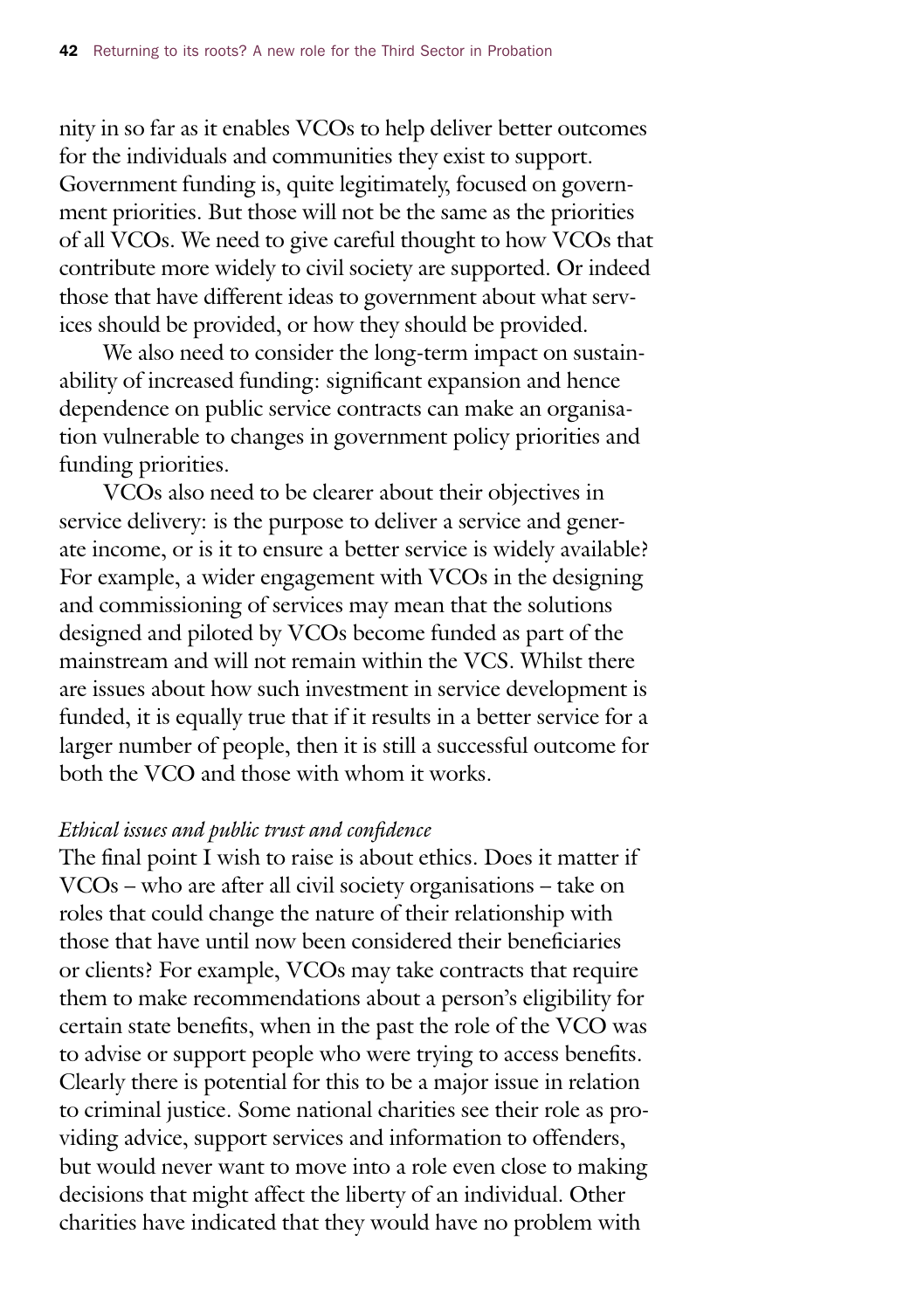nity in so far as it enables VCOs to help deliver better outcomes for the individuals and communities they exist to support. Government funding is, quite legitimately, focused on government priorities. But those will not be the same as the priorities of all VCOs. We need to give careful thought to how VCOs that contribute more widely to civil society are supported. Or indeed those that have different ideas to government about what services should be provided, or how they should be provided.

We also need to consider the long-term impact on sustainability of increased funding: significant expansion and hence dependence on public service contracts can make an organisation vulnerable to changes in government policy priorities and funding priorities.

VCOs also need to be clearer about their objectives in service delivery: is the purpose to deliver a service and generate income, or is it to ensure a better service is widely available? For example, a wider engagement with VCOs in the designing and commissioning of services may mean that the solutions designed and piloted by VCOs become funded as part of the mainstream and will not remain within the VCS. Whilst there are issues about how such investment in service development is funded, it is equally true that if it results in a better service for a larger number of people, then it is still a successful outcome for both the VCO and those with whom it works.

*Ethical issues and public trust and confidence*

The final point I wish to raise is about ethics. Does it matter if VCOs – who are after all civil society organisations – take on roles that could change the nature of their relationship with those that have until now been considered their beneficiaries or clients? For example, VCOs may take contracts that require them to make recommendations about a person's eligibility for certain state benefits, when in the past the role of the VCO was to advise or support people who were trying to access benefits. Clearly there is potential for this to be a major issue in relation to criminal justice. Some national charities see their role as providing advice, support services and information to offenders, but would never want to move into a role even close to making decisions that might affect the liberty of an individual. Other charities have indicated that they would have no problem with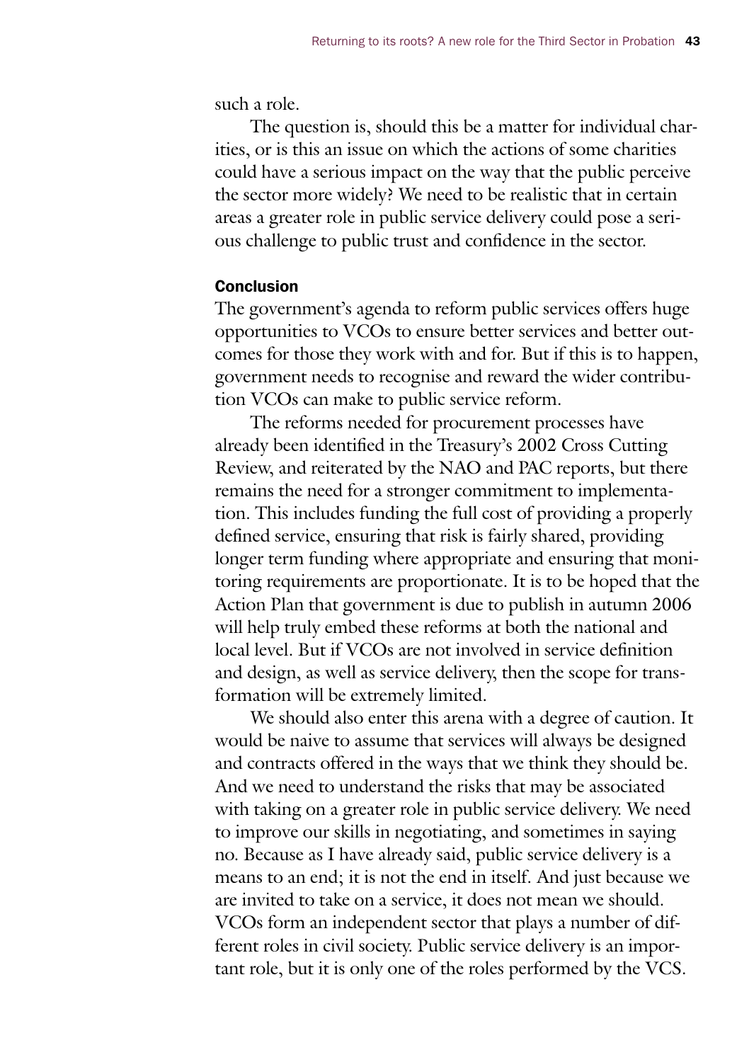such a role.

The question is, should this be a matter for individual charities, or is this an issue on which the actions of some charities could have a serious impact on the way that the public perceive the sector more widely? We need to be realistic that in certain areas a greater role in public service delivery could pose a serious challenge to public trust and confidence in the sector.

### Conclusion

The government's agenda to reform public services offers huge opportunities to VCOs to ensure better services and better outcomes for those they work with and for. But if this is to happen, government needs to recognise and reward the wider contribution VCOs can make to public service reform.

The reforms needed for procurement processes have already been identified in the Treasury's 2002 Cross Cutting Review, and reiterated by the NAO and PAC reports, but there remains the need for a stronger commitment to implementation. This includes funding the full cost of providing a properly defined service, ensuring that risk is fairly shared, providing longer term funding where appropriate and ensuring that monitoring requirements are proportionate. It is to be hoped that the Action Plan that government is due to publish in autumn 2006 will help truly embed these reforms at both the national and local level. But if VCOs are not involved in service definition and design, as well as service delivery, then the scope for transformation will be extremely limited.

We should also enter this arena with a degree of caution. It would be naive to assume that services will always be designed and contracts offered in the ways that we think they should be. And we need to understand the risks that may be associated with taking on a greater role in public service delivery. We need to improve our skills in negotiating, and sometimes in saying no. Because as I have already said, public service delivery is a means to an end; it is not the end in itself. And just because we are invited to take on a service, it does not mean we should. VCOs form an independent sector that plays a number of different roles in civil society. Public service delivery is an important role, but it is only one of the roles performed by the VCS.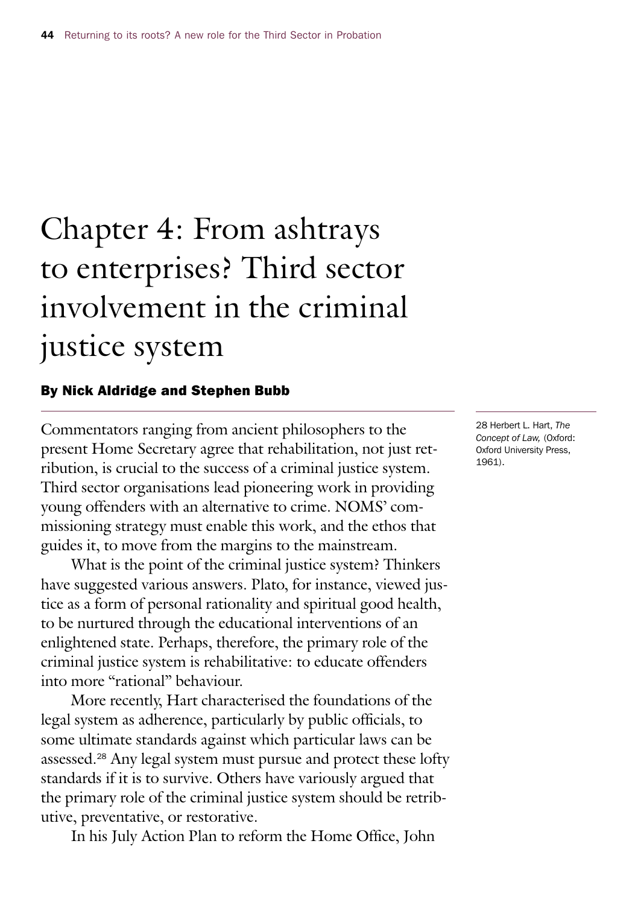# Chapter 4: From ashtrays to enterprises? Third sector involvement in the criminal justice system

**By Nick Aldridge and Stephen Bubb**

Commentators ranging from ancient philosophers to the present Home Secretary agree that rehabilitation, not just retribution, is crucial to the success of a criminal justice system. Third sector organisations lead pioneering work in providing young offenders with an alternative to crime. NOMS' commissioning strategy must enable this work, and the ethos that guides it, to move from the margins to the mainstream.

What is the point of the criminal justice system? Thinkers have suggested various answers. Plato, for instance, viewed justice as a form of personal rationality and spiritual good health, to be nurtured through the educational interventions of an enlightened state. Perhaps, therefore, the primary role of the criminal justice system is rehabilitative: to educate offenders into more "rational" behaviour.

More recently, Hart characterised the foundations of the legal system as adherence, particularly by public officials, to some ultimate standards against which particular laws can be assessed.[28] Any legal system must pursue and protect these lofty standards if it is to survive. Others have variously argued that the primary role of the criminal justice system should be retributive, preventative, or restorative.

In his July Action Plan to reform the Home Office, John

28 Herbert L. Hart, *The Concept of Law,* (Oxford: Oxford University Press, 1961).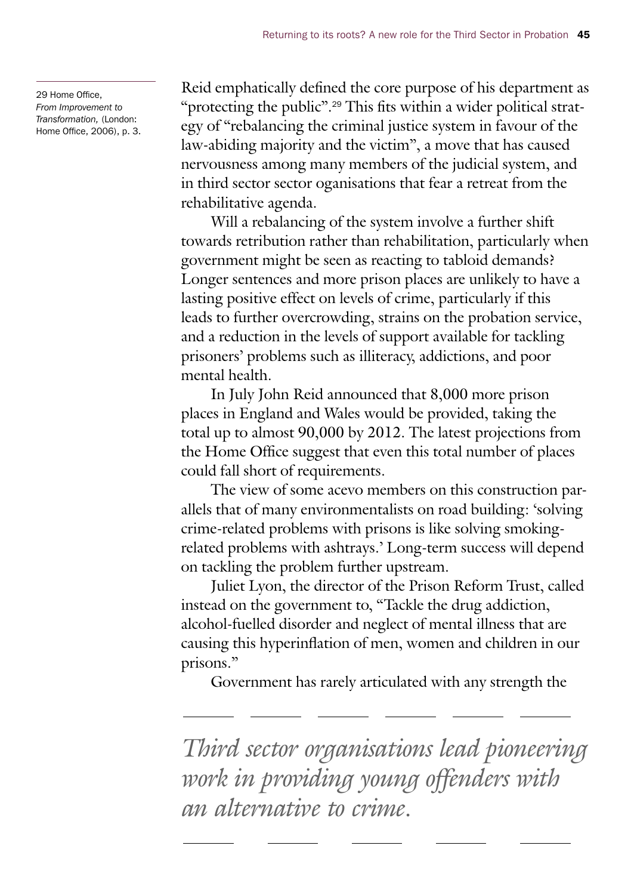Reid emphatically defined the core purpose of his department as "protecting the public".[29] This fits within a wider political strategy of "rebalancing the criminal justice system in favour of the law-abiding majority and the victim", a move that has caused nervousness among many members of the judicial system, and in third sector sector oganisations that fear a retreat from the rehabilitative agenda.

Will a rebalancing of the system involve a further shift towards retribution rather than rehabilitation, particularly when government might be seen as reacting to tabloid demands? Longer sentences and more prison places are unlikely to have a lasting positive effect on levels of crime, particularly if this leads to further overcrowding, strains on the probation service, and a reduction in the levels of support available for tackling prisoners' problems such as illiteracy, addictions, and poor mental health.

In July John Reid announced that 8,000 more prison places in England and Wales would be provided, taking the total up to almost 90,000 by 2012. The latest projections from the Home Office suggest that even this total number of places could fall short of requirements.

The view of some acevo members on this construction parallels that of many environmentalists on road building: 'solving crime-related problems with prisons is like solving smoking-related problems with ashtrays.' Long-term success will depend on tackling the problem further upstream.

Juliet Lyon, the director of the Prison Reform Trust, called instead on the government to, "Tackle the drug addiction, alcohol-fuelled disorder and neglect of mental illness that are causing this hyperinflation of men, women and children in our prisons."

Government has rarely articulated with any strength the

*Third sector organisations lead pioneering work in providing young offenders with an alternative to crime.*

29 Home Office, *From Improvement to Transformation,* (London: Home Office, 2006), p. 3.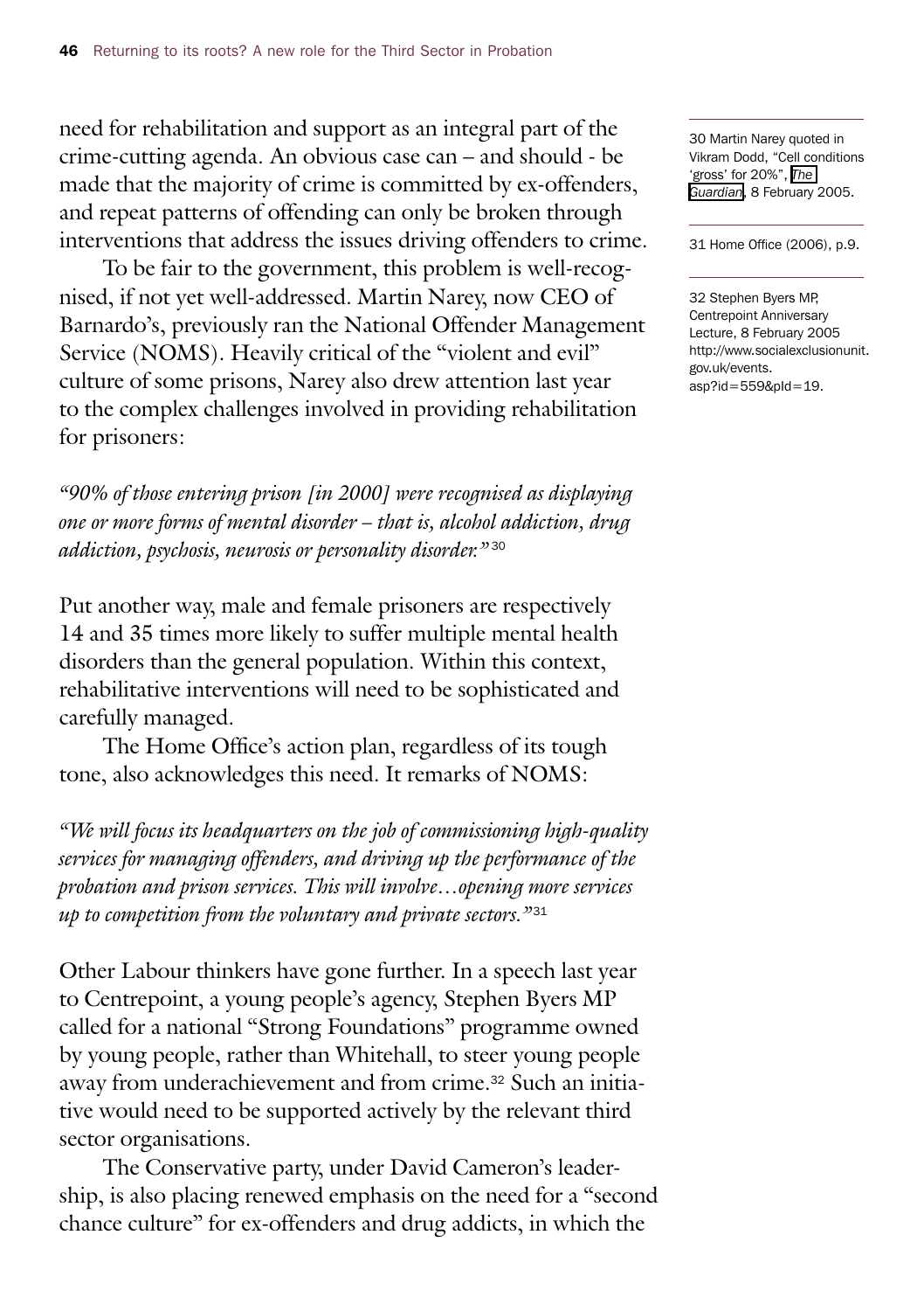need for rehabilitation and support as an integral part of the crime-cutting agenda. An obvious case can – and should - be made that the majority of crime is committed by ex-offenders, and repeat patterns of offending can only be broken through interventions that address the issues driving offenders to crime.

To be fair to the government, this problem is well-recognised, if not yet well-addressed. Martin Narey, now CEO of Barnardo's, previously ran the National Offender Management Service (NOMS). Heavily critical of the "violent and evil" culture of some prisons, Narey also drew attention last year to the complex challenges involved in providing rehabilitation for prisoners:

*"90% of those entering prison [in 2000] were recognised as displaying one or more forms of mental disorder – that is, alcohol addiction, drug addiction, psychosis, neurosis or personality disorder."*[30]

Put another way, male and female prisoners are respectively 14 and 35 times more likely to suffer multiple mental health disorders than the general population. Within this context, rehabilitative interventions will need to be sophisticated and carefully managed.

The Home Office's action plan, regardless of its tough tone, also acknowledges this need. It remarks of NOMS:

*"We will focus its headquarters on the job of commissioning high-quality services for managing offenders, and driving up the performance of the probation and prison services. This will involve…opening more services up to competition from the voluntary and private sectors."*[31]

Other Labour thinkers have gone further. In a speech last year to Centrepoint, a young people's agency, Stephen Byers MP called for a national "Strong Foundations" programme owned by young people, rather than Whitehall, to steer young people away from underachievement and from crime.[32] Such an initiative would need to be supported actively by the relevant third sector organisations.

The Conservative party, under David Cameron's leadership, is also placing renewed emphasis on the need for a "second chance culture" for ex-offenders and drug addicts, in which the

30 Martin Narey quoted in Vikram Dodd, "Cell conditions 'gross' for 20%", *The Guardian*, 8 February 2005.

31 Home Office (2006), p.9.

32 Stephen Byers MP, Centrepoint Anniversary Lecture, 8 February 2005 http://www.socialexclusionunit.gov.uk/events.asp?id=559&pId=19.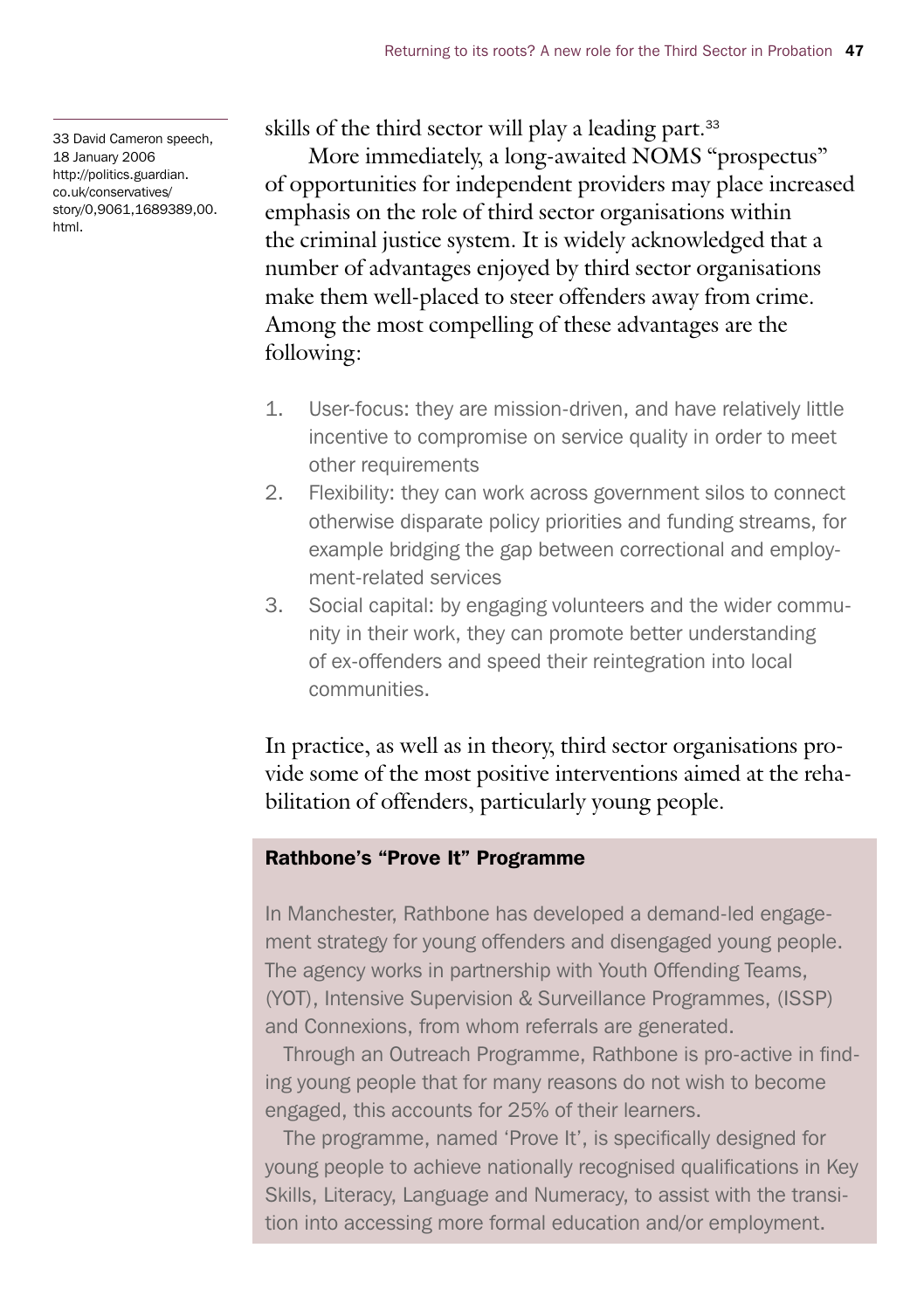skills of the third sector will play a leading part.[33]

More immediately, a long-awaited NOMS "prospectus" of opportunities for independent providers may place increased emphasis on the role of third sector organisations within the criminal justice system. It is widely acknowledged that a number of advantages enjoyed by third sector organisations make them well-placed to steer offenders away from crime. Among the most compelling of these advantages are the following:

1. User-focus: they are mission-driven, and have relatively little incentive to compromise on service quality in order to meet other requirements
2. Flexibility: they can work across government silos to connect otherwise disparate policy priorities and funding streams, for example bridging the gap between correctional and employment-related services
3. Social capital: by engaging volunteers and the wider community in their work, they can promote better understanding of ex-offenders and speed their reintegration into local communities.

In practice, as well as in theory, third sector organisations provide some of the most positive interventions aimed at the rehabilitation of offenders, particularly young people.

**Rathbone's "Prove It" Programme**

In Manchester, Rathbone has developed a demand-led engagement strategy for young offenders and disengaged young people. The agency works in partnership with Youth Offending Teams, (YOT), Intensive Supervision & Surveillance Programmes, (ISSP) and Connexions, from whom referrals are generated.

Through an Outreach Programme, Rathbone is pro-active in finding young people that for many reasons do not wish to become engaged, this accounts for 25% of their learners.

The programme, named 'Prove It', is specifically designed for young people to achieve nationally recognised qualifications in Key Skills, Literacy, Language and Numeracy, to assist with the transition into accessing more formal education and/or employment.

33 David Cameron speech, 18 January 2006 http://politics.guardian.co.uk/conservatives/story/0,9061,1689389,00.html.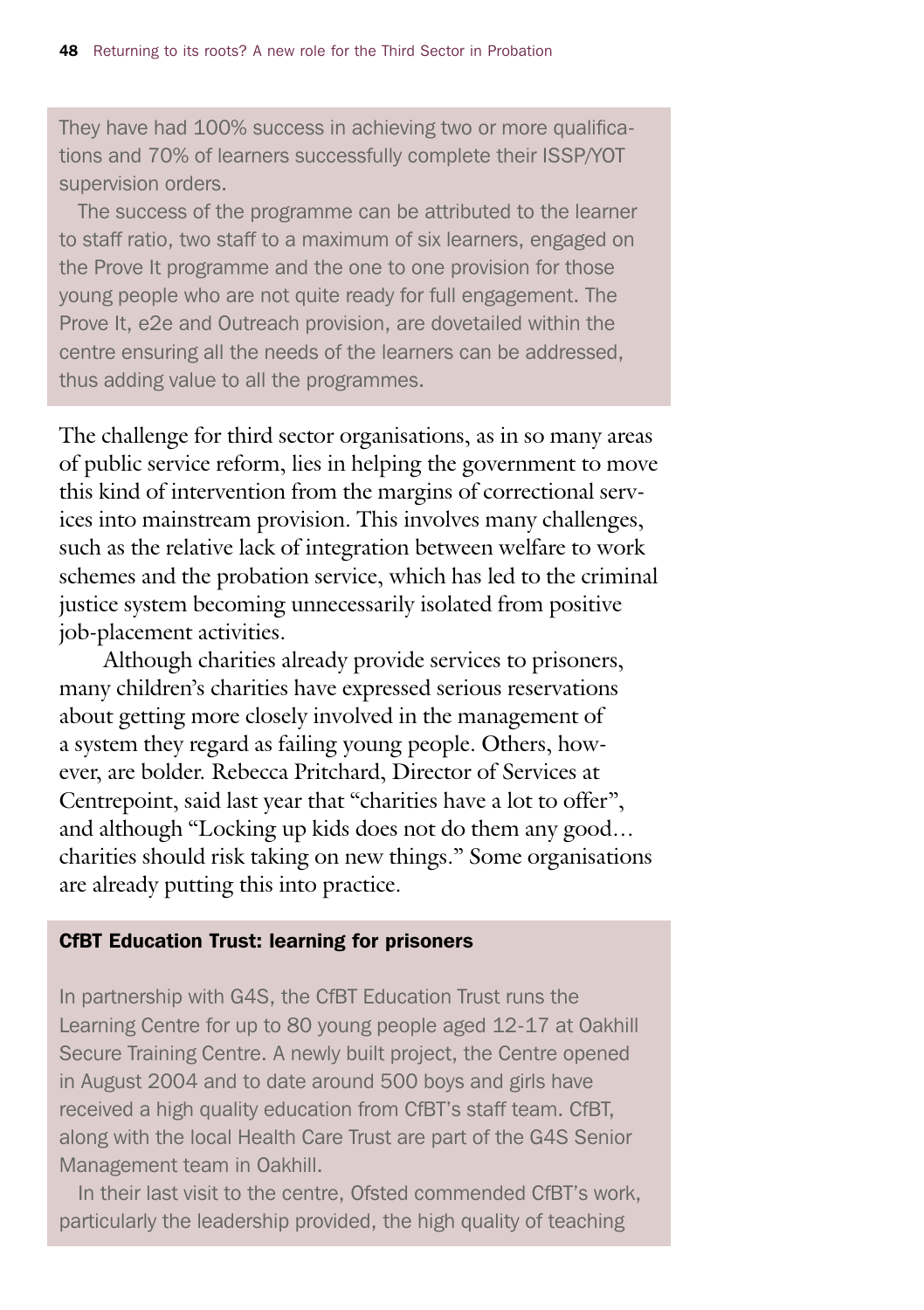They have had 100% success in achieving two or more qualifications and 70% of learners successfully complete their ISSP/YOT supervision orders.

The success of the programme can be attributed to the learner to staff ratio, two staff to a maximum of six learners, engaged on the Prove It programme and the one to one provision for those young people who are not quite ready for full engagement. The Prove It, e2e and Outreach provision, are dovetailed within the centre ensuring all the needs of the learners can be addressed, thus adding value to all the programmes.

The challenge for third sector organisations, as in so many areas of public service reform, lies in helping the government to move this kind of intervention from the margins of correctional services into mainstream provision. This involves many challenges, such as the relative lack of integration between welfare to work schemes and the probation service, which has led to the criminal justice system becoming unnecessarily isolated from positive job-placement activities.

Although charities already provide services to prisoners, many children's charities have expressed serious reservations about getting more closely involved in the management of a system they regard as failing young people. Others, however, are bolder. Rebecca Pritchard, Director of Services at Centrepoint, said last year that "charities have a lot to offer", and although "Locking up kids does not do them any good… charities should risk taking on new things." Some organisations are already putting this into practice.

### CfBT Education Trust: learning for prisoners

In partnership with G4S, the CfBT Education Trust runs the Learning Centre for up to 80 young people aged 12-17 at Oakhill Secure Training Centre. A newly built project, the Centre opened in August 2004 and to date around 500 boys and girls have received a high quality education from CfBT's staff team. CfBT, along with the local Health Care Trust are part of the G4S Senior Management team in Oakhill.

In their last visit to the centre, Ofsted commended CfBT's work, particularly the leadership provided, the high quality of teaching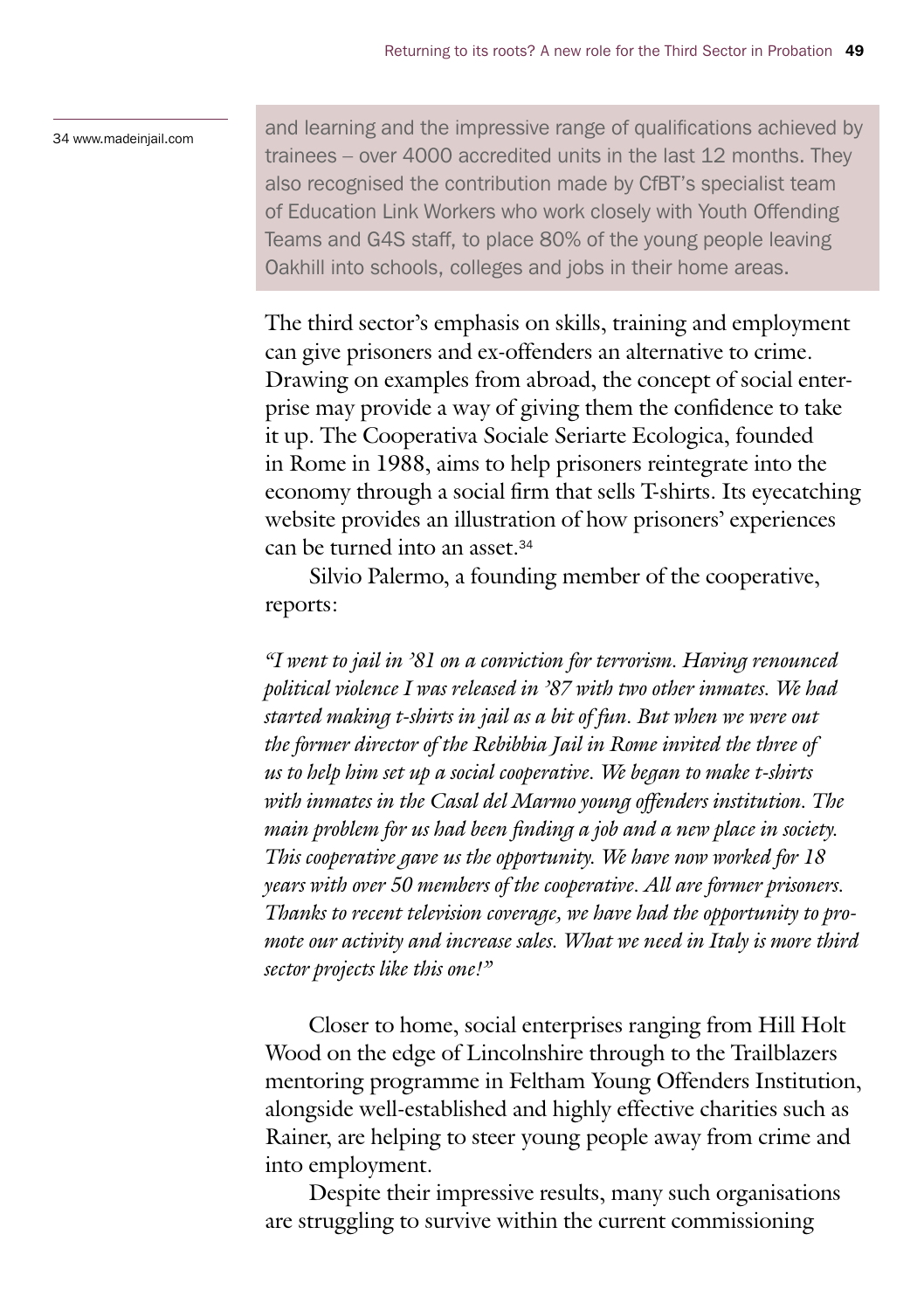and learning and the impressive range of qualifications achieved by trainees – over 4000 accredited units in the last 12 months. They also recognised the contribution made by CfBT's specialist team of Education Link Workers who work closely with Youth Offending Teams and G4S staff, to place 80% of the young people leaving Oakhill into schools, colleges and jobs in their home areas.

The third sector's emphasis on skills, training and employment can give prisoners and ex-offenders an alternative to crime. Drawing on examples from abroad, the concept of social enterprise may provide a way of giving them the confidence to take it up. The Cooperativa Sociale Seriarte Ecologica, founded in Rome in 1988, aims to help prisoners reintegrate into the economy through a social firm that sells T-shirts. Its eyecatching website provides an illustration of how prisoners' experiences can be turned into an asset.[34]

Silvio Palermo, a founding member of the cooperative, reports:

*"I went to jail in '81 on a conviction for terrorism. Having renounced political violence I was released in '87 with two other inmates. We had started making t-shirts in jail as a bit of fun. But when we were out the former director of the Rebibbia Jail in Rome invited the three of us to help him set up a social cooperative. We began to make t-shirts with inmates in the Casal del Marmo young offenders institution. The main problem for us had been finding a job and a new place in society. This cooperative gave us the opportunity. We have now worked for 18 years with over 50 members of the cooperative. All are former prisoners. Thanks to recent television coverage, we have had the opportunity to promote our activity and increase sales. What we need in Italy is more third sector projects like this one!"*

Closer to home, social enterprises ranging from Hill Holt Wood on the edge of Lincolnshire through to the Trailblazers mentoring programme in Feltham Young Offenders Institution, alongside well-established and highly effective charities such as Rainer, are helping to steer young people away from crime and into employment.

Despite their impressive results, many such organisations are struggling to survive within the current commissioning

34 www.madeinjail.com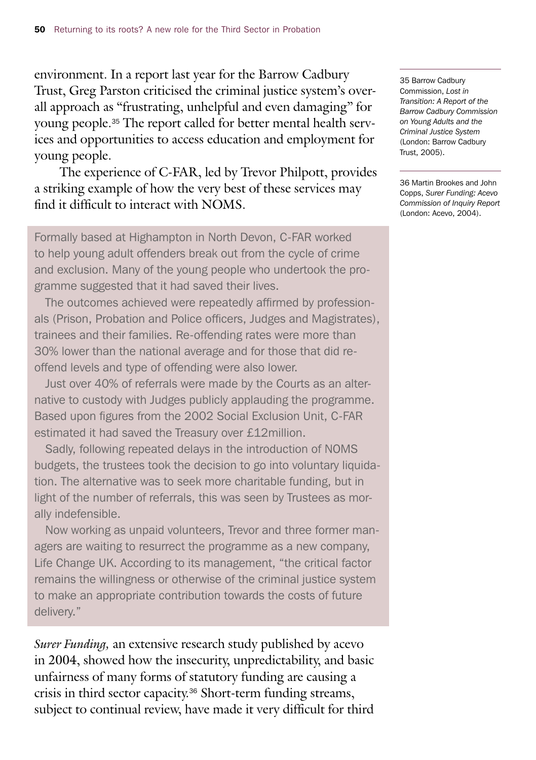environment. In a report last year for the Barrow Cadbury Trust, Greg Parston criticised the criminal justice system's overall approach as "frustrating, unhelpful and even damaging" for young people.[35] The report called for better mental health services and opportunities to access education and employment for young people.

The experience of C-FAR, led by Trevor Philpott, provides a striking example of how the very best of these services may find it difficult to interact with NOMS.

> Formally based at Highampton in North Devon, C-FAR worked to help young adult offenders break out from the cycle of crime and exclusion. Many of the young people who undertook the programme suggested that it had saved their lives.
>
> The outcomes achieved were repeatedly affirmed by professionals (Prison, Probation and Police officers, Judges and Magistrates), trainees and their families. Re-offending rates were more than 30% lower than the national average and for those that did re-offend levels and type of offending were also lower.
>
> Just over 40% of referrals were made by the Courts as an alternative to custody with Judges publicly applauding the programme. Based upon figures from the 2002 Social Exclusion Unit, C-FAR estimated it had saved the Treasury over £12million.
>
> Sadly, following repeated delays in the introduction of NOMS budgets, the trustees took the decision to go into voluntary liquidation. The alternative was to seek more charitable funding, but in light of the number of referrals, this was seen by Trustees as morally indefensible.
>
> Now working as unpaid volunteers, Trevor and three former managers are waiting to resurrect the programme as a new company, Life Change UK. According to its management, "the critical factor remains the willingness or otherwise of the criminal justice system to make an appropriate contribution towards the costs of future delivery."

*Surer Funding,* an extensive research study published by acevo in 2004, showed how the insecurity, unpredictability, and basic unfairness of many forms of statutory funding are causing a crisis in third sector capacity.[36] Short-term funding streams, subject to continual review, have made it very difficult for third

---

35 Barrow Cadbury Commission, *Lost in Transition: A Report of the Barrow Cadbury Commission on Young Adults and the Criminal Justice System* (London: Barrow Cadbury Trust, 2005).

36 Martin Brookes and John Copps, *Surer Funding: Acevo Commission of Inquiry Report* (London: Acevo, 2004).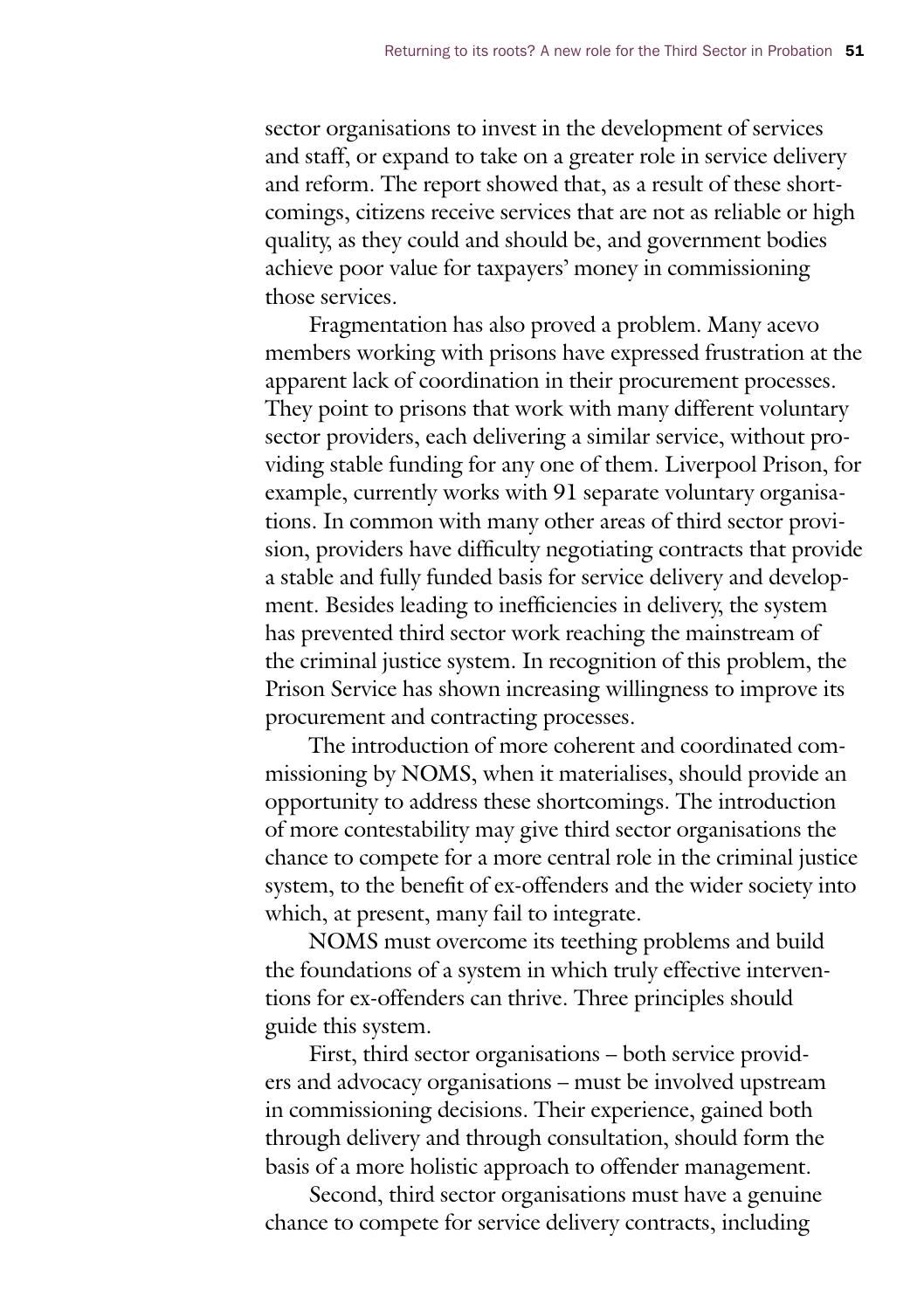sector organisations to invest in the development of services and staff, or expand to take on a greater role in service delivery and reform. The report showed that, as a result of these shortcomings, citizens receive services that are not as reliable or high quality, as they could and should be, and government bodies achieve poor value for taxpayers' money in commissioning those services.

Fragmentation has also proved a problem. Many acevo members working with prisons have expressed frustration at the apparent lack of coordination in their procurement processes. They point to prisons that work with many different voluntary sector providers, each delivering a similar service, without providing stable funding for any one of them. Liverpool Prison, for example, currently works with 91 separate voluntary organisations. In common with many other areas of third sector provision, providers have difficulty negotiating contracts that provide a stable and fully funded basis for service delivery and development. Besides leading to inefficiencies in delivery, the system has prevented third sector work reaching the mainstream of the criminal justice system. In recognition of this problem, the Prison Service has shown increasing willingness to improve its procurement and contracting processes.

The introduction of more coherent and coordinated commissioning by NOMS, when it materialises, should provide an opportunity to address these shortcomings. The introduction of more contestability may give third sector organisations the chance to compete for a more central role in the criminal justice system, to the benefit of ex-offenders and the wider society into which, at present, many fail to integrate.

NOMS must overcome its teething problems and build the foundations of a system in which truly effective interventions for ex-offenders can thrive. Three principles should guide this system.

First, third sector organisations – both service providers and advocacy organisations – must be involved upstream in commissioning decisions. Their experience, gained both through delivery and through consultation, should form the basis of a more holistic approach to offender management.

Second, third sector organisations must have a genuine chance to compete for service delivery contracts, including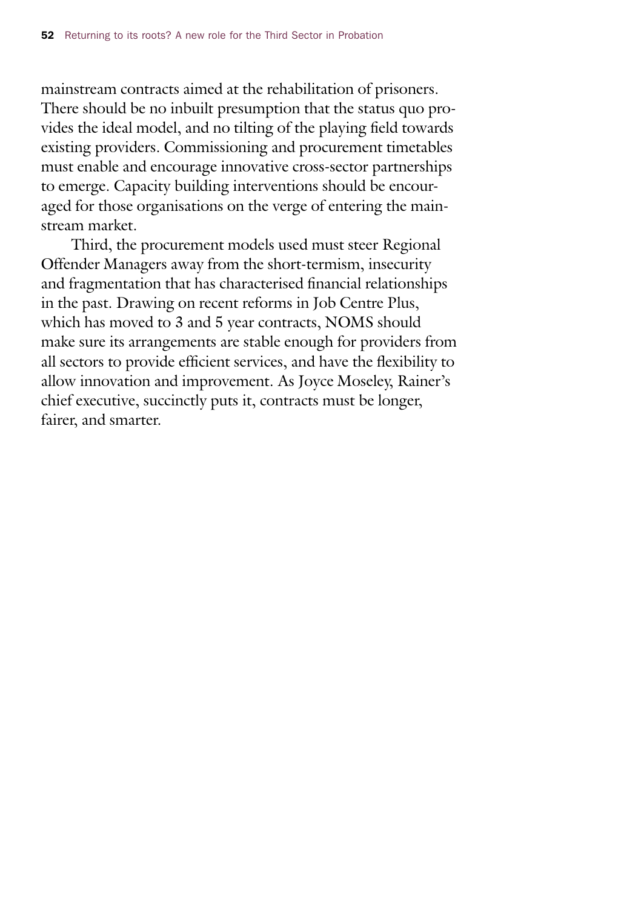mainstream contracts aimed at the rehabilitation of prisoners. There should be no inbuilt presumption that the status quo provides the ideal model, and no tilting of the playing field towards existing providers. Commissioning and procurement timetables must enable and encourage innovative cross-sector partnerships to emerge. Capacity building interventions should be encouraged for those organisations on the verge of entering the mainstream market.

Third, the procurement models used must steer Regional Offender Managers away from the short-termism, insecurity and fragmentation that has characterised financial relationships in the past. Drawing on recent reforms in Job Centre Plus, which has moved to 3 and 5 year contracts, NOMS should make sure its arrangements are stable enough for providers from all sectors to provide efficient services, and have the flexibility to allow innovation and improvement. As Joyce Moseley, Rainer's chief executive, succinctly puts it, contracts must be longer, fairer, and smarter.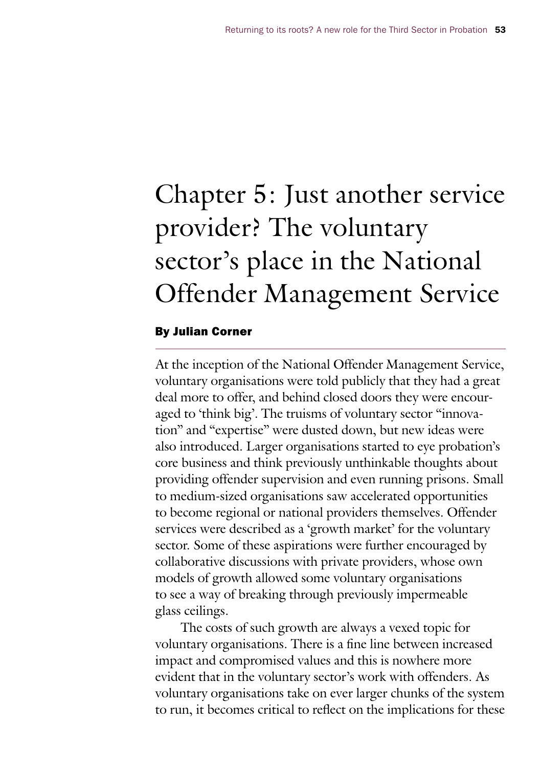# Chapter 5: Just another service provider? The voluntary sector's place in the National Offender Management Service

**By Julian Corner**

At the inception of the National Offender Management Service, voluntary organisations were told publicly that they had a great deal more to offer, and behind closed doors they were encouraged to 'think big'. The truisms of voluntary sector "innovation" and "expertise" were dusted down, but new ideas were also introduced. Larger organisations started to eye probation's core business and think previously unthinkable thoughts about providing offender supervision and even running prisons. Small to medium-sized organisations saw accelerated opportunities to become regional or national providers themselves. Offender services were described as a 'growth market' for the voluntary sector. Some of these aspirations were further encouraged by collaborative discussions with private providers, whose own models of growth allowed some voluntary organisations to see a way of breaking through previously impermeable glass ceilings.

The costs of such growth are always a vexed topic for voluntary organisations. There is a fine line between increased impact and compromised values and this is nowhere more evident that in the voluntary sector's work with offenders. As voluntary organisations take on ever larger chunks of the system to run, it becomes critical to reflect on the implications for these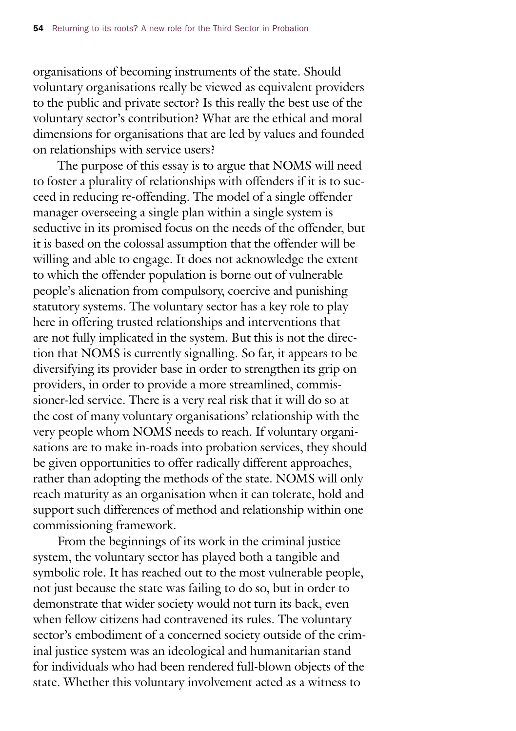organisations of becoming instruments of the state. Should voluntary organisations really be viewed as equivalent providers to the public and private sector? Is this really the best use of the voluntary sector's contribution? What are the ethical and moral dimensions for organisations that are led by values and founded on relationships with service users?

The purpose of this essay is to argue that NOMS will need to foster a plurality of relationships with offenders if it is to succeed in reducing re-offending. The model of a single offender manager overseeing a single plan within a single system is seductive in its promised focus on the needs of the offender, but it is based on the colossal assumption that the offender will be willing and able to engage. It does not acknowledge the extent to which the offender population is borne out of vulnerable people's alienation from compulsory, coercive and punishing statutory systems. The voluntary sector has a key role to play here in offering trusted relationships and interventions that are not fully implicated in the system. But this is not the direction that NOMS is currently signalling. So far, it appears to be diversifying its provider base in order to strengthen its grip on providers, in order to provide a more streamlined, commissioner-led service. There is a very real risk that it will do so at the cost of many voluntary organisations' relationship with the very people whom NOMS needs to reach. If voluntary organisations are to make in-roads into probation services, they should be given opportunities to offer radically different approaches, rather than adopting the methods of the state. NOMS will only reach maturity as an organisation when it can tolerate, hold and support such differences of method and relationship within one commissioning framework.

From the beginnings of its work in the criminal justice system, the voluntary sector has played both a tangible and symbolic role. It has reached out to the most vulnerable people, not just because the state was failing to do so, but in order to demonstrate that wider society would not turn its back, even when fellow citizens had contravened its rules. The voluntary sector's embodiment of a concerned society outside of the criminal justice system was an ideological and humanitarian stand for individuals who had been rendered full-blown objects of the state. Whether this voluntary involvement acted as a witness to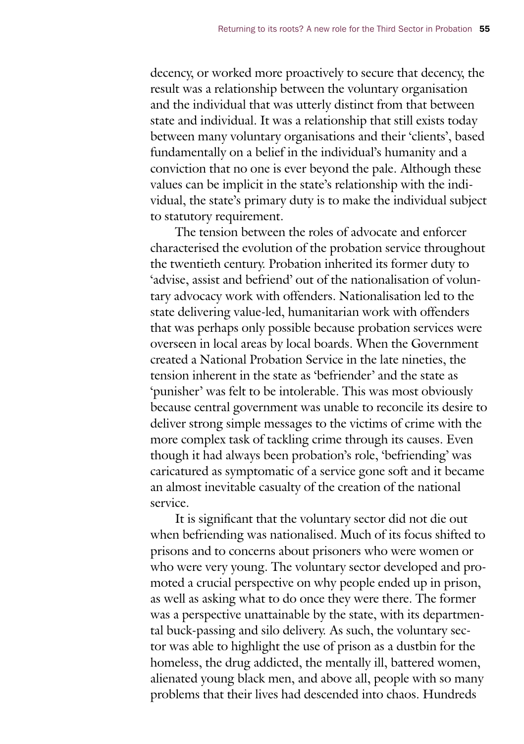decency, or worked more proactively to secure that decency, the result was a relationship between the voluntary organisation and the individual that was utterly distinct from that between state and individual. It was a relationship that still exists today between many voluntary organisations and their 'clients', based fundamentally on a belief in the individual's humanity and a conviction that no one is ever beyond the pale. Although these values can be implicit in the state's relationship with the individual, the state's primary duty is to make the individual subject to statutory requirement.

The tension between the roles of advocate and enforcer characterised the evolution of the probation service throughout the twentieth century. Probation inherited its former duty to 'advise, assist and befriend' out of the nationalisation of voluntary advocacy work with offenders. Nationalisation led to the state delivering value-led, humanitarian work with offenders that was perhaps only possible because probation services were overseen in local areas by local boards. When the Government created a National Probation Service in the late nineties, the tension inherent in the state as 'befriender' and the state as 'punisher' was felt to be intolerable. This was most obviously because central government was unable to reconcile its desire to deliver strong simple messages to the victims of crime with the more complex task of tackling crime through its causes. Even though it had always been probation's role, 'befriending' was caricatured as symptomatic of a service gone soft and it became an almost inevitable casualty of the creation of the national service.

It is significant that the voluntary sector did not die out when befriending was nationalised. Much of its focus shifted to prisons and to concerns about prisoners who were women or who were very young. The voluntary sector developed and promoted a crucial perspective on why people ended up in prison, as well as asking what to do once they were there. The former was a perspective unattainable by the state, with its departmental buck-passing and silo delivery. As such, the voluntary sector was able to highlight the use of prison as a dustbin for the homeless, the drug addicted, the mentally ill, battered women, alienated young black men, and above all, people with so many problems that their lives had descended into chaos. Hundreds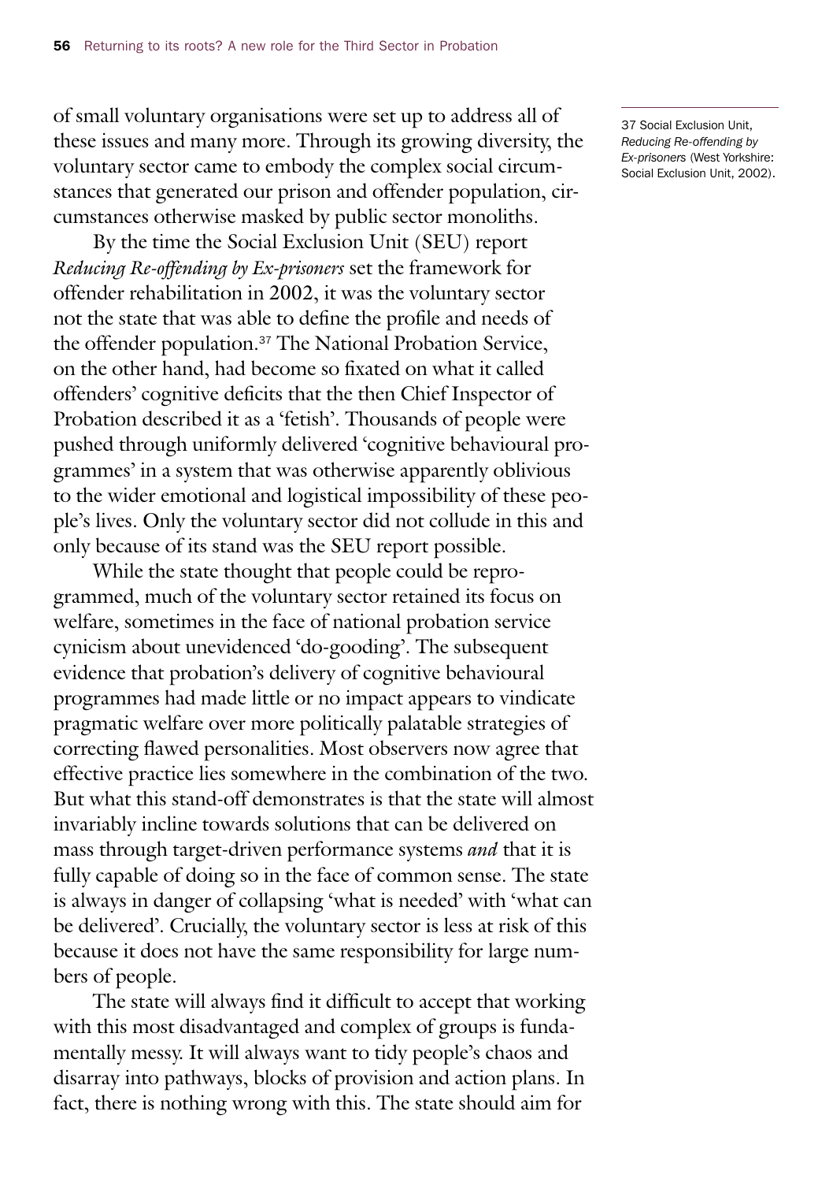of small voluntary organisations were set up to address all of these issues and many more. Through its growing diversity, the voluntary sector came to embody the complex social circumstances that generated our prison and offender population, circumstances otherwise masked by public sector monoliths.

By the time the Social Exclusion Unit (SEU) report *Reducing Re-offending by Ex-prisoners* set the framework for offender rehabilitation in 2002, it was the voluntary sector not the state that was able to define the profile and needs of the offender population.[37] The National Probation Service, on the other hand, had become so fixated on what it called offenders' cognitive deficits that the then Chief Inspector of Probation described it as a 'fetish'. Thousands of people were pushed through uniformly delivered 'cognitive behavioural programmes' in a system that was otherwise apparently oblivious to the wider emotional and logistical impossibility of these people's lives. Only the voluntary sector did not collude in this and only because of its stand was the SEU report possible.

While the state thought that people could be reprogrammed, much of the voluntary sector retained its focus on welfare, sometimes in the face of national probation service cynicism about unevidenced 'do-gooding'. The subsequent evidence that probation's delivery of cognitive behavioural programmes had made little or no impact appears to vindicate pragmatic welfare over more politically palatable strategies of correcting flawed personalities. Most observers now agree that effective practice lies somewhere in the combination of the two. But what this stand-off demonstrates is that the state will almost invariably incline towards solutions that can be delivered on mass through target-driven performance systems *and* that it is fully capable of doing so in the face of common sense. The state is always in danger of collapsing 'what is needed' with 'what can be delivered'. Crucially, the voluntary sector is less at risk of this because it does not have the same responsibility for large numbers of people.

The state will always find it difficult to accept that working with this most disadvantaged and complex of groups is fundamentally messy. It will always want to tidy people's chaos and disarray into pathways, blocks of provision and action plans. In fact, there is nothing wrong with this. The state should aim for

37 Social Exclusion Unit, *Reducing Re-offending by Ex-prisoners* (West Yorkshire: Social Exclusion Unit, 2002).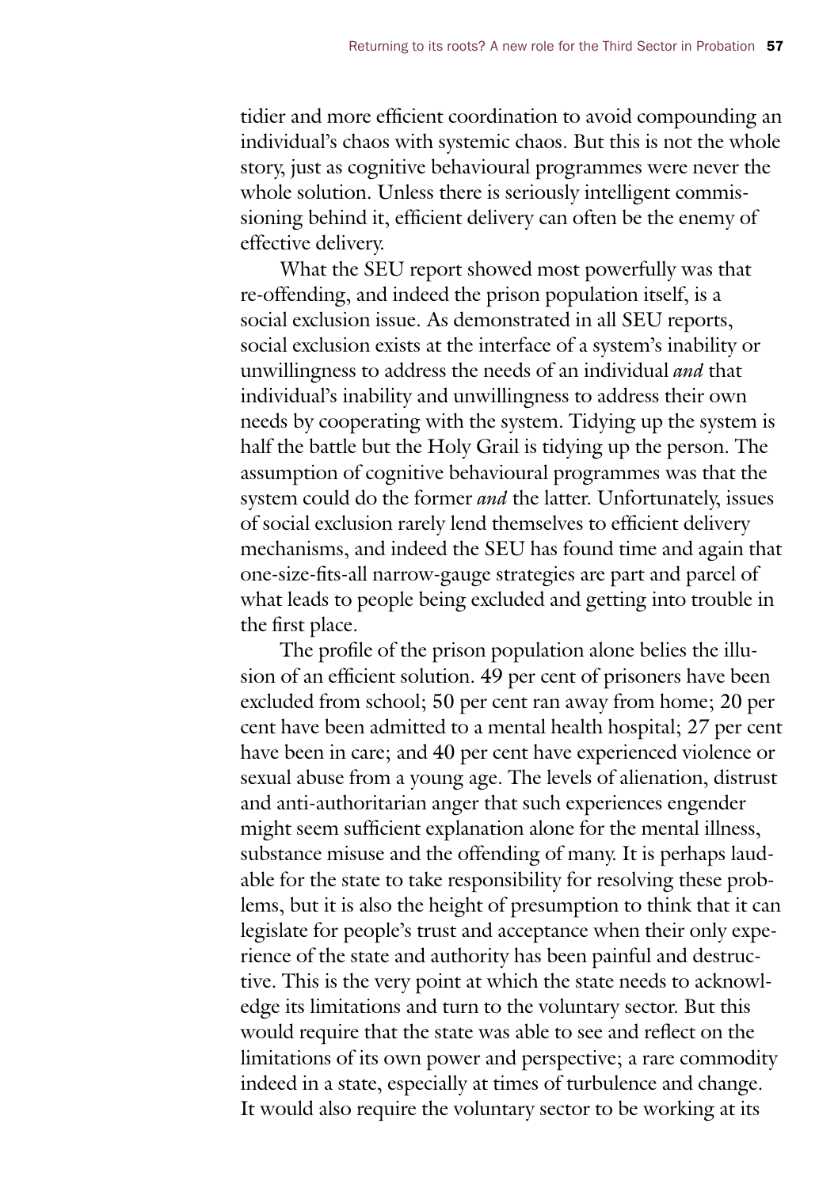tidier and more efficient coordination to avoid compounding an individual's chaos with systemic chaos. But this is not the whole story, just as cognitive behavioural programmes were never the whole solution. Unless there is seriously intelligent commissioning behind it, efficient delivery can often be the enemy of effective delivery.

What the SEU report showed most powerfully was that re-offending, and indeed the prison population itself, is a social exclusion issue. As demonstrated in all SEU reports, social exclusion exists at the interface of a system's inability or unwillingness to address the needs of an individual *and* that individual's inability and unwillingness to address their own needs by cooperating with the system. Tidying up the system is half the battle but the Holy Grail is tidying up the person. The assumption of cognitive behavioural programmes was that the system could do the former *and* the latter. Unfortunately, issues of social exclusion rarely lend themselves to efficient delivery mechanisms, and indeed the SEU has found time and again that one-size-fits-all narrow-gauge strategies are part and parcel of what leads to people being excluded and getting into trouble in the first place.

The profile of the prison population alone belies the illusion of an efficient solution. 49 per cent of prisoners have been excluded from school; 50 per cent ran away from home; 20 per cent have been admitted to a mental health hospital; 27 per cent have been in care; and 40 per cent have experienced violence or sexual abuse from a young age. The levels of alienation, distrust and anti-authoritarian anger that such experiences engender might seem sufficient explanation alone for the mental illness, substance misuse and the offending of many. It is perhaps laudable for the state to take responsibility for resolving these problems, but it is also the height of presumption to think that it can legislate for people's trust and acceptance when their only experience of the state and authority has been painful and destructive. This is the very point at which the state needs to acknowledge its limitations and turn to the voluntary sector. But this would require that the state was able to see and reflect on the limitations of its own power and perspective; a rare commodity indeed in a state, especially at times of turbulence and change. It would also require the voluntary sector to be working at its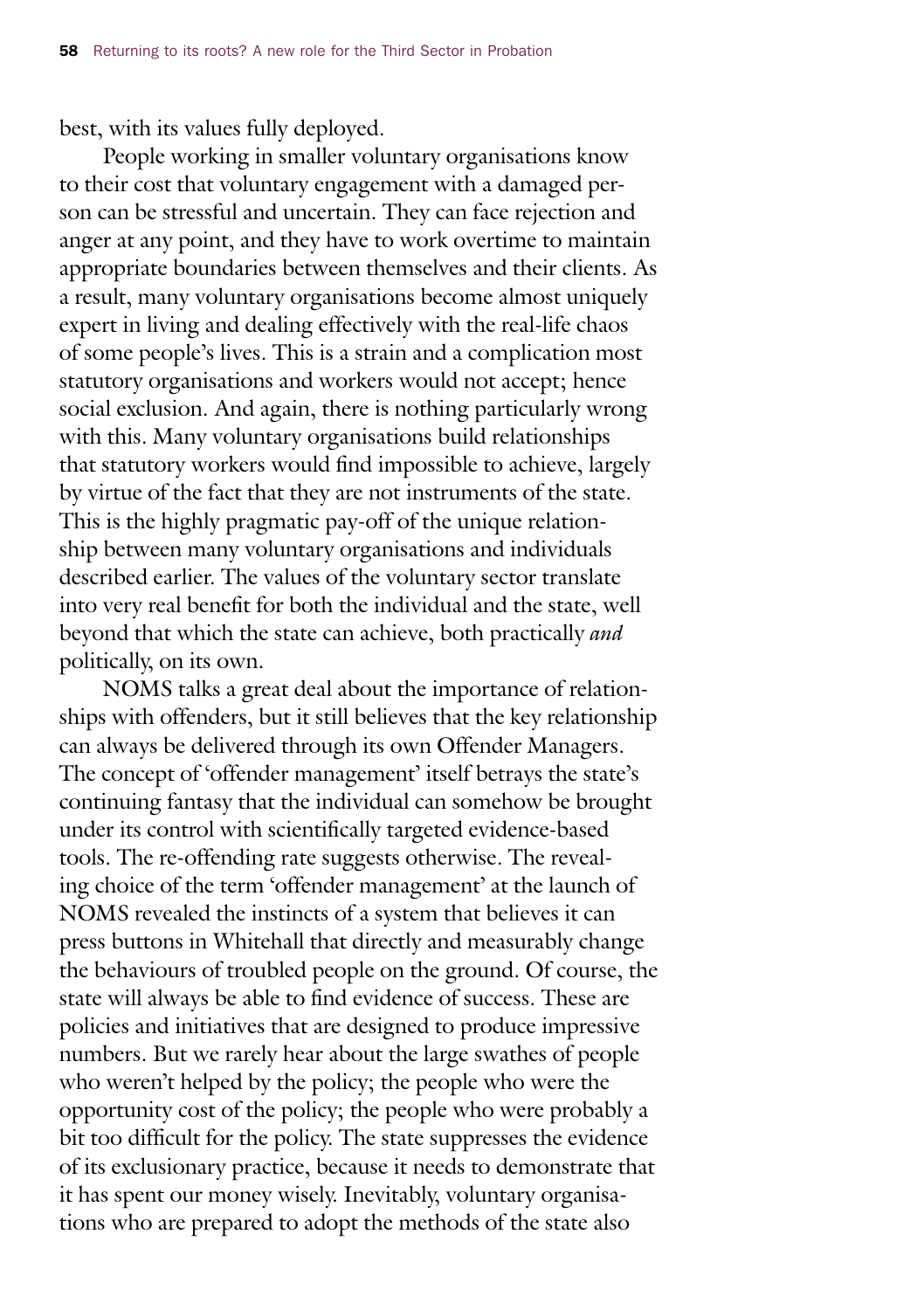best, with its values fully deployed.

People working in smaller voluntary organisations know to their cost that voluntary engagement with a damaged person can be stressful and uncertain. They can face rejection and anger at any point, and they have to work overtime to maintain appropriate boundaries between themselves and their clients. As a result, many voluntary organisations become almost uniquely expert in living and dealing effectively with the real-life chaos of some people's lives. This is a strain and a complication most statutory organisations and workers would not accept; hence social exclusion. And again, there is nothing particularly wrong with this. Many voluntary organisations build relationships that statutory workers would find impossible to achieve, largely by virtue of the fact that they are not instruments of the state. This is the highly pragmatic pay-off of the unique relationship between many voluntary organisations and individuals described earlier. The values of the voluntary sector translate into very real benefit for both the individual and the state, well beyond that which the state can achieve, both practically *and* politically, on its own.

NOMS talks a great deal about the importance of relationships with offenders, but it still believes that the key relationship can always be delivered through its own Offender Managers. The concept of 'offender management' itself betrays the state's continuing fantasy that the individual can somehow be brought under its control with scientifically targeted evidence-based tools. The re-offending rate suggests otherwise. The revealing choice of the term 'offender management' at the launch of NOMS revealed the instincts of a system that believes it can press buttons in Whitehall that directly and measurably change the behaviours of troubled people on the ground. Of course, the state will always be able to find evidence of success. These are policies and initiatives that are designed to produce impressive numbers. But we rarely hear about the large swathes of people who weren't helped by the policy; the people who were the opportunity cost of the policy; the people who were probably a bit too difficult for the policy. The state suppresses the evidence of its exclusionary practice, because it needs to demonstrate that it has spent our money wisely. Inevitably, voluntary organisations who are prepared to adopt the methods of the state also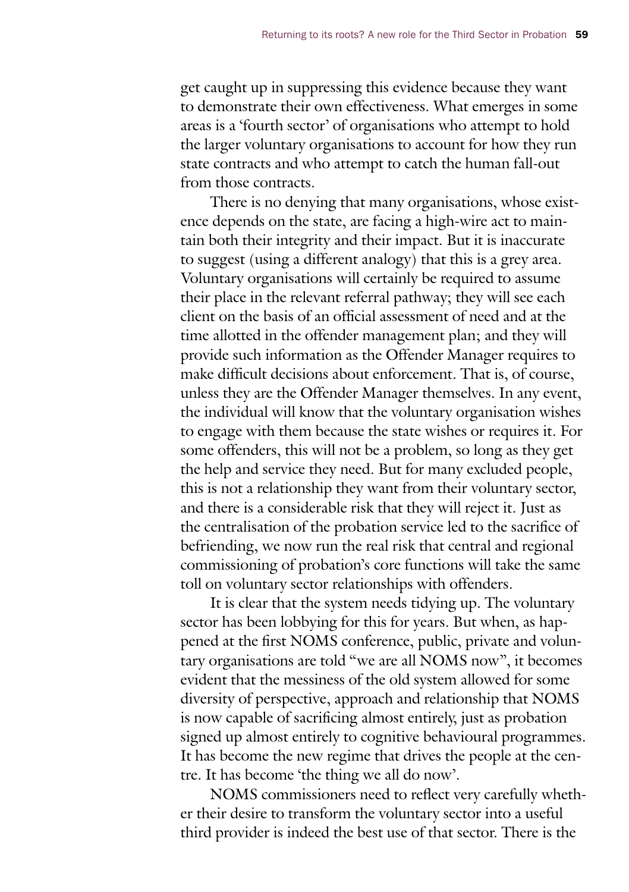get caught up in suppressing this evidence because they want to demonstrate their own effectiveness. What emerges in some areas is a 'fourth sector' of organisations who attempt to hold the larger voluntary organisations to account for how they run state contracts and who attempt to catch the human fall-out from those contracts.

There is no denying that many organisations, whose existence depends on the state, are facing a high-wire act to maintain both their integrity and their impact. But it is inaccurate to suggest (using a different analogy) that this is a grey area. Voluntary organisations will certainly be required to assume their place in the relevant referral pathway; they will see each client on the basis of an official assessment of need and at the time allotted in the offender management plan; and they will provide such information as the Offender Manager requires to make difficult decisions about enforcement. That is, of course, unless they are the Offender Manager themselves. In any event, the individual will know that the voluntary organisation wishes to engage with them because the state wishes or requires it. For some offenders, this will not be a problem, so long as they get the help and service they need. But for many excluded people, this is not a relationship they want from their voluntary sector, and there is a considerable risk that they will reject it. Just as the centralisation of the probation service led to the sacrifice of befriending, we now run the real risk that central and regional commissioning of probation's core functions will take the same toll on voluntary sector relationships with offenders.

It is clear that the system needs tidying up. The voluntary sector has been lobbying for this for years. But when, as happened at the first NOMS conference, public, private and voluntary organisations are told "we are all NOMS now", it becomes evident that the messiness of the old system allowed for some diversity of perspective, approach and relationship that NOMS is now capable of sacrificing almost entirely, just as probation signed up almost entirely to cognitive behavioural programmes. It has become the new regime that drives the people at the centre. It has become 'the thing we all do now'.

NOMS commissioners need to reflect very carefully whether their desire to transform the voluntary sector into a useful third provider is indeed the best use of that sector. There is the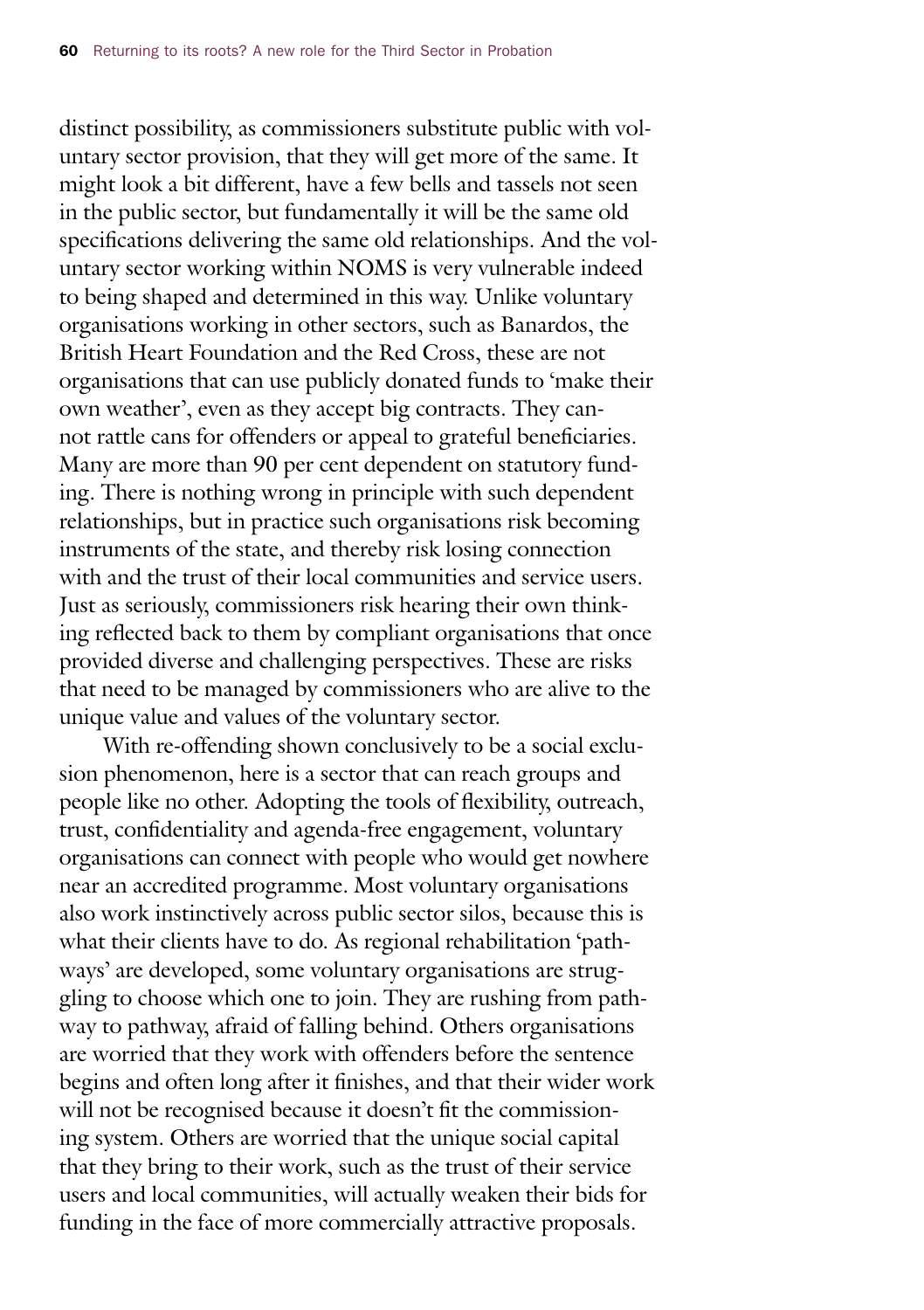distinct possibility, as commissioners substitute public with voluntary sector provision, that they will get more of the same. It might look a bit different, have a few bells and tassels not seen in the public sector, but fundamentally it will be the same old specifications delivering the same old relationships. And the voluntary sector working within NOMS is very vulnerable indeed to being shaped and determined in this way. Unlike voluntary organisations working in other sectors, such as Banardos, the British Heart Foundation and the Red Cross, these are not organisations that can use publicly donated funds to 'make their own weather', even as they accept big contracts. They cannot rattle cans for offenders or appeal to grateful beneficiaries. Many are more than 90 per cent dependent on statutory funding. There is nothing wrong in principle with such dependent relationships, but in practice such organisations risk becoming instruments of the state, and thereby risk losing connection with and the trust of their local communities and service users. Just as seriously, commissioners risk hearing their own thinking reflected back to them by compliant organisations that once provided diverse and challenging perspectives. These are risks that need to be managed by commissioners who are alive to the unique value and values of the voluntary sector.

With re-offending shown conclusively to be a social exclusion phenomenon, here is a sector that can reach groups and people like no other. Adopting the tools of flexibility, outreach, trust, confidentiality and agenda-free engagement, voluntary organisations can connect with people who would get nowhere near an accredited programme. Most voluntary organisations also work instinctively across public sector silos, because this is what their clients have to do. As regional rehabilitation 'pathways' are developed, some voluntary organisations are struggling to choose which one to join. They are rushing from pathway to pathway, afraid of falling behind. Others organisations are worried that they work with offenders before the sentence begins and often long after it finishes, and that their wider work will not be recognised because it doesn't fit the commissioning system. Others are worried that the unique social capital that they bring to their work, such as the trust of their service users and local communities, will actually weaken their bids for funding in the face of more commercially attractive proposals.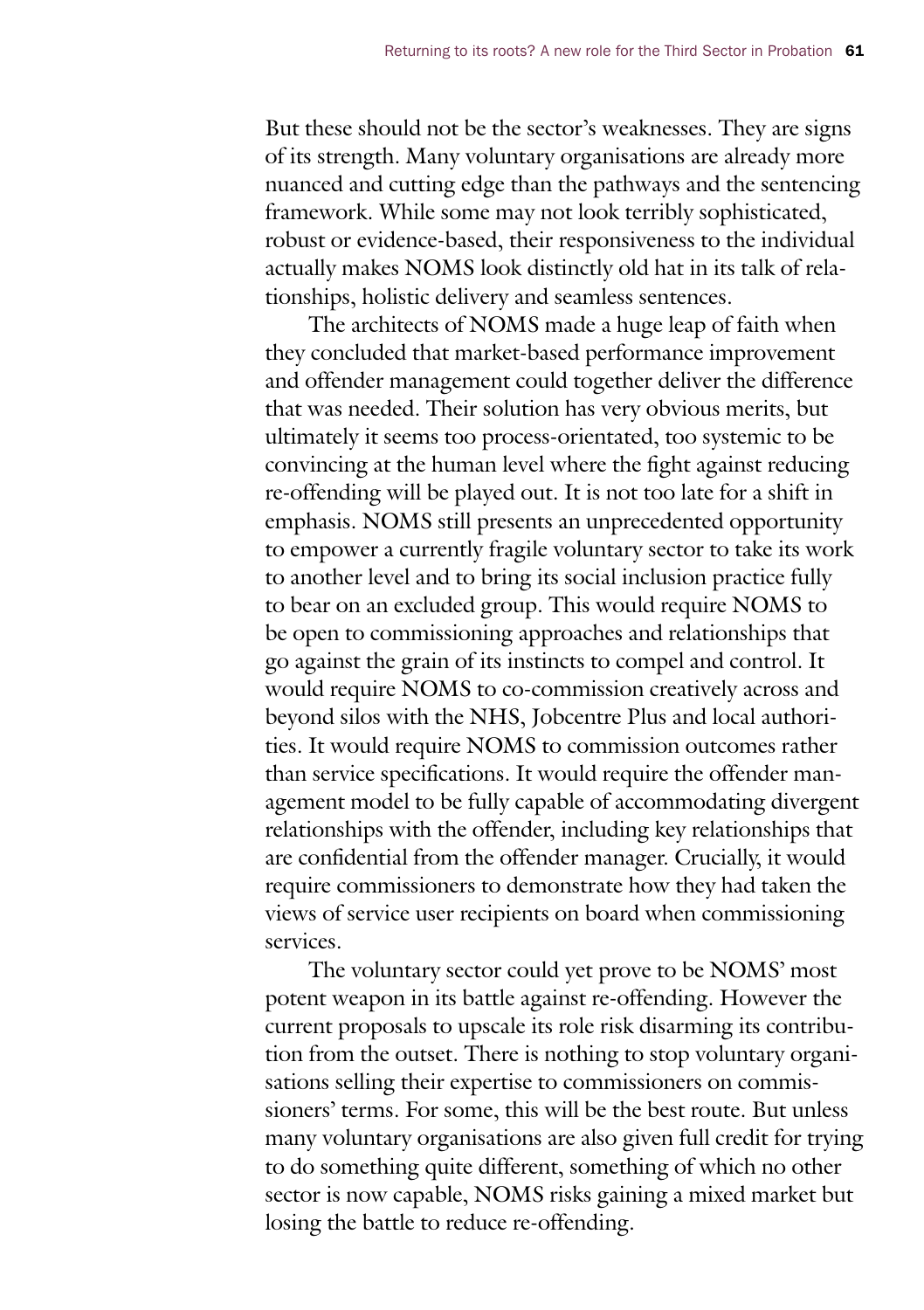But these should not be the sector's weaknesses. They are signs of its strength. Many voluntary organisations are already more nuanced and cutting edge than the pathways and the sentencing framework. While some may not look terribly sophisticated, robust or evidence-based, their responsiveness to the individual actually makes NOMS look distinctly old hat in its talk of relationships, holistic delivery and seamless sentences.

The architects of NOMS made a huge leap of faith when they concluded that market-based performance improvement and offender management could together deliver the difference that was needed. Their solution has very obvious merits, but ultimately it seems too process-orientated, too systemic to be convincing at the human level where the fight against reducing re-offending will be played out. It is not too late for a shift in emphasis. NOMS still presents an unprecedented opportunity to empower a currently fragile voluntary sector to take its work to another level and to bring its social inclusion practice fully to bear on an excluded group. This would require NOMS to be open to commissioning approaches and relationships that go against the grain of its instincts to compel and control. It would require NOMS to co-commission creatively across and beyond silos with the NHS, Jobcentre Plus and local authorities. It would require NOMS to commission outcomes rather than service specifications. It would require the offender management model to be fully capable of accommodating divergent relationships with the offender, including key relationships that are confidential from the offender manager. Crucially, it would require commissioners to demonstrate how they had taken the views of service user recipients on board when commissioning services.

The voluntary sector could yet prove to be NOMS' most potent weapon in its battle against re-offending. However the current proposals to upscale its role risk disarming its contribution from the outset. There is nothing to stop voluntary organisations selling their expertise to commissioners on commissioners' terms. For some, this will be the best route. But unless many voluntary organisations are also given full credit for trying to do something quite different, something of which no other sector is now capable, NOMS risks gaining a mixed market but losing the battle to reduce re-offending.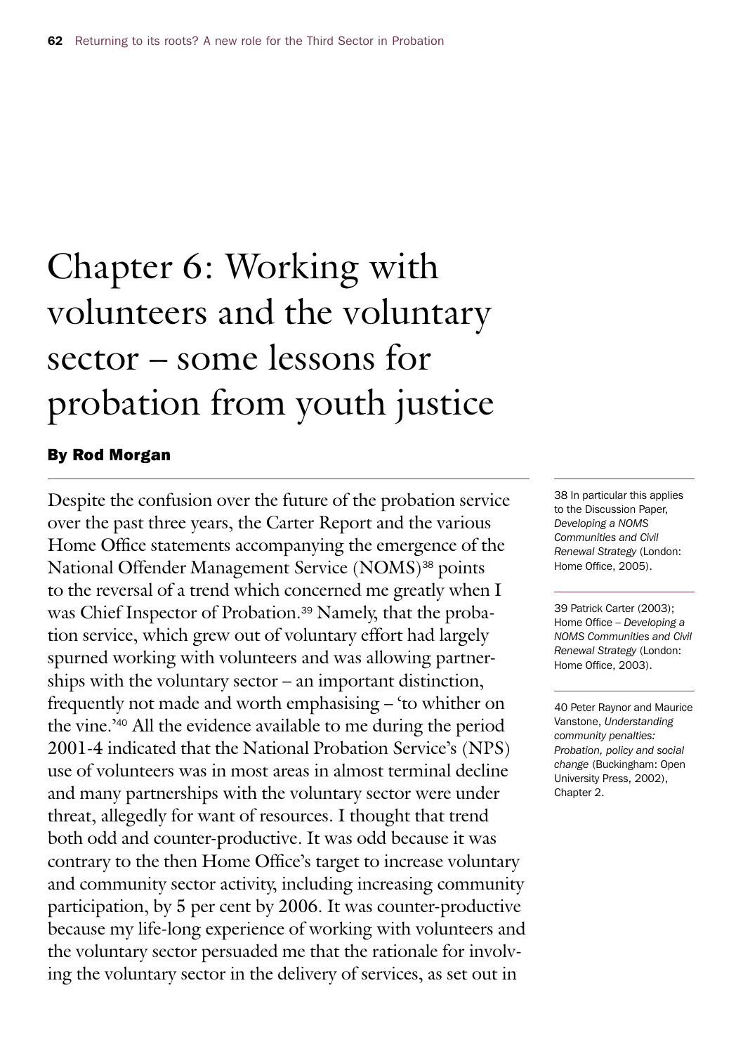# Chapter 6: Working with volunteers and the voluntary sector – some lessons for probation from youth justice

**By Rod Morgan**

Despite the confusion over the future of the probation service over the past three years, the Carter Report and the various Home Office statements accompanying the emergence of the National Offender Management Service (NOMS)[38] points to the reversal of a trend which concerned me greatly when I was Chief Inspector of Probation.[39] Namely, that the probation service, which grew out of voluntary effort had largely spurned working with volunteers and was allowing partnerships with the voluntary sector – an important distinction, frequently not made and worth emphasising – 'to whither on the vine.'[40] All the evidence available to me during the period 2001-4 indicated that the National Probation Service's (NPS) use of volunteers was in most areas in almost terminal decline and many partnerships with the voluntary sector were under threat, allegedly for want of resources. I thought that trend both odd and counter-productive. It was odd because it was contrary to the then Home Office's target to increase voluntary and community sector activity, including increasing community participation, by 5 per cent by 2006. It was counter-productive because my life-long experience of working with volunteers and the voluntary sector persuaded me that the rationale for involving the voluntary sector in the delivery of services, as set out in

38 In particular this applies to the Discussion Paper, *Developing a NOMS Communities and Civil Renewal Strategy* (London: Home Office, 2005).

39 Patrick Carter (2003); Home Office – *Developing a NOMS Communities and Civil Renewal Strategy* (London: Home Office, 2003).

40 Peter Raynor and Maurice Vanstone, *Understanding community penalties: Probation, policy and social change* (Buckingham: Open University Press, 2002), Chapter 2.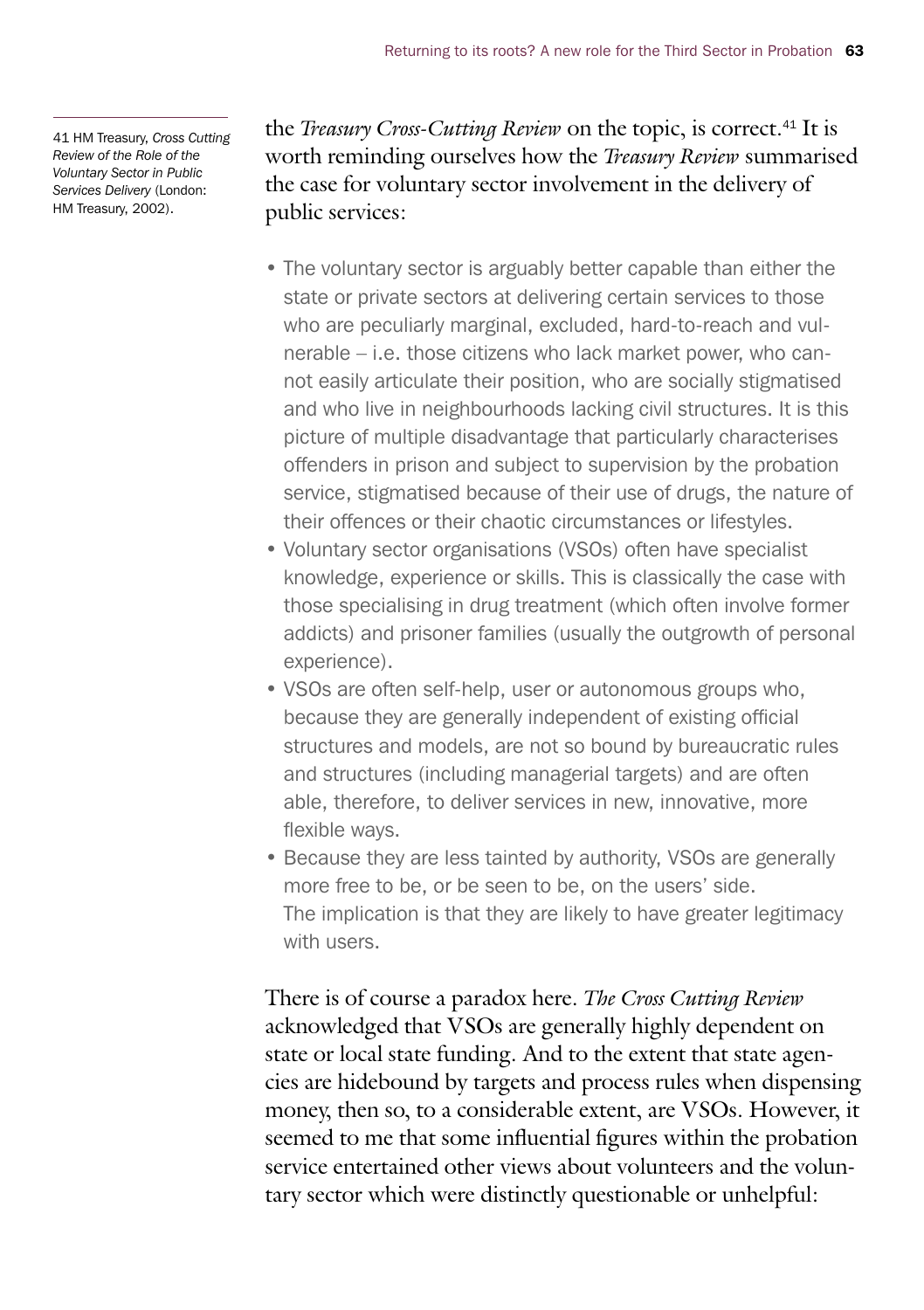the *Treasury Cross-Cutting Review* on the topic, is correct.[41] It is worth reminding ourselves how the *Treasury Review* summarised the case for voluntary sector involvement in the delivery of public services:

- The voluntary sector is arguably better capable than either the state or private sectors at delivering certain services to those who are peculiarly marginal, excluded, hard-to-reach and vulnerable – i.e. those citizens who lack market power, who cannot easily articulate their position, who are socially stigmatised and who live in neighbourhoods lacking civil structures. It is this picture of multiple disadvantage that particularly characterises offenders in prison and subject to supervision by the probation service, stigmatised because of their use of drugs, the nature of their offences or their chaotic circumstances or lifestyles.
- Voluntary sector organisations (VSOs) often have specialist knowledge, experience or skills. This is classically the case with those specialising in drug treatment (which often involve former addicts) and prisoner families (usually the outgrowth of personal experience).
- VSOs are often self-help, user or autonomous groups who, because they are generally independent of existing official structures and models, are not so bound by bureaucratic rules and structures (including managerial targets) and are often able, therefore, to deliver services in new, innovative, more flexible ways.
- Because they are less tainted by authority, VSOs are generally more free to be, or be seen to be, on the users' side. The implication is that they are likely to have greater legitimacy with users.

There is of course a paradox here. *The Cross Cutting Review* acknowledged that VSOs are generally highly dependent on state or local state funding. And to the extent that state agencies are hidebound by targets and process rules when dispensing money, then so, to a considerable extent, are VSOs. However, it seemed to me that some influential figures within the probation service entertained other views about volunteers and the voluntary sector which were distinctly questionable or unhelpful:

41 HM Treasury, *Cross Cutting Review of the Role of the Voluntary Sector in Public Services Delivery* (London: HM Treasury, 2002).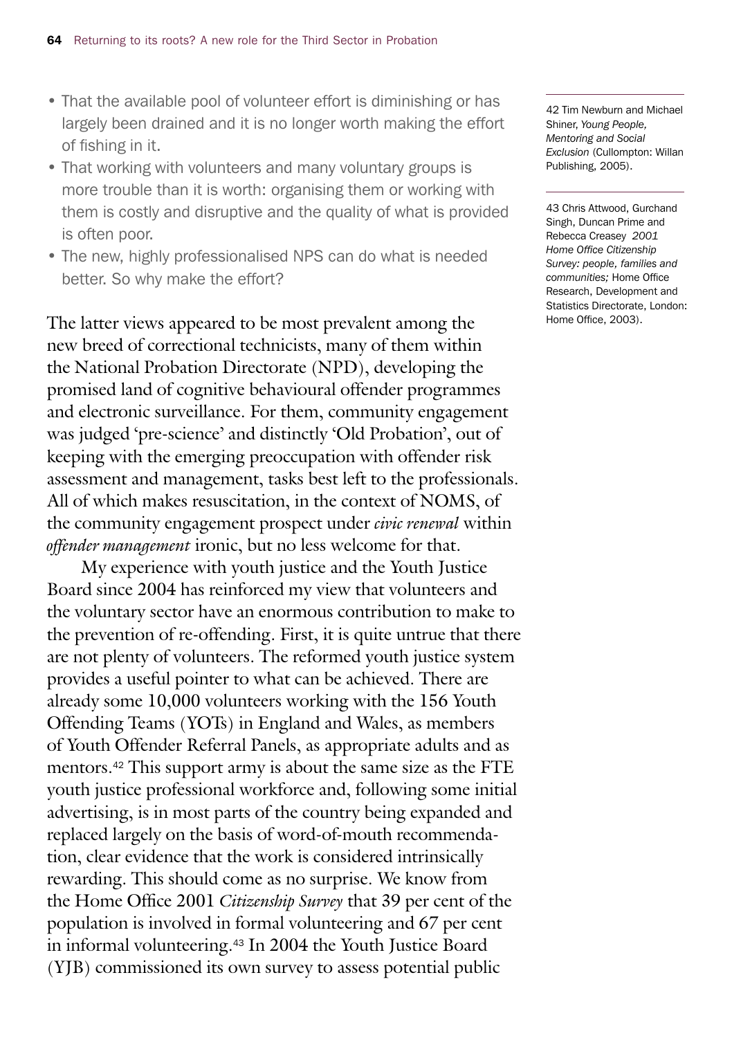- That the available pool of volunteer effort is diminishing or has largely been drained and it is no longer worth making the effort of fishing in it.
- That working with volunteers and many voluntary groups is more trouble than it is worth: organising them or working with them is costly and disruptive and the quality of what is provided is often poor.
- The new, highly professionalised NPS can do what is needed better. So why make the effort?

The latter views appeared to be most prevalent among the new breed of correctional technicists, many of them within the National Probation Directorate (NPD), developing the promised land of cognitive behavioural offender programmes and electronic surveillance. For them, community engagement was judged 'pre-science' and distinctly 'Old Probation', out of keeping with the emerging preoccupation with offender risk assessment and management, tasks best left to the professionals. All of which makes resuscitation, in the context of NOMS, of the community engagement prospect under *civic renewal* within *offender management* ironic, but no less welcome for that.

My experience with youth justice and the Youth Justice Board since 2004 has reinforced my view that volunteers and the voluntary sector have an enormous contribution to make to the prevention of re-offending. First, it is quite untrue that there are not plenty of volunteers. The reformed youth justice system provides a useful pointer to what can be achieved. There are already some 10,000 volunteers working with the 156 Youth Offending Teams (YOTs) in England and Wales, as members of Youth Offender Referral Panels, as appropriate adults and as mentors.[42] This support army is about the same size as the FTE youth justice professional workforce and, following some initial advertising, is in most parts of the country being expanded and replaced largely on the basis of word-of-mouth recommendation, clear evidence that the work is considered intrinsically rewarding. This should come as no surprise. We know from the Home Office 2001 *Citizenship Survey* that 39 per cent of the population is involved in formal volunteering and 67 per cent in informal volunteering.[43] In 2004 the Youth Justice Board (YJB) commissioned its own survey to assess potential public

42 Tim Newburn and Michael Shiner, *Young People, Mentoring and Social Exclusion* (Cullompton: Willan Publishing, 2005).

43 Chris Attwood, Gurchand Singh, Duncan Prime and Rebecca Creasey *2001 Home Office Citizenship Survey: people, families and communities;* Home Office Research, Development and Statistics Directorate, London: Home Office, 2003).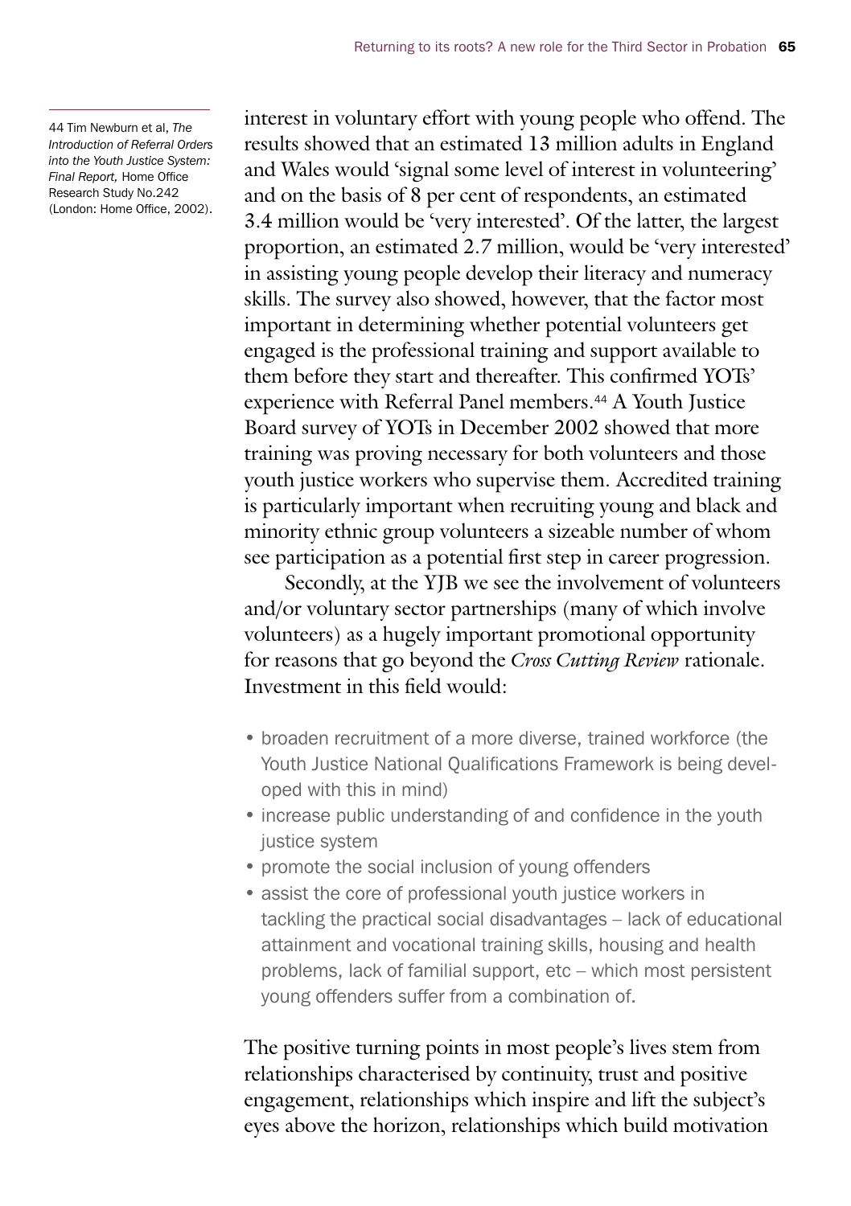interest in voluntary effort with young people who offend. The results showed that an estimated 13 million adults in England and Wales would 'signal some level of interest in volunteering' and on the basis of 8 per cent of respondents, an estimated 3.4 million would be 'very interested'. Of the latter, the largest proportion, an estimated 2.7 million, would be 'very interested' in assisting young people develop their literacy and numeracy skills. The survey also showed, however, that the factor most important in determining whether potential volunteers get engaged is the professional training and support available to them before they start and thereafter. This confirmed YOTs' experience with Referral Panel members.[44] A Youth Justice Board survey of YOTs in December 2002 showed that more training was proving necessary for both volunteers and those youth justice workers who supervise them. Accredited training is particularly important when recruiting young and black and minority ethnic group volunteers a sizeable number of whom see participation as a potential first step in career progression.

Secondly, at the YJB we see the involvement of volunteers and/or voluntary sector partnerships (many of which involve volunteers) as a hugely important promotional opportunity for reasons that go beyond the *Cross Cutting Review* rationale. Investment in this field would:

- broaden recruitment of a more diverse, trained workforce (the Youth Justice National Qualifications Framework is being developed with this in mind)
- increase public understanding of and confidence in the youth justice system
- promote the social inclusion of young offenders
- assist the core of professional youth justice workers in tackling the practical social disadvantages – lack of educational attainment and vocational training skills, housing and health problems, lack of familial support, etc – which most persistent young offenders suffer from a combination of.

The positive turning points in most people's lives stem from relationships characterised by continuity, trust and positive engagement, relationships which inspire and lift the subject's eyes above the horizon, relationships which build motivation

44 Tim Newburn et al, *The Introduction of Referral Orders into the Youth Justice System: Final Report,* Home Office Research Study No.242 (London: Home Office, 2002).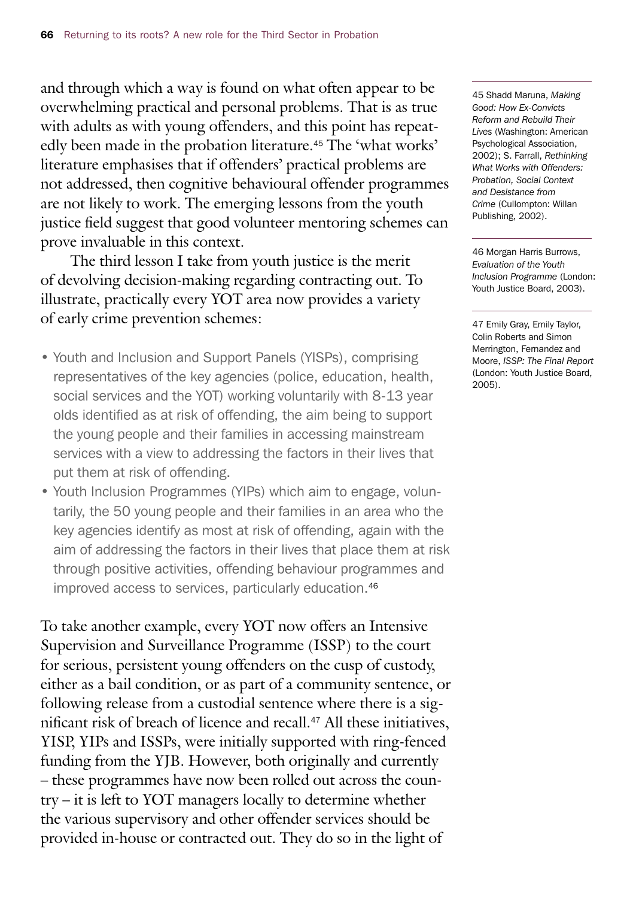and through which a way is found on what often appear to be overwhelming practical and personal problems. That is as true with adults as with young offenders, and this point has repeatedly been made in the probation literature.[45] The 'what works' literature emphasises that if offenders' practical problems are not addressed, then cognitive behavioural offender programmes are not likely to work. The emerging lessons from the youth justice field suggest that good volunteer mentoring schemes can prove invaluable in this context.

The third lesson I take from youth justice is the merit of devolving decision-making regarding contracting out. To illustrate, practically every YOT area now provides a variety of early crime prevention schemes:

- Youth and Inclusion and Support Panels (YISPs), comprising representatives of the key agencies (police, education, health, social services and the YOT) working voluntarily with 8-13 year olds identified as at risk of offending, the aim being to support the young people and their families in accessing mainstream services with a view to addressing the factors in their lives that put them at risk of offending.
- Youth Inclusion Programmes (YIPs) which aim to engage, voluntarily, the 50 young people and their families in an area who the key agencies identify as most at risk of offending, again with the aim of addressing the factors in their lives that place them at risk through positive activities, offending behaviour programmes and improved access to services, particularly education.[46]

To take another example, every YOT now offers an Intensive Supervision and Surveillance Programme (ISSP) to the court for serious, persistent young offenders on the cusp of custody, either as a bail condition, or as part of a community sentence, or following release from a custodial sentence where there is a significant risk of breach of licence and recall.[47] All these initiatives, YISP, YIPs and ISSPs, were initially supported with ring-fenced funding from the YJB. However, both originally and currently – these programmes have now been rolled out across the country – it is left to YOT managers locally to determine whether the various supervisory and other offender services should be provided in-house or contracted out. They do so in the light of

45 Shadd Maruna, *Making Good: How Ex-Convicts Reform and Rebuild Their Lives* (Washington: American Psychological Association, 2002); S. Farrall, *Rethinking What Works with Offenders: Probation, Social Context and Desistance from Crime* (Cullompton: Willan Publishing, 2002).

46 Morgan Harris Burrows, *Evaluation of the Youth Inclusion Programme* (London: Youth Justice Board, 2003).

47 Emily Gray, Emily Taylor, Colin Roberts and Simon Merrington, Fernandez and Moore, *ISSP: The Final Report* (London: Youth Justice Board, 2005).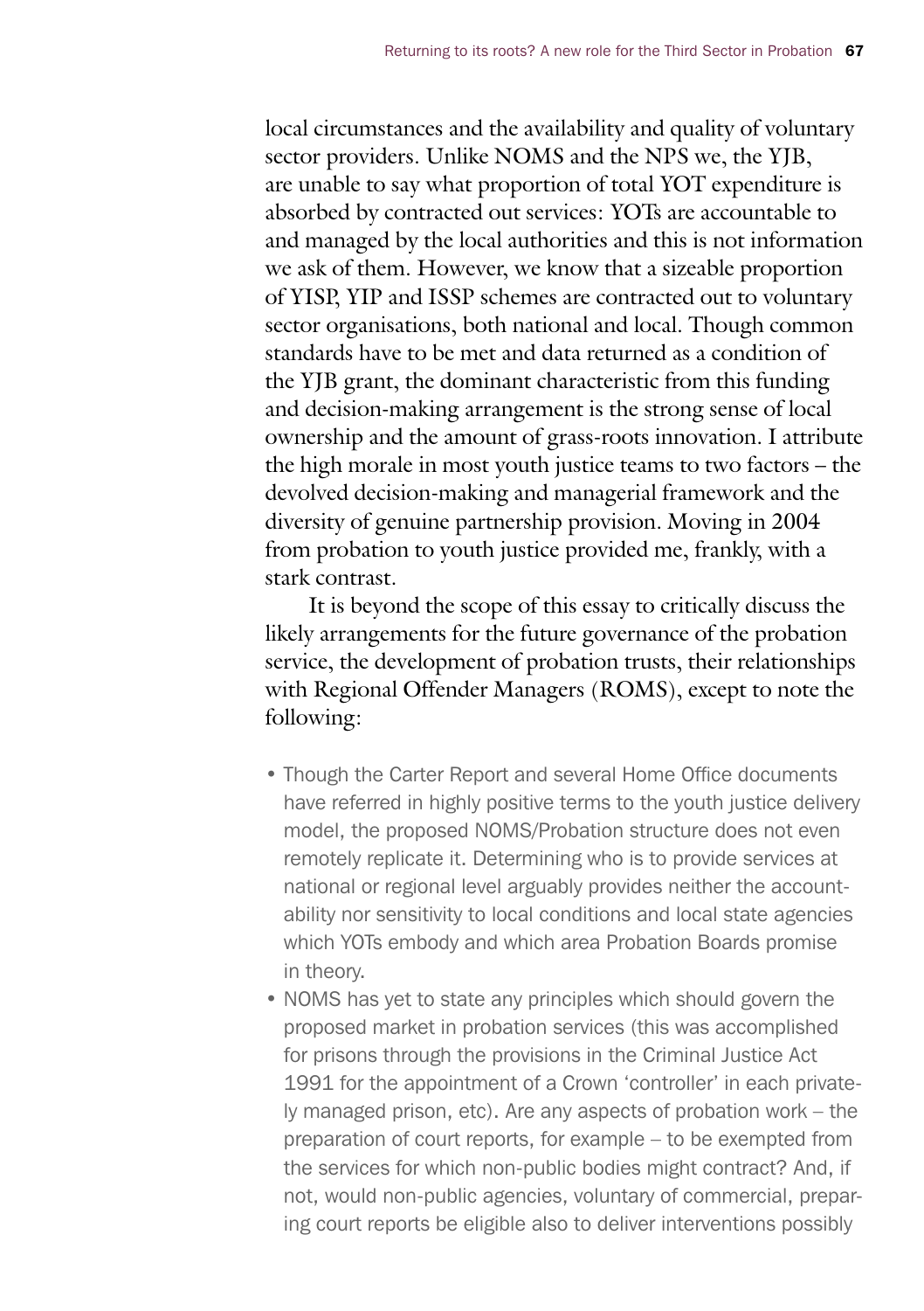local circumstances and the availability and quality of voluntary sector providers. Unlike NOMS and the NPS we, the YJB, are unable to say what proportion of total YOT expenditure is absorbed by contracted out services: YOTs are accountable to and managed by the local authorities and this is not information we ask of them. However, we know that a sizeable proportion of YISP, YIP and ISSP schemes are contracted out to voluntary sector organisations, both national and local. Though common standards have to be met and data returned as a condition of the YJB grant, the dominant characteristic from this funding and decision-making arrangement is the strong sense of local ownership and the amount of grass-roots innovation. I attribute the high morale in most youth justice teams to two factors – the devolved decision-making and managerial framework and the diversity of genuine partnership provision. Moving in 2004 from probation to youth justice provided me, frankly, with a stark contrast.

It is beyond the scope of this essay to critically discuss the likely arrangements for the future governance of the probation service, the development of probation trusts, their relationships with Regional Offender Managers (ROMS), except to note the following:

- Though the Carter Report and several Home Office documents have referred in highly positive terms to the youth justice delivery model, the proposed NOMS/Probation structure does not even remotely replicate it. Determining who is to provide services at national or regional level arguably provides neither the accountability nor sensitivity to local conditions and local state agencies which YOTs embody and which area Probation Boards promise in theory.
- NOMS has yet to state any principles which should govern the proposed market in probation services (this was accomplished for prisons through the provisions in the Criminal Justice Act 1991 for the appointment of a Crown 'controller' in each privately managed prison, etc). Are any aspects of probation work – the preparation of court reports, for example – to be exempted from the services for which non-public bodies might contract? And, if not, would non-public agencies, voluntary of commercial, preparing court reports be eligible also to deliver interventions possibly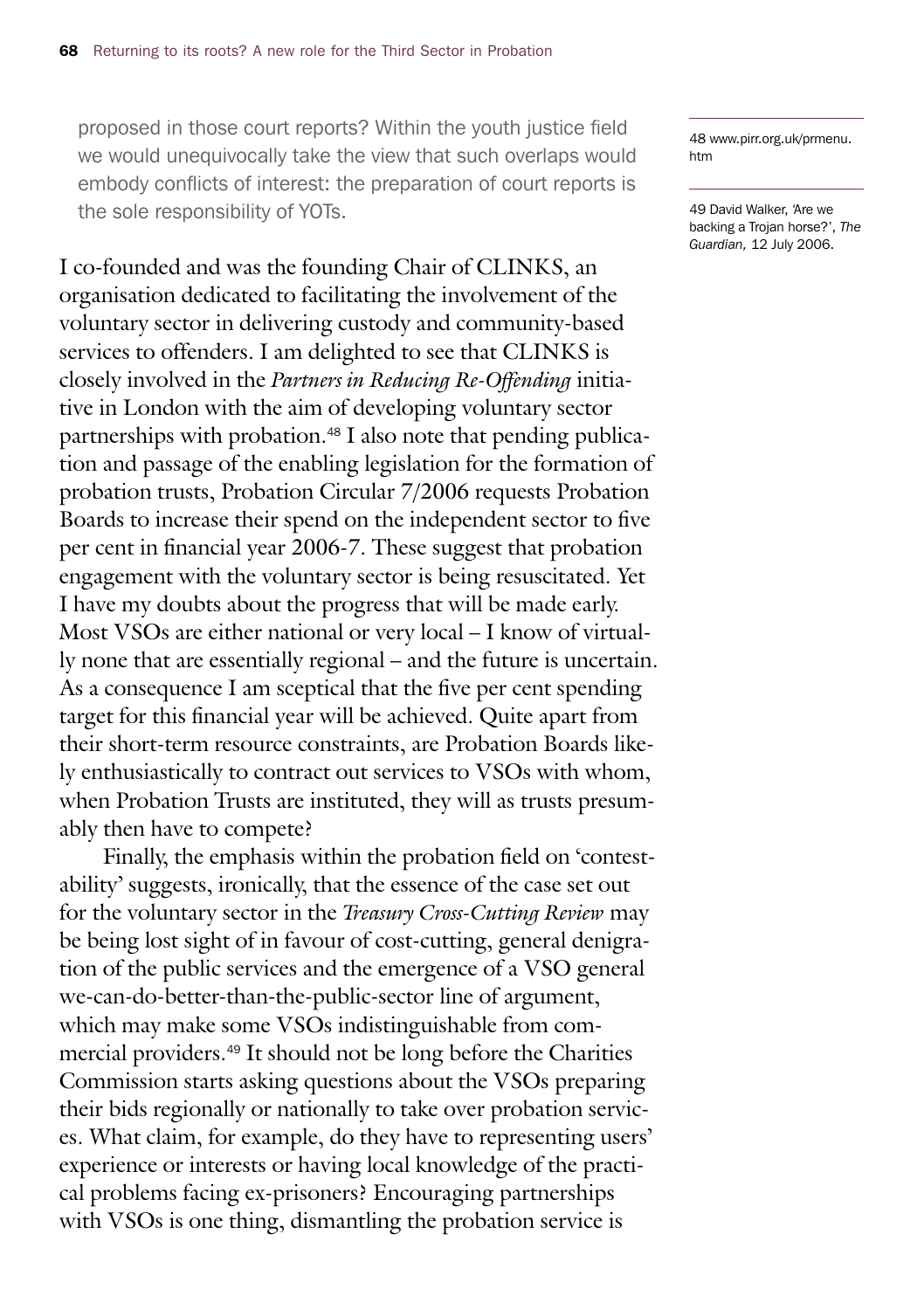proposed in those court reports? Within the youth justice field we would unequivocally take the view that such overlaps would embody conflicts of interest: the preparation of court reports is the sole responsibility of YOTs.

I co-founded and was the founding Chair of CLINKS, an organisation dedicated to facilitating the involvement of the voluntary sector in delivering custody and community-based services to offenders. I am delighted to see that CLINKS is closely involved in the *Partners in Reducing Re-Offending* initiative in London with the aim of developing voluntary sector partnerships with probation.[48] I also note that pending publication and passage of the enabling legislation for the formation of probation trusts, Probation Circular 7/2006 requests Probation Boards to increase their spend on the independent sector to five per cent in financial year 2006-7. These suggest that probation engagement with the voluntary sector is being resuscitated. Yet I have my doubts about the progress that will be made early. Most VSOs are either national or very local – I know of virtually none that are essentially regional – and the future is uncertain. As a consequence I am sceptical that the five per cent spending target for this financial year will be achieved. Quite apart from their short-term resource constraints, are Probation Boards likely enthusiastically to contract out services to VSOs with whom, when Probation Trusts are instituted, they will as trusts presumably then have to compete?

Finally, the emphasis within the probation field on 'contestability' suggests, ironically, that the essence of the case set out for the voluntary sector in the *Treasury Cross-Cutting Review* may be being lost sight of in favour of cost-cutting, general denigration of the public services and the emergence of a VSO general we-can-do-better-than-the-public-sector line of argument, which may make some VSOs indistinguishable from commercial providers.[49] It should not be long before the Charities Commission starts asking questions about the VSOs preparing their bids regionally or nationally to take over probation services. What claim, for example, do they have to representing users' experience or interests or having local knowledge of the practical problems facing ex-prisoners? Encouraging partnerships with VSOs is one thing, dismantling the probation service is

48 www.pirr.org.uk/prmenu.htm

49 David Walker, 'Are we backing a Trojan horse?', *The Guardian,* 12 July 2006.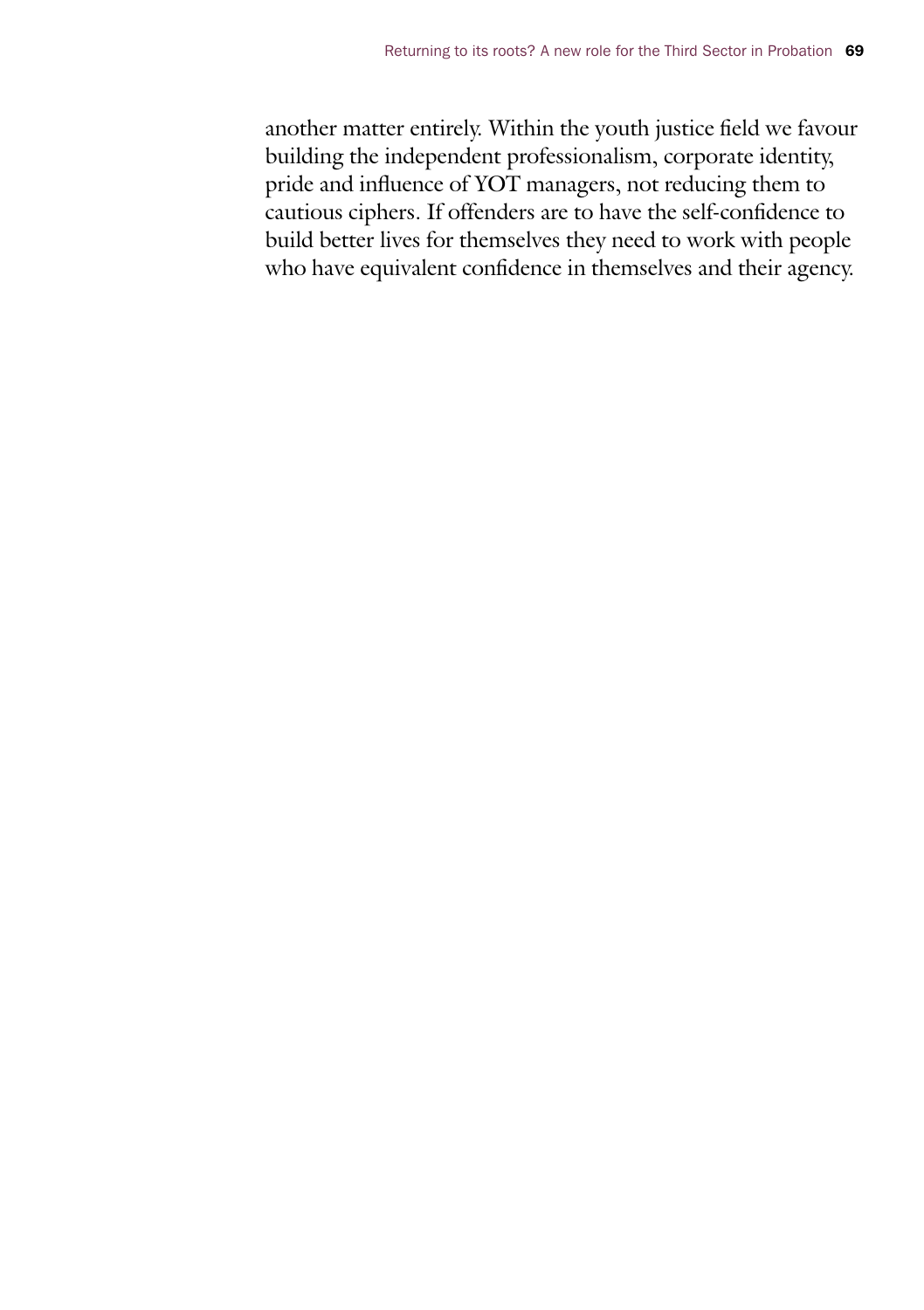another matter entirely. Within the youth justice field we favour building the independent professionalism, corporate identity, pride and influence of YOT managers, not reducing them to cautious ciphers. If offenders are to have the self-confidence to build better lives for themselves they need to work with people who have equivalent confidence in themselves and their agency.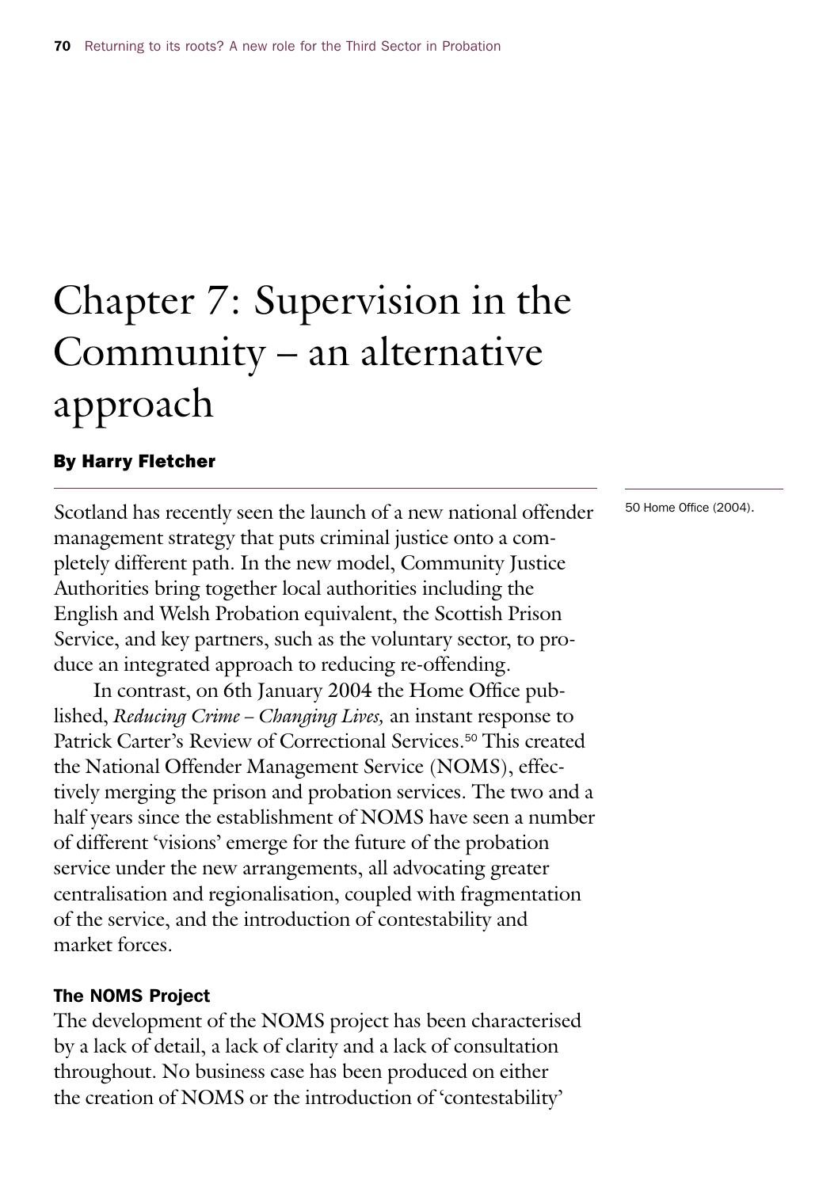# Chapter 7: Supervision in the Community – an alternative approach

**By Harry Fletcher**

Scotland has recently seen the launch of a new national offender management strategy that puts criminal justice onto a completely different path. In the new model, Community Justice Authorities bring together local authorities including the English and Welsh Probation equivalent, the Scottish Prison Service, and key partners, such as the voluntary sector, to produce an integrated approach to reducing re-offending.

In contrast, on 6th January 2004 the Home Office published, *Reducing Crime – Changing Lives,* an instant response to Patrick Carter's Review of Correctional Services.[50] This created the National Offender Management Service (NOMS), effectively merging the prison and probation services. The two and a half years since the establishment of NOMS have seen a number of different 'visions' emerge for the future of the probation service under the new arrangements, all advocating greater centralisation and regionalisation, coupled with fragmentation of the service, and the introduction of contestability and market forces.

### The NOMS Project

The development of the NOMS project has been characterised by a lack of detail, a lack of clarity and a lack of consultation throughout. No business case has been produced on either the creation of NOMS or the introduction of 'contestability'

50 Home Office (2004).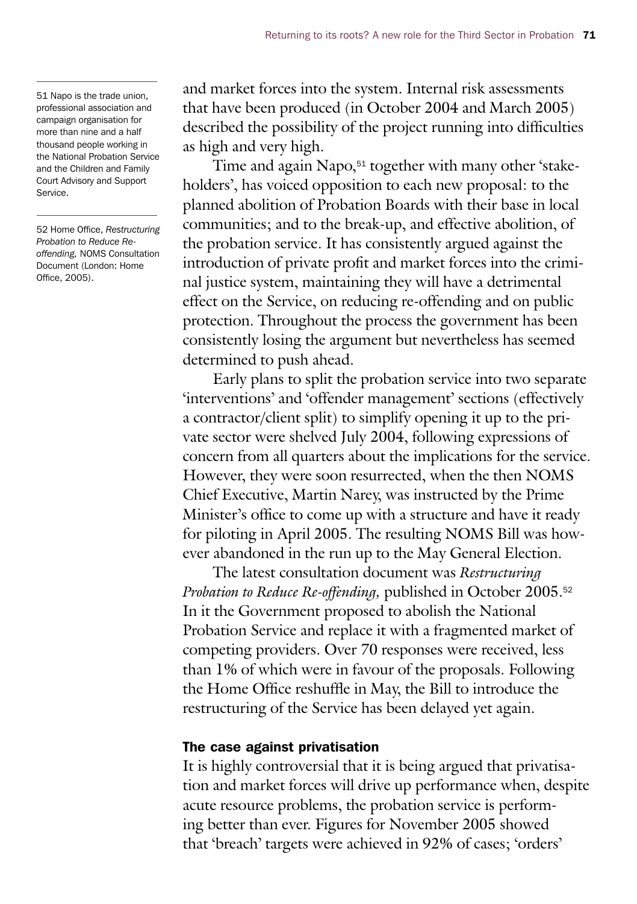and market forces into the system. Internal risk assessments that have been produced (in October 2004 and March 2005) described the possibility of the project running into difficulties as high and very high.

Time and again Napo,[51] together with many other 'stakeholders', has voiced opposition to each new proposal: to the planned abolition of Probation Boards with their base in local communities; and to the break-up, and effective abolition, of the probation service. It has consistently argued against the introduction of private profit and market forces into the criminal justice system, maintaining they will have a detrimental effect on the Service, on reducing re-offending and on public protection. Throughout the process the government has been consistently losing the argument but nevertheless has seemed determined to push ahead.

Early plans to split the probation service into two separate 'interventions' and 'offender management' sections (effectively a contractor/client split) to simplify opening it up to the private sector were shelved July 2004, following expressions of concern from all quarters about the implications for the service. However, they were soon resurrected, when the then NOMS Chief Executive, Martin Narey, was instructed by the Prime Minister's office to come up with a structure and have it ready for piloting in April 2005. The resulting NOMS Bill was however abandoned in the run up to the May General Election.

The latest consultation document was *Restructuring Probation to Reduce Re-offending,* published in October 2005.[52] In it the Government proposed to abolish the National Probation Service and replace it with a fragmented market of competing providers. Over 70 responses were received, less than 1% of which were in favour of the proposals. Following the Home Office reshuffle in May, the Bill to introduce the restructuring of the Service has been delayed yet again.

### The case against privatisation

It is highly controversial that it is being argued that privatisation and market forces will drive up performance when, despite acute resource problems, the probation service is performing better than ever. Figures for November 2005 showed that 'breach' targets were achieved in 92% of cases; 'orders'

---

51 Napo is the trade union, professional association and campaign organisation for more than nine and a half thousand people working in the National Probation Service and the Children and Family Court Advisory and Support Service.

52 Home Office, *Restructuring Probation to Reduce Re-offending,* NOMS Consultation Document (London: Home Office, 2005).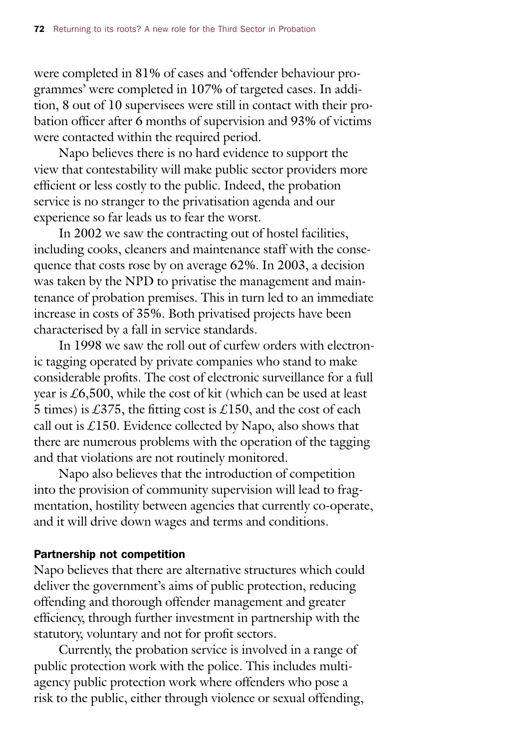were completed in 81% of cases and 'offender behaviour programmes' were completed in 107% of targeted cases. In addition, 8 out of 10 supervisees were still in contact with their probation officer after 6 months of supervision and 93% of victims were contacted within the required period.

Napo believes there is no hard evidence to support the view that contestability will make public sector providers more efficient or less costly to the public. Indeed, the probation service is no stranger to the privatisation agenda and our experience so far leads us to fear the worst.

In 2002 we saw the contracting out of hostel facilities, including cooks, cleaners and maintenance staff with the consequence that costs rose by on average 62%. In 2003, a decision was taken by the NPD to privatise the management and maintenance of probation premises. This in turn led to an immediate increase in costs of 35%. Both privatised projects have been characterised by a fall in service standards.

In 1998 we saw the roll out of curfew orders with electronic tagging operated by private companies who stand to make considerable profits. The cost of electronic surveillance for a full year is £6,500, while the cost of kit (which can be used at least 5 times) is £375, the fitting cost is £150, and the cost of each call out is £150. Evidence collected by Napo, also shows that there are numerous problems with the operation of the tagging and that violations are not routinely monitored.

Napo also believes that the introduction of competition into the provision of community supervision will lead to fragmentation, hostility between agencies that currently co-operate, and it will drive down wages and terms and conditions.

### Partnership not competition

Napo believes that there are alternative structures which could deliver the government's aims of public protection, reducing offending and thorough offender management and greater efficiency, through further investment in partnership with the statutory, voluntary and not for profit sectors.

Currently, the probation service is involved in a range of public protection work with the police. This includes multi-agency public protection work where offenders who pose a risk to the public, either through violence or sexual offending,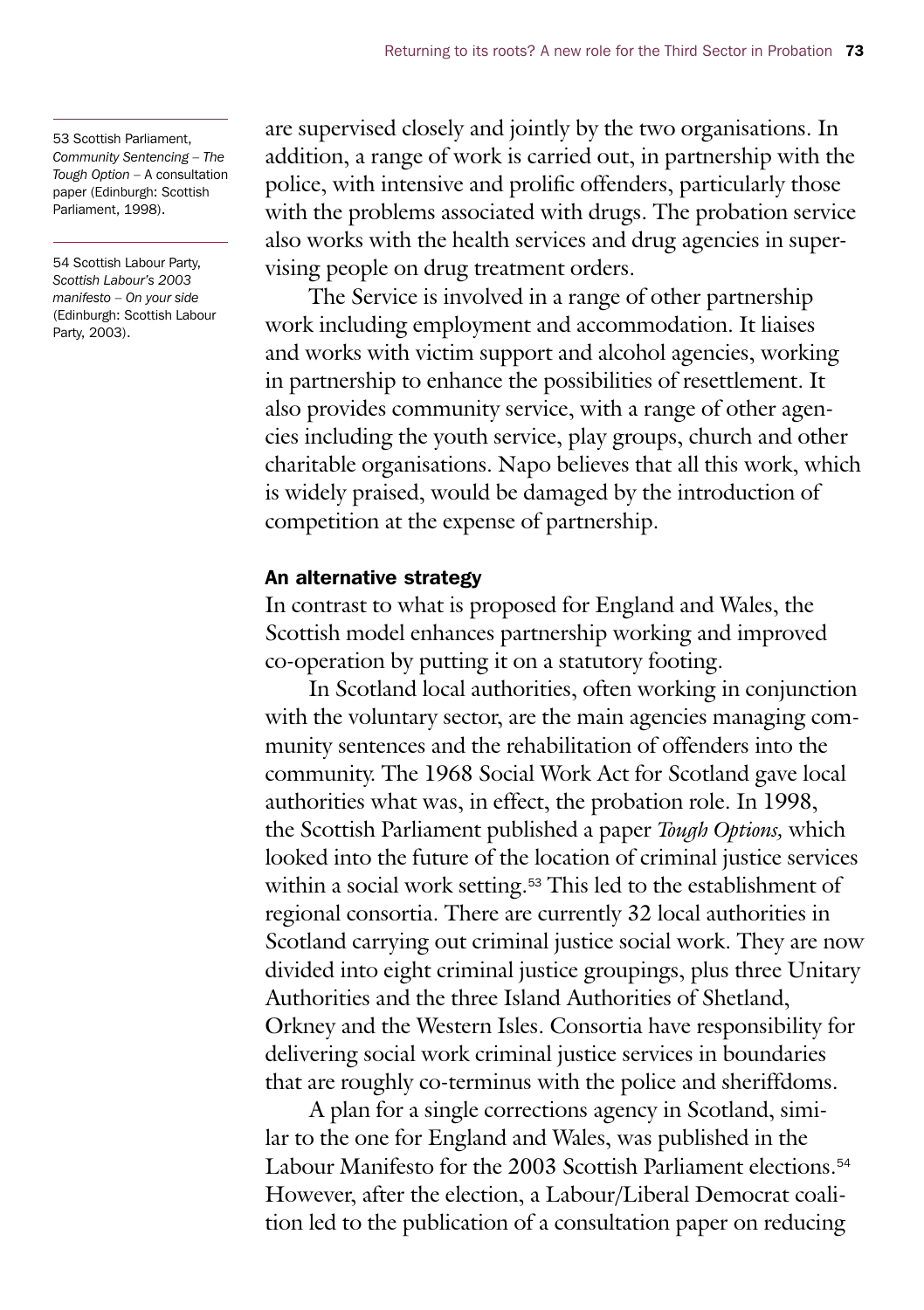are supervised closely and jointly by the two organisations. In addition, a range of work is carried out, in partnership with the police, with intensive and prolific offenders, particularly those with the problems associated with drugs. The probation service also works with the health services and drug agencies in supervising people on drug treatment orders.

The Service is involved in a range of other partnership work including employment and accommodation. It liaises and works with victim support and alcohol agencies, working in partnership to enhance the possibilities of resettlement. It also provides community service, with a range of other agencies including the youth service, play groups, church and other charitable organisations. Napo believes that all this work, which is widely praised, would be damaged by the introduction of competition at the expense of partnership.

#### An alternative strategy

In contrast to what is proposed for England and Wales, the Scottish model enhances partnership working and improved co-operation by putting it on a statutory footing.

In Scotland local authorities, often working in conjunction with the voluntary sector, are the main agencies managing community sentences and the rehabilitation of offenders into the community. The 1968 Social Work Act for Scotland gave local authorities what was, in effect, the probation role. In 1998, the Scottish Parliament published a paper *Tough Options,* which looked into the future of the location of criminal justice services within a social work setting.[53] This led to the establishment of regional consortia. There are currently 32 local authorities in Scotland carrying out criminal justice social work. They are now divided into eight criminal justice groupings, plus three Unitary Authorities and the three Island Authorities of Shetland, Orkney and the Western Isles. Consortia have responsibility for delivering social work criminal justice services in boundaries that are roughly co-terminus with the police and sheriffdoms.

A plan for a single corrections agency in Scotland, similar to the one for England and Wales, was published in the Labour Manifesto for the 2003 Scottish Parliament elections.[54] However, after the election, a Labour/Liberal Democrat coalition led to the publication of a consultation paper on reducing

53 Scottish Parliament, *Community Sentencing – The Tough Option* – A consultation paper (Edinburgh: Scottish Parliament, 1998).

54 Scottish Labour Party, *Scottish Labour's 2003 manifesto – On your side* (Edinburgh: Scottish Labour Party, 2003).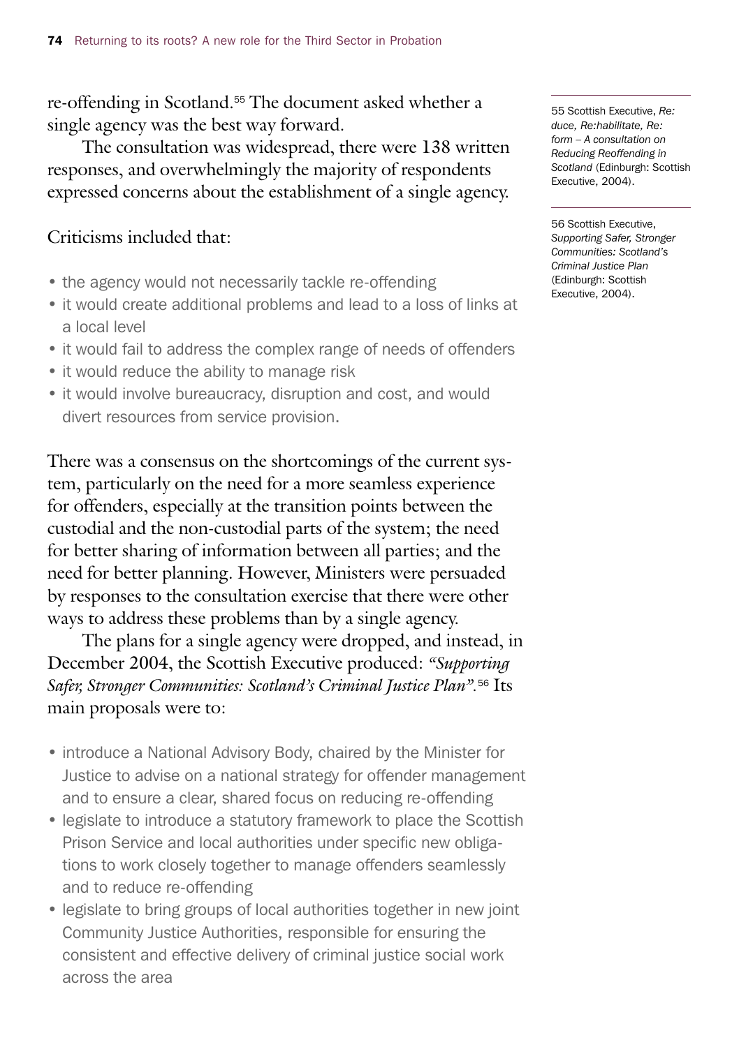re-offending in Scotland.[55] The document asked whether a single agency was the best way forward.

The consultation was widespread, there were 138 written responses, and overwhelmingly the majority of respondents expressed concerns about the establishment of a single agency.

Criticisms included that:

- the agency would not necessarily tackle re-offending
- it would create additional problems and lead to a loss of links at a local level
- it would fail to address the complex range of needs of offenders
- it would reduce the ability to manage risk
- it would involve bureaucracy, disruption and cost, and would divert resources from service provision.

There was a consensus on the shortcomings of the current system, particularly on the need for a more seamless experience for offenders, especially at the transition points between the custodial and the non-custodial parts of the system; the need for better sharing of information between all parties; and the need for better planning. However, Ministers were persuaded by responses to the consultation exercise that there were other ways to address these problems than by a single agency.

The plans for a single agency were dropped, and instead, in December 2004, the Scottish Executive produced: *"Supporting Safer, Stronger Communities: Scotland's Criminal Justice Plan"*.[56] Its main proposals were to:

- introduce a National Advisory Body, chaired by the Minister for Justice to advise on a national strategy for offender management and to ensure a clear, shared focus on reducing re-offending
- legislate to introduce a statutory framework to place the Scottish Prison Service and local authorities under specific new obligations to work closely together to manage offenders seamlessly and to reduce re-offending
- legislate to bring groups of local authorities together in new joint Community Justice Authorities, responsible for ensuring the consistent and effective delivery of criminal justice social work across the area

---

55 Scottish Executive, *Re:duce, Re:habilitate, Re:form – A consultation on Reducing Reoffending in Scotland* (Edinburgh: Scottish Executive, 2004).

56 Scottish Executive, *Supporting Safer, Stronger Communities: Scotland's Criminal Justice Plan* (Edinburgh: Scottish Executive, 2004).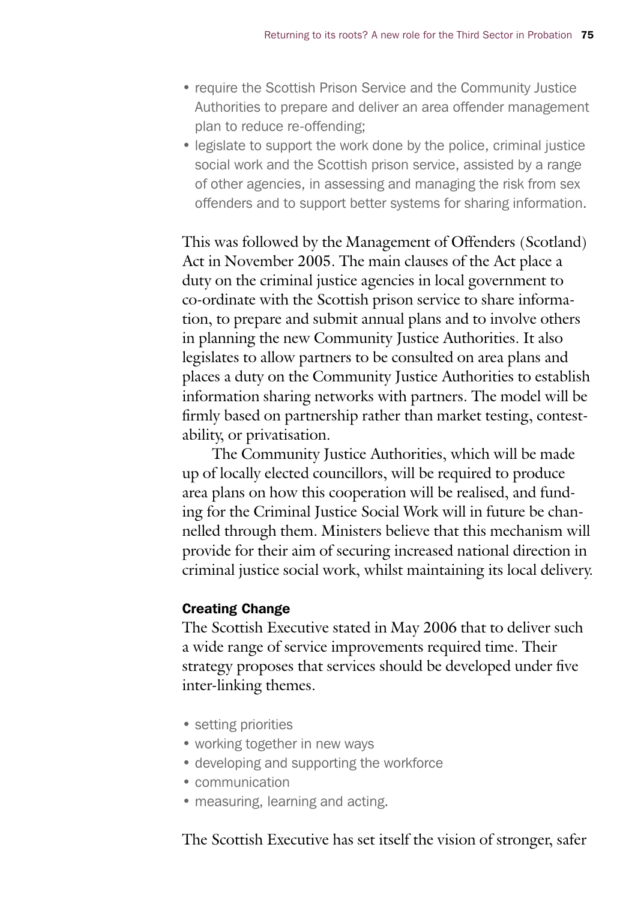- require the Scottish Prison Service and the Community Justice Authorities to prepare and deliver an area offender management plan to reduce re-offending;
- legislate to support the work done by the police, criminal justice social work and the Scottish prison service, assisted by a range of other agencies, in assessing and managing the risk from sex offenders and to support better systems for sharing information.

This was followed by the Management of Offenders (Scotland) Act in November 2005. The main clauses of the Act place a duty on the criminal justice agencies in local government to co-ordinate with the Scottish prison service to share information, to prepare and submit annual plans and to involve others in planning the new Community Justice Authorities. It also legislates to allow partners to be consulted on area plans and places a duty on the Community Justice Authorities to establish information sharing networks with partners. The model will be firmly based on partnership rather than market testing, contestability, or privatisation.

The Community Justice Authorities, which will be made up of locally elected councillors, will be required to produce area plans on how this cooperation will be realised, and funding for the Criminal Justice Social Work will in future be channelled through them. Ministers believe that this mechanism will provide for their aim of securing increased national direction in criminal justice social work, whilst maintaining its local delivery.

#### Creating Change

The Scottish Executive stated in May 2006 that to deliver such a wide range of service improvements required time. Their strategy proposes that services should be developed under five inter-linking themes.

- setting priorities
- working together in new ways
- developing and supporting the workforce
- communication
- measuring, learning and acting.

The Scottish Executive has set itself the vision of stronger, safer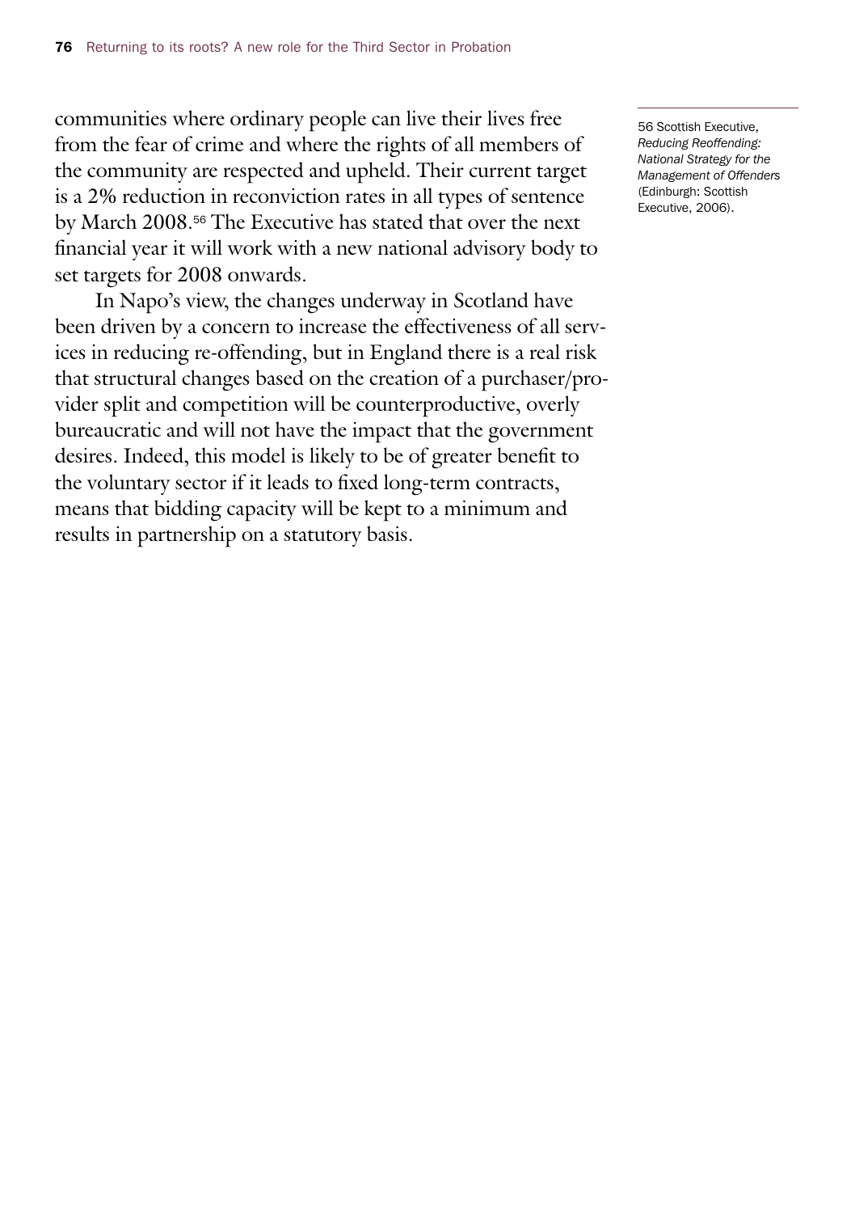communities where ordinary people can live their lives free from the fear of crime and where the rights of all members of the community are respected and upheld. Their current target is a 2% reduction in reconviction rates in all types of sentence by March 2008.[56] The Executive has stated that over the next financial year it will work with a new national advisory body to set targets for 2008 onwards.

In Napo's view, the changes underway in Scotland have been driven by a concern to increase the effectiveness of all services in reducing re-offending, but in England there is a real risk that structural changes based on the creation of a purchaser/provider split and competition will be counterproductive, overly bureaucratic and will not have the impact that the government desires. Indeed, this model is likely to be of greater benefit to the voluntary sector if it leads to fixed long-term contracts, means that bidding capacity will be kept to a minimum and results in partnership on a statutory basis.

---

56 Scottish Executive, *Reducing Reoffending: National Strategy for the Management of Offenders* (Edinburgh: Scottish Executive, 2006).